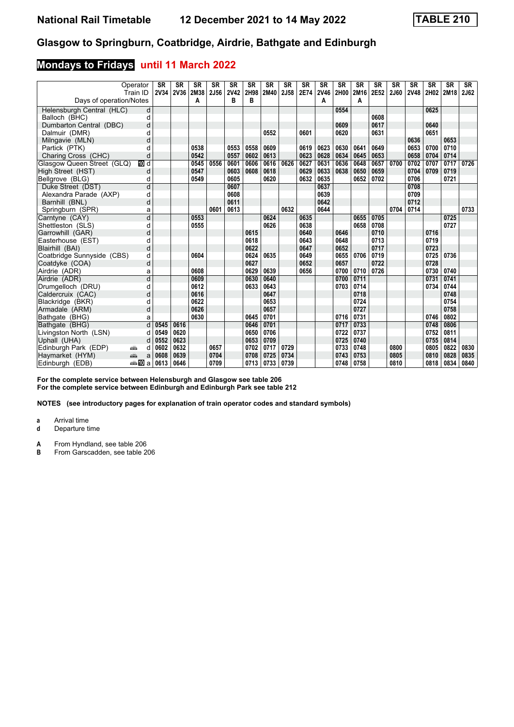# National Rail Timetable 12 December 2021 to 14 May 2022 — TABLE 210

## Glasgow to Springburn, Coatbridge, Airdrie, Bathgate and Edinburgh

### Mondays to Fridays until 11 March 2022

| Operator | | SR | SR | SR | SR | SR | SR | SR | SR | SR | SR | SR | SR | SR | SR | SR | SR | SR | SR |
|---|---|---|---|---|---|---|---|---|---|---|---|---|---|---|---|---|---|---|---|
| Train ID | | 2V34 | 2V36 | 2M38 | 2J56 | 2V42 | 2H98 | 2M40 | 2J58 | 2E74 | 2V46 | 2H00 | 2M16 | 2E52 | 2J60 | 2V48 | 2H02 | 2M18 | 2J62 |
| Days of operation/Notes | | | | A | | B | B | | | | A | | A | | | | | | |
| Helensburgh Central (HLC) | d | | | | | | | | | | | 0554 | | | | | 0625 | | |
| Balloch (BHC) | d | | | | | | | | | | | | | 0608 | | | | | |
| Dumbarton Central (DBC) | d | | | | | | | | | | | 0609 | | 0617 | | | 0640 | | |
| Dalmuir (DMR) | d | | | | | | | 0552 | | 0601 | | 0620 | | 0631 | | | 0651 | | |
| Milngavie (MLN) | d | | | | | | | | | | | | | | | 0636 | | 0653 | |
| Partick (PTK) | d | | | 0538 | | 0553 | 0558 | 0609 | | 0619 | 0623 | 0630 | 0641 | 0649 | | 0653 | 0700 | 0710 | |
| Charing Cross (CHC) | d | | | 0542 | | 0557 | 0602 | 0613 | | 0623 | 0628 | 0634 | 0645 | 0653 | | 0658 | 0704 | 0714 | |
| Glasgow Queen Street (GLQ) 10 | d | | | 0545 | 0556 | 0601 | 0606 | 0616 | 0626 | 0627 | 0631 | 0636 | 0648 | 0657 | 0700 | 0702 | 0707 | 0717 | 0726 |
| High Street (HST) | d | | | 0547 | | 0603 | 0608 | 0618 | | 0629 | 0633 | 0638 | 0650 | 0659 | | 0704 | 0709 | 0719 | |
| Bellgrove (BLG) | d | | | 0549 | | 0605 | | 0620 | | 0632 | 0635 | | 0652 | 0702 | | 0706 | | 0721 | |
| Duke Street (DST) | d | | | | | 0607 | | | | | 0637 | | | | | 0708 | | | |
| Alexandra Parade (AXP) | d | | | | | 0608 | | | | | 0639 | | | | | 0709 | | | |
| Barnhill (BNL) | d | | | | | 0611 | | | | | 0642 | | | | | 0712 | | | |
| Springburn (SPR) | a | | | | 0601 | 0613 | | | 0632 | | 0644 | | | | 0704 | 0714 | | | 0733 |
| Carntyne (CAY) | d | | | 0553 | | | | 0624 | | 0635 | | | 0655 | 0705 | | | | 0725 | |
| Shettleston (SLS) | d | | | 0555 | | | | 0626 | | 0638 | | | 0658 | 0708 | | | | 0727 | |
| Garrowhill (GAR) | d | | | | | | 0615 | | | 0640 | | 0646 | | 0710 | | | 0716 | | |
| Easterhouse (EST) | d | | | | | | 0618 | | | 0643 | | 0648 | | 0713 | | | 0719 | | |
| Blairhill (BAI) | d | | | | | | 0622 | | | 0647 | | 0652 | | 0717 | | | 0723 | | |
| Coatbridge Sunnyside (CBS) | d | | | 0604 | | | 0624 | 0635 | | 0649 | | 0655 | 0706 | 0719 | | | 0725 | 0736 | |
| Coatdyke (COA) | d | | | | | | 0627 | | | 0652 | | 0657 | | 0722 | | | 0728 | | |
| Airdrie (ADR) | a | | | 0608 | | | 0629 | 0639 | | 0656 | | 0700 | 0710 | 0726 | | | 0730 | 0740 | |
| Airdrie (ADR) | d | | | 0609 | | | 0630 | 0640 | | | | 0700 | 0711 | | | | 0731 | 0741 | |
| Drumgelloch (DRU) | d | | | 0612 | | | 0633 | 0643 | | | | 0703 | 0714 | | | | 0734 | 0744 | |
| Caldercruix (CAC) | d | | | 0616 | | | | 0647 | | | | | 0718 | | | | | 0748 | |
| Blackridge (BKR) | d | | | 0622 | | | | 0653 | | | | | 0724 | | | | | 0754 | |
| Armadale (ARM) | d | | | 0626 | | | | 0657 | | | | | 0727 | | | | | 0758 | |
| Bathgate (BHG) | a | | | 0630 | | | 0645 | 0701 | | | | 0716 | 0731 | | | | 0746 | 0802 | |
| Bathgate (BHG) | d | 0545 | 0616 | | | | 0646 | 0701 | | | | 0717 | 0733 | | | | 0748 | 0806 | |
| Livingston North (LSN) | d | 0549 | 0620 | | | | 0650 | 0706 | | | | 0722 | 0737 | | | | 0752 | 0811 | |
| Uphall (UHA) | d | 0552 | 0623 | | | | 0653 | 0709 | | | | 0725 | 0740 | | | | 0755 | 0814 | |
| Edinburgh Park (EDP) | d | 0602 | 0632 | | 0657 | | 0702 | 0717 | 0729 | | | 0733 | 0748 | | 0800 | | 0805 | 0822 | 0830 |
| Haymarket (HYM) | a | 0608 | 0639 | | 0704 | | 0708 | 0725 | 0734 | | | 0743 | 0753 | | 0805 | | 0810 | 0828 | 0835 |
| Edinburgh (EDB) 10 | a | 0613 | 0646 | | 0709 | | 0713 | 0733 | 0739 | | | 0748 | 0758 | | 0810 | | 0818 | 0834 | 0840 |

**For the complete service between Helensburgh and Glasgow see table 206**
**For the complete service between Edinburgh and Edinburgh Park see table 212**

**NOTES (see introductory pages for explanation of train operator codes and standard symbols)**

**a** Arrival time
**d** Departure time

**A** From Hyndland, see table 206
**B** From Garscadden, see table 206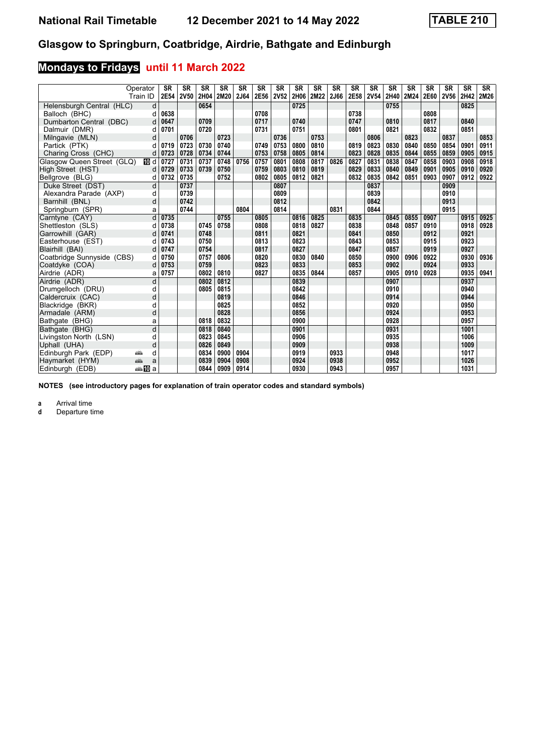# National Rail Timetable 12 December 2021 to 14 May 2022 TABLE 210

## Glasgow to Springburn, Coatbridge, Airdrie, Bathgate and Edinburgh

### Mondays to Fridays until 11 March 2022

| Operator | | SR | SR | SR | SR | SR | SR | SR | SR | SR | SR | SR | SR | SR | SR | SR | SR | SR | SR |
|---|---|---|---|---|---|---|---|---|---|---|---|---|---|---|---|---|---|---|---|
| Train ID | | 2E54 | 2V50 | 2H04 | 2M20 | 2J64 | 2E56 | 2V52 | 2H06 | 2M22 | 2J66 | 2E58 | 2V54 | 2H40 | 2M24 | 2E60 | 2V56 | 2H42 | 2M26 |
| Helensburgh Central (HLC) | d | | | 0654 | | | | | 0725 | | | | | 0755 | | | | 0825 | |
| Balloch (BHC) | d | 0638 | | | | | 0708 | | | | | 0738 | | | | 0808 | | | |
| Dumbarton Central (DBC) | d | 0647 | | 0709 | | | 0717 | | 0740 | | | 0747 | | 0810 | | 0817 | | 0840 | |
| Dalmuir (DMR) | d | 0701 | | 0720 | | | 0731 | | 0751 | | | 0801 | | 0821 | | 0832 | | 0851 | |
| Milngavie (MLN) | d | | 0706 | | 0723 | | | 0736 | | 0753 | | | 0806 | | 0823 | | 0837 | | 0853 |
| Partick (PTK) | d | 0719 | 0723 | 0730 | 0740 | | 0749 | 0753 | 0800 | 0810 | | 0819 | 0823 | 0830 | 0840 | 0850 | 0854 | 0901 | 0911 |
| Charing Cross (CHC) | d | 0723 | 0728 | 0734 | 0744 | | 0753 | 0758 | 0805 | 0814 | | 0823 | 0828 | 0835 | 0844 | 0855 | 0859 | 0905 | 0915 |
| Glasgow Queen Street (GLQ) | 10 d | 0727 | 0731 | 0737 | 0748 | 0756 | 0757 | 0801 | 0808 | 0817 | 0826 | 0827 | 0831 | 0838 | 0847 | 0858 | 0903 | 0908 | 0918 |
| High Street (HST) | d | 0729 | 0733 | 0739 | 0750 | | 0759 | 0803 | 0810 | 0819 | | 0829 | 0833 | 0840 | 0849 | 0901 | 0905 | 0910 | 0920 |
| Bellgrove (BLG) | d | 0732 | 0735 | | 0752 | | 0802 | 0805 | 0812 | 0821 | | 0832 | 0835 | 0842 | 0851 | 0903 | 0907 | 0912 | 0922 |
| Duke Street (DST) | d | | 0737 | | | | | 0807 | | | | | 0837 | | | | 0909 | | |
| Alexandra Parade (AXP) | d | | 0739 | | | | | 0809 | | | | | 0839 | | | | 0910 | | |
| Barnhill (BNL) | d | | 0742 | | | | | 0812 | | | | | 0842 | | | | 0913 | | |
| Springburn (SPR) | a | | 0744 | | | 0804 | | 0814 | | | 0831 | | 0844 | | | | 0915 | | |
| Carntyne (CAY) | d | 0735 | | | 0755 | | 0805 | | 0816 | 0825 | | 0835 | | 0845 | 0855 | 0907 | | 0915 | 0925 |
| Shettleston (SLS) | d | 0738 | | 0745 | 0758 | | 0808 | | 0818 | 0827 | | 0838 | | 0848 | 0857 | 0910 | | 0918 | 0928 |
| Garrowhill (GAR) | d | 0741 | | 0748 | | | 0811 | | 0821 | | | 0841 | | 0850 | | 0912 | | 0921 | |
| Easterhouse (EST) | d | 0743 | | 0750 | | | 0813 | | 0823 | | | 0843 | | 0853 | | 0915 | | 0923 | |
| Blairhill (BAI) | d | 0747 | | 0754 | | | 0817 | | 0827 | | | 0847 | | 0857 | | 0919 | | 0927 | |
| Coatbridge Sunnyside (CBS) | d | 0750 | | 0757 | 0806 | | 0820 | | 0830 | 0840 | | 0850 | | 0900 | 0906 | 0922 | | 0930 | 0936 |
| Coatdyke (COA) | d | 0753 | | 0759 | | | 0823 | | 0833 | | | 0853 | | 0902 | | 0924 | | 0933 | |
| Airdrie (ADR) | a | 0757 | | 0802 | 0810 | | 0827 | | 0835 | 0844 | | 0857 | | 0905 | 0910 | 0928 | | 0935 | 0941 |
| Airdrie (ADR) | d | | | 0802 | 0812 | | | | 0839 | | | | | 0907 | | | | 0937 | |
| Drumgelloch (DRU) | d | | | 0805 | 0815 | | | | 0842 | | | | | 0910 | | | | 0940 | |
| Caldercruix (CAC) | d | | | | 0819 | | | | 0846 | | | | | 0914 | | | | 0944 | |
| Blackridge (BKR) | d | | | | 0825 | | | | 0852 | | | | | 0920 | | | | 0950 | |
| Armadale (ARM) | d | | | | 0828 | | | | 0856 | | | | | 0924 | | | | 0953 | |
| Bathgate (BHG) | a | | | 0818 | 0832 | | | | 0900 | | | | | 0928 | | | | 0957 | |
| Bathgate (BHG) | d | | | 0818 | 0840 | | | | 0901 | | | | | 0931 | | | | 1001 | |
| Livingston North (LSN) | d | | | 0823 | 0845 | | | | 0906 | | | | | 0935 | | | | 1006 | |
| Uphall (UHA) | d | | | 0826 | 0849 | | | | 0909 | | | | | 0938 | | | | 1009 | |
| Edinburgh Park (EDP) | d | | | 0834 | 0900 | 0904 | | | 0919 | | 0933 | | | 0948 | | | | 1017 | |
| Haymarket (HYM) | a | | | 0839 | 0904 | 0908 | | | 0924 | | 0938 | | | 0952 | | | | 1026 | |
| Edinburgh (EDB) | 10 a | | | 0844 | 0909 | 0914 | | | 0930 | | 0943 | | | 0957 | | | | 1031 | |

**NOTES (see introductory pages for explanation of train operator codes and standard symbols)**

**a** Arrival time
**d** Departure time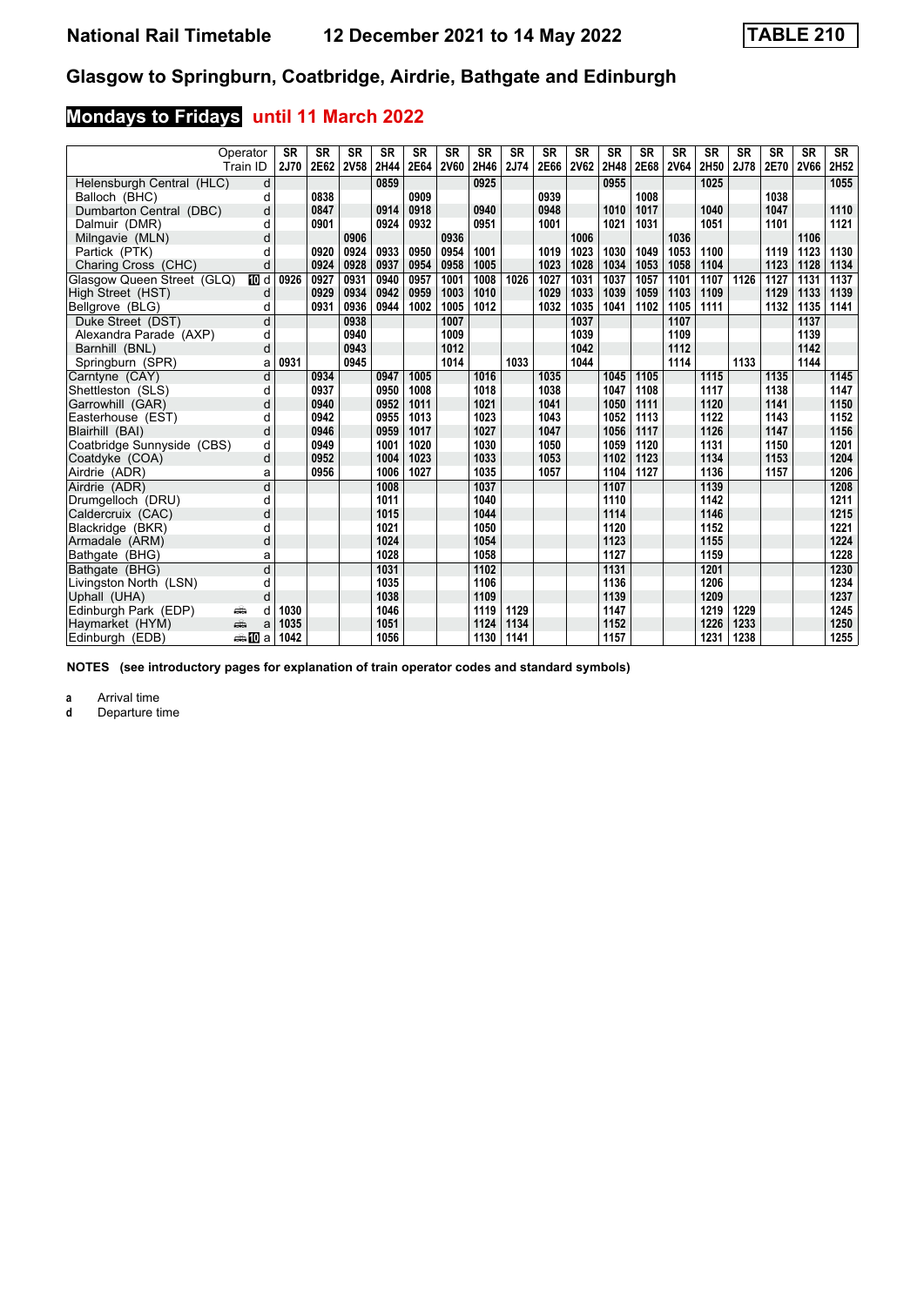# National Rail Timetable — 12 December 2021 to 14 May 2022 — TABLE 210

## Glasgow to Springburn, Coatbridge, Airdrie, Bathgate and Edinburgh

### Mondays to Fridays until 11 March 2022

| Operator | | SR | SR | SR | SR | SR | SR | SR | SR | SR | SR | SR | SR | SR | SR | SR | SR | SR | SR |
|---|---|---|---|---|---|---|---|---|---|---|---|---|---|---|---|---|---|---|---|
| Train ID | | 2J70 | 2E62 | 2V58 | 2H44 | 2E64 | 2V60 | 2H46 | 2J74 | 2E66 | 2V62 | 2H48 | 2E68 | 2V64 | 2H50 | 2J78 | 2E70 | 2V66 | 2H52 |
| Helensburgh Central (HLC) | d | | | | 0859 | | | 0925 | | | | 0955 | | | 1025 | | | | 1055 |
| Balloch (BHC) | d | | 0838 | | | 0909 | | | | 0939 | | | 1008 | | | | 1038 | | |
| Dumbarton Central (DBC) | d | | 0847 | | 0914 | 0918 | | 0940 | | 0948 | | 1010 | 1017 | | 1040 | | 1047 | | 1110 |
| Dalmuir (DMR) | d | | 0901 | | 0924 | 0932 | | 0951 | | 1001 | | 1021 | 1031 | | 1051 | | 1101 | | 1121 |
| Milngavie (MLN) | d | | | 0906 | | | 0936 | | | | 1006 | | | 1036 | | | | 1106 | |
| Partick (PTK) | d | | 0920 | 0924 | 0933 | 0950 | 0954 | 1001 | | 1019 | 1023 | 1030 | 1049 | 1053 | 1100 | | 1119 | 1123 | 1130 |
| Charing Cross (CHC) | d | | 0924 | 0928 | 0937 | 0954 | 0958 | 1005 | | 1023 | 1028 | 1034 | 1053 | 1058 | 1104 | | 1123 | 1128 | 1134 |
| Glasgow Queen Street (GLQ) | 10 d | 0926 | 0927 | 0931 | 0940 | 0957 | 1001 | 1008 | 1026 | 1027 | 1031 | 1037 | 1057 | 1101 | 1107 | 1126 | 1127 | 1131 | 1137 |
| High Street (HST) | d | | 0929 | 0934 | 0942 | 0959 | 1003 | 1010 | | 1029 | 1033 | 1039 | 1059 | 1103 | 1109 | | 1129 | 1133 | 1139 |
| Bellgrove (BLG) | d | | 0931 | 0936 | 0944 | 1002 | 1005 | 1012 | | 1032 | 1035 | 1041 | 1102 | 1105 | 1111 | | 1132 | 1135 | 1141 |
| Duke Street (DST) | d | | | 0938 | | | 1007 | | | | 1037 | | | 1107 | | | | 1137 | |
| Alexandra Parade (AXP) | d | | | 0940 | | | 1009 | | | | 1039 | | | 1109 | | | | 1139 | |
| Barnhill (BNL) | d | | | 0943 | | | 1012 | | | | 1042 | | | 1112 | | | | 1142 | |
| Springburn (SPR) | a | 0931 | | 0945 | | | 1014 | | 1033 | | 1044 | | | 1114 | | 1133 | | 1144 | |
| Carntyne (CAY) | d | | 0934 | | 0947 | 1005 | | 1016 | | 1035 | | 1045 | 1105 | | 1115 | | 1135 | | 1145 |
| Shettleston (SLS) | d | | 0937 | | 0950 | 1008 | | 1018 | | 1038 | | 1047 | 1108 | | 1117 | | 1138 | | 1147 |
| Garrowhill (GAR) | d | | 0940 | | 0952 | 1011 | | 1021 | | 1041 | | 1050 | 1111 | | 1120 | | 1141 | | 1150 |
| Easterhouse (EST) | d | | 0942 | | 0955 | 1013 | | 1023 | | 1043 | | 1052 | 1113 | | 1122 | | 1143 | | 1152 |
| Blairhill (BAI) | d | | 0946 | | 0959 | 1017 | | 1027 | | 1047 | | 1056 | 1117 | | 1126 | | 1147 | | 1156 |
| Coatbridge Sunnyside (CBS) | d | | 0949 | | 1001 | 1020 | | 1030 | | 1050 | | 1059 | 1120 | | 1131 | | 1150 | | 1201 |
| Coatdyke (COA) | d | | 0952 | | 1004 | 1023 | | 1033 | | 1053 | | 1102 | 1123 | | 1134 | | 1153 | | 1204 |
| Airdrie (ADR) | a | | 0956 | | 1006 | 1027 | | 1035 | | 1057 | | 1104 | 1127 | | 1136 | | 1157 | | 1206 |
| Airdrie (ADR) | d | | | | 1008 | | | 1037 | | | | 1107 | | | 1139 | | | | 1208 |
| Drumgelloch (DRU) | d | | | | 1011 | | | 1040 | | | | 1110 | | | 1142 | | | | 1211 |
| Caldercruix (CAC) | d | | | | 1015 | | | 1044 | | | | 1114 | | | 1146 | | | | 1215 |
| Blackridge (BKR) | d | | | | 1021 | | | 1050 | | | | 1120 | | | 1152 | | | | 1221 |
| Armadale (ARM) | d | | | | 1024 | | | 1054 | | | | 1123 | | | 1155 | | | | 1224 |
| Bathgate (BHG) | a | | | | 1028 | | | 1058 | | | | 1127 | | | 1159 | | | | 1228 |
| Bathgate (BHG) | d | | | | 1031 | | | 1102 | | | | 1131 | | | 1201 | | | | 1230 |
| Livingston North (LSN) | d | | | | 1035 | | | 1106 | | | | 1136 | | | 1206 | | | | 1234 |
| Uphall (UHA) | d | | | | 1038 | | | 1109 | | | | 1139 | | | 1209 | | | | 1237 |
| Edinburgh Park (EDP) | d | 1030 | | | 1046 | | | 1119 | 1129 | | | 1147 | | | 1219 | 1229 | | | 1245 |
| Haymarket (HYM) | a | 1035 | | | 1051 | | | 1124 | 1134 | | | 1152 | | | 1226 | 1233 | | | 1250 |
| Edinburgh (EDB) | 10 a | 1042 | | | 1056 | | | 1130 | 1141 | | | 1157 | | | 1231 | 1238 | | | 1255 |

**NOTES (see introductory pages for explanation of train operator codes and standard symbols)**

**a** Arrival time
**d** Departure time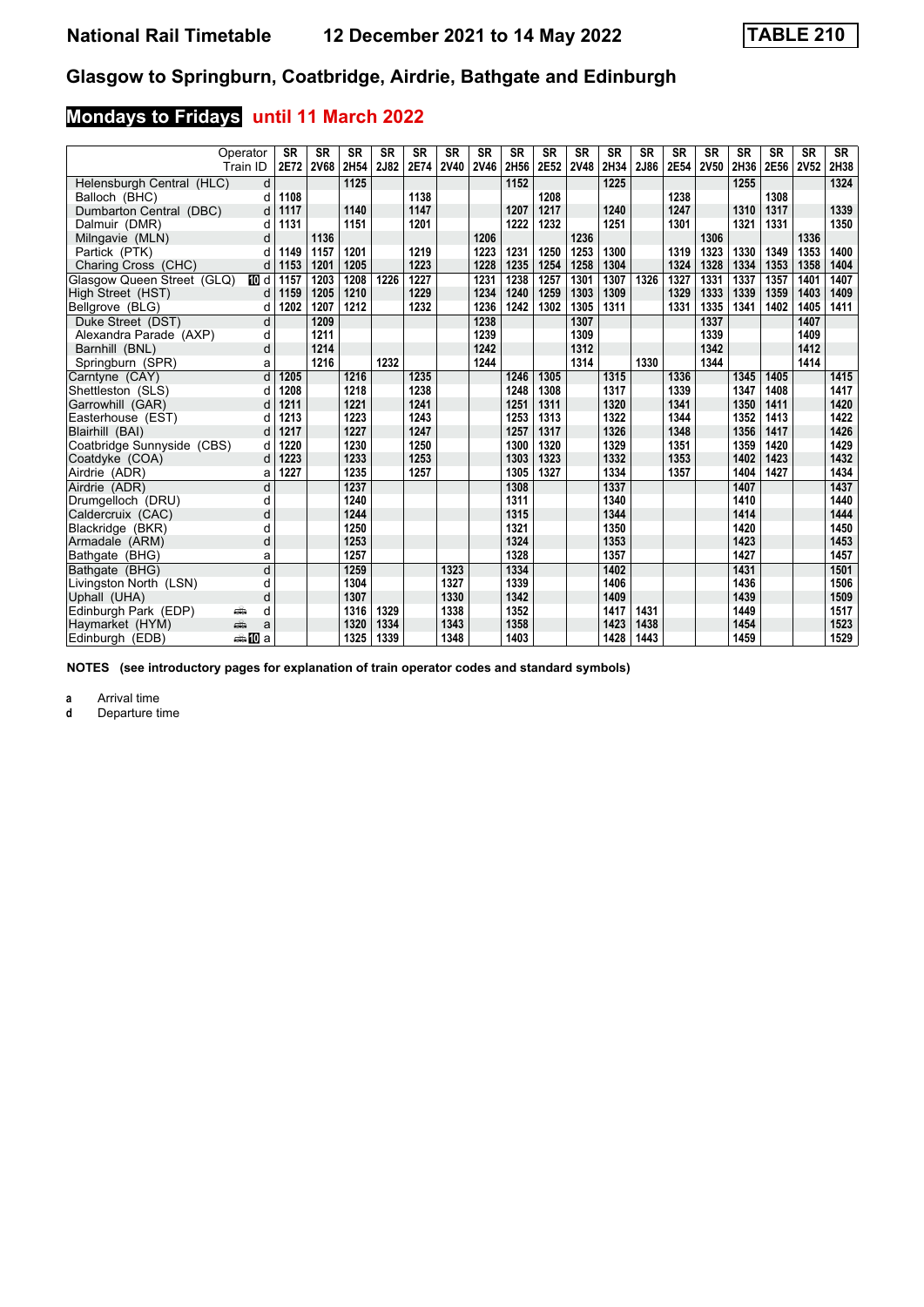# National Rail Timetable — 12 December 2021 to 14 May 2022 — TABLE 210

## Glasgow to Springburn, Coatbridge, Airdrie, Bathgate and Edinburgh

### Mondays to Fridays until 11 March 2022

| Operator | | SR | SR | SR | SR | SR | SR | SR | SR | SR | SR | SR | SR | SR | SR | SR | SR | SR | SR |
|---|---|---|---|---|---|---|---|---|---|---|---|---|---|---|---|---|---|---|---|
| Train ID | | 2E72 | 2V68 | 2H54 | 2J82 | 2E74 | 2V40 | 2V46 | 2H56 | 2E52 | 2V48 | 2H34 | 2J86 | 2E54 | 2V50 | 2H36 | 2E56 | 2V52 | 2H38 |
| Helensburgh Central (HLC) | d | | | 1125 | | | | | 1152 | | | 1225 | | | | 1255 | | | 1324 |
| Balloch (BHC) | d | 1108 | | | | 1138 | | | | 1208 | | | | 1238 | | | 1308 | | |
| Dumbarton Central (DBC) | d | 1117 | | 1140 | | 1147 | | | 1207 | 1217 | | 1240 | | 1247 | | 1310 | 1317 | | 1339 |
| Dalmuir (DMR) | d | 1131 | | 1151 | | 1201 | | | 1222 | 1232 | | 1251 | | 1301 | | 1321 | 1331 | | 1350 |
| Milngavie (MLN) | d | | 1136 | | | | | 1206 | | | 1236 | | | | 1306 | | | 1336 | |
| Partick (PTK) | d | 1149 | 1157 | 1201 | | 1219 | | 1223 | 1231 | 1250 | 1253 | 1300 | | 1319 | 1323 | 1330 | 1349 | 1353 | 1400 |
| Charing Cross (CHC) | d | 1153 | 1201 | 1205 | | 1223 | | 1228 | 1235 | 1254 | 1258 | 1304 | | 1324 | 1328 | 1334 | 1353 | 1358 | 1404 |
| Glasgow Queen Street (GLQ) | 10 d | 1157 | 1203 | 1208 | 1226 | 1227 | | 1231 | 1238 | 1257 | 1301 | 1307 | 1326 | 1327 | 1331 | 1337 | 1357 | 1401 | 1407 |
| High Street (HST) | d | 1159 | 1205 | 1210 | | 1229 | | 1234 | 1240 | 1259 | 1303 | 1309 | | 1329 | 1333 | 1339 | 1359 | 1403 | 1409 |
| Bellgrove (BLG) | d | 1202 | 1207 | 1212 | | 1232 | | 1236 | 1242 | 1302 | 1305 | 1311 | | 1331 | 1335 | 1341 | 1402 | 1405 | 1411 |
| Duke Street (DST) | d | | 1209 | | | | | 1238 | | | 1307 | | | | 1337 | | | 1407 | |
| Alexandra Parade (AXP) | d | | 1211 | | | | | 1239 | | | 1309 | | | | 1339 | | | 1409 | |
| Barnhill (BNL) | d | | 1214 | | | | | 1242 | | | 1312 | | | | 1342 | | | 1412 | |
| Springburn (SPR) | a | | 1216 | | 1232 | | | 1244 | | | 1314 | | 1330 | | 1344 | | | 1414 | |
| Carntyne (CAY) | d | 1205 | | 1216 | | 1235 | | | 1246 | 1305 | | 1315 | | 1336 | | 1345 | 1405 | | 1415 |
| Shettleston (SLS) | d | 1208 | | 1218 | | 1238 | | | 1248 | 1308 | | 1317 | | 1339 | | 1347 | 1408 | | 1417 |
| Garrowhill (GAR) | d | 1211 | | 1221 | | 1241 | | | 1251 | 1311 | | 1320 | | 1341 | | 1350 | 1411 | | 1420 |
| Easterhouse (EST) | d | 1213 | | 1223 | | 1243 | | | 1253 | 1313 | | 1322 | | 1344 | | 1352 | 1413 | | 1422 |
| Blairhill (BAI) | d | 1217 | | 1227 | | 1247 | | | 1257 | 1317 | | 1326 | | 1348 | | 1356 | 1417 | | 1426 |
| Coatbridge Sunnyside (CBS) | d | 1220 | | 1230 | | 1250 | | | 1300 | 1320 | | 1329 | | 1351 | | 1359 | 1420 | | 1429 |
| Coatdyke (COA) | d | 1223 | | 1233 | | 1253 | | | 1303 | 1323 | | 1332 | | 1353 | | 1402 | 1423 | | 1432 |
| Airdrie (ADR) | a | 1227 | | 1235 | | 1257 | | | 1305 | 1327 | | 1334 | | 1357 | | 1404 | 1427 | | 1434 |
| Airdrie (ADR) | d | | | 1237 | | | | | 1308 | | | 1337 | | | | 1407 | | | 1437 |
| Drumgelloch (DRU) | d | | | 1240 | | | | | 1311 | | | 1340 | | | | 1410 | | | 1440 |
| Caldercruix (CAC) | d | | | 1244 | | | | | 1315 | | | 1344 | | | | 1414 | | | 1444 |
| Blackridge (BKR) | d | | | 1250 | | | | | 1321 | | | 1350 | | | | 1420 | | | 1450 |
| Armadale (ARM) | d | | | 1253 | | | | | 1324 | | | 1353 | | | | 1423 | | | 1453 |
| Bathgate (BHG) | a | | | 1257 | | | | | 1328 | | | 1357 | | | | 1427 | | | 1457 |
| Bathgate (BHG) | d | | | 1259 | | | 1323 | | 1334 | | | 1402 | | | | 1431 | | | 1501 |
| Livingston North (LSN) | d | | | 1304 | | | 1327 | | 1339 | | | 1406 | | | | 1436 | | | 1506 |
| Uphall (UHA) | d | | | 1307 | | | 1330 | | 1342 | | | 1409 | | | | 1439 | | | 1509 |
| Edinburgh Park (EDP) | d | | | 1316 | 1329 | | 1338 | | 1352 | | | 1417 | 1431 | | | 1449 | | | 1517 |
| Haymarket (HYM) | a | | | 1320 | 1334 | | 1343 | | 1358 | | | 1423 | 1438 | | | 1454 | | | 1523 |
| Edinburgh (EDB) | 10 a | | | 1325 | 1339 | | 1348 | | 1403 | | | 1428 | 1443 | | | 1459 | | | 1529 |

**NOTES (see introductory pages for explanation of train operator codes and standard symbols)**

**a** Arrival time
**d** Departure time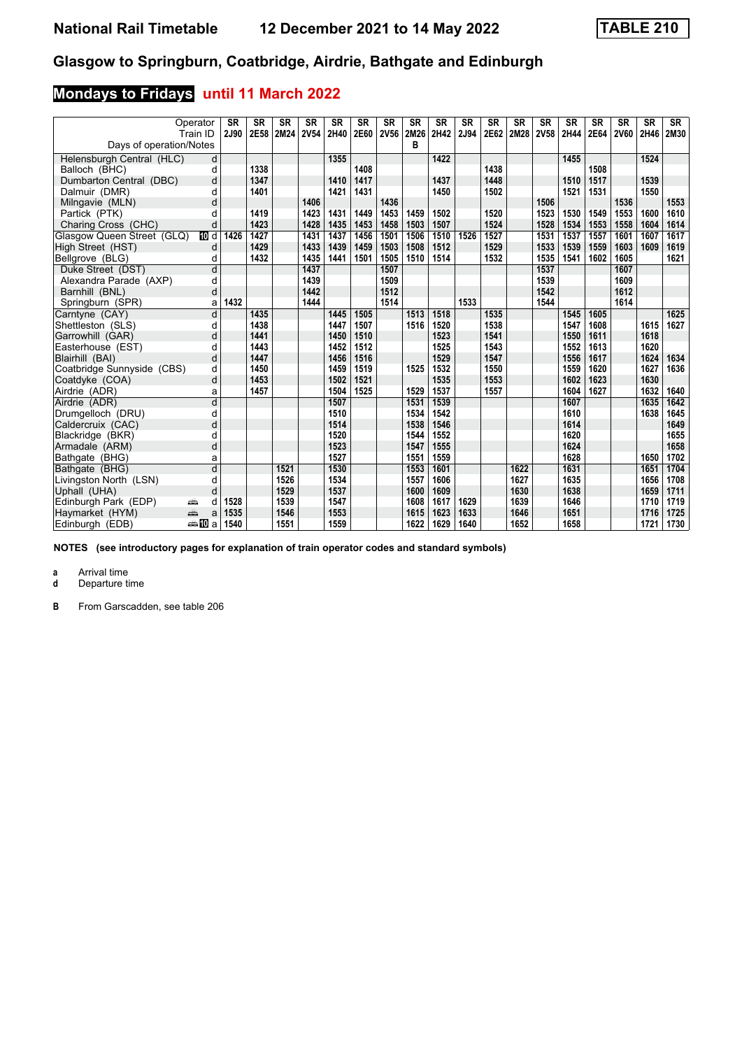# National Rail Timetable 12 December 2021 to 14 May 2022 TABLE 210

## Glasgow to Springburn, Coatbridge, Airdrie, Bathgate and Edinburgh

### Mondays to Fridays until 11 March 2022

| Operator | | SR | SR | SR | SR | SR | SR | SR | SR | SR | SR | SR | SR | SR | SR | SR | SR | SR | SR |
|---|---|---|---|---|---|---|---|---|---|---|---|---|---|---|---|---|---|---|---|
| Train ID | | 2J90 | 2E58 | 2M24 | 2V54 | 2H40 | 2E60 | 2V56 | 2M26 | 2H42 | 2J94 | 2E62 | 2M28 | 2V58 | 2H44 | 2E64 | 2V60 | 2H46 | 2M30 |
| Days of operation/Notes | | | | | | | | | B | | | | | | | | | | |
| Helensburgh Central (HLC) | d | | | | | 1355 | | | | 1422 | | | | | 1455 | | | 1524 | |
| Balloch (BHC) | d | | 1338 | | | | 1408 | | | | | 1438 | | | | 1508 | | | |
| Dumbarton Central (DBC) | d | | 1347 | | | 1410 | 1417 | | | 1437 | | 1448 | | | 1510 | 1517 | | 1539 | |
| Dalmuir (DMR) | d | | 1401 | | | 1421 | 1431 | | | 1450 | | 1502 | | | 1521 | 1531 | | 1550 | |
| Milngavie (MLN) | d | | | | 1406 | | | 1436 | | | | | | 1506 | | | 1536 | | 1553 |
| Partick (PTK) | d | | 1419 | | 1423 | 1431 | 1449 | 1453 | 1459 | 1502 | | 1520 | | 1523 | 1530 | 1549 | 1553 | 1600 | 1610 |
| Charing Cross (CHC) | d | | 1423 | | 1428 | 1435 | 1453 | 1458 | 1503 | 1507 | | 1524 | | 1528 | 1534 | 1553 | 1558 | 1604 | 1614 |
| Glasgow Queen Street (GLQ) | d | 1426 | 1427 | | 1431 | 1437 | 1456 | 1501 | 1506 | 1510 | 1526 | 1527 | | 1531 | 1537 | 1557 | 1601 | 1607 | 1617 |
| High Street (HST) | d | | 1429 | | 1433 | 1439 | 1459 | 1503 | 1508 | 1512 | | 1529 | | 1533 | 1539 | 1559 | 1603 | 1609 | 1619 |
| Bellgrove (BLG) | d | | 1432 | | 1435 | 1441 | 1501 | 1505 | 1510 | 1514 | | 1532 | | 1535 | 1541 | 1602 | 1605 | | 1621 |
| Duke Street (DST) | d | | | | 1437 | | | 1507 | | | | | | 1537 | | | 1607 | | |
| Alexandra Parade (AXP) | d | | | | 1439 | | | 1509 | | | | | | 1539 | | | 1609 | | |
| Barnhill (BNL) | d | | | | 1442 | | | 1512 | | | | | | 1542 | | | 1612 | | |
| Springburn (SPR) | a | 1432 | | | 1444 | | | 1514 | | | 1533 | | | 1544 | | | 1614 | | |
| Carntyne (CAY) | d | | 1435 | | | 1445 | 1505 | | 1513 | 1518 | | 1535 | | | 1545 | 1605 | | | 1625 |
| Shettleston (SLS) | d | | 1438 | | | 1447 | 1507 | | 1516 | 1520 | | 1538 | | | 1547 | 1608 | | 1615 | 1627 |
| Garrowhill (GAR) | d | | 1441 | | | 1450 | 1510 | | | 1523 | | 1541 | | | 1550 | 1611 | | 1618 | |
| Easterhouse (EST) | d | | 1443 | | | 1452 | 1512 | | | 1525 | | 1543 | | | 1552 | 1613 | | 1620 | |
| Blairhill (BAI) | d | | 1447 | | | 1456 | 1516 | | | 1529 | | 1547 | | | 1556 | 1617 | | 1624 | 1634 |
| Coatbridge Sunnyside (CBS) | d | | 1450 | | | 1459 | 1519 | | 1525 | 1532 | | 1550 | | | 1559 | 1620 | | 1627 | 1636 |
| Coatdyke (COA) | d | | 1453 | | | 1502 | 1521 | | | 1535 | | 1553 | | | 1602 | 1623 | | 1630 | |
| Airdrie (ADR) | a | | 1457 | | | 1504 | 1525 | | 1529 | 1537 | | 1557 | | | 1604 | 1627 | | 1632 | 1640 |
| Airdrie (ADR) | d | | | | | 1507 | | | 1531 | 1539 | | | | | 1607 | | | 1635 | 1642 |
| Drumgelloch (DRU) | d | | | | | 1510 | | | 1534 | 1542 | | | | | 1610 | | | 1638 | 1645 |
| Caldercruix (CAC) | d | | | | | 1514 | | | 1538 | 1546 | | | | | 1614 | | | | 1649 |
| Blackridge (BKR) | d | | | | | 1520 | | | 1544 | 1552 | | | | | 1620 | | | | 1655 |
| Armadale (ARM) | d | | | | | 1523 | | | 1547 | 1555 | | | | | 1624 | | | | 1658 |
| Bathgate (BHG) | a | | | | | 1527 | | | 1551 | 1559 | | | | | 1628 | | | 1650 | 1702 |
| Bathgate (BHG) | d | | | 1521 | | 1530 | | | 1553 | 1601 | | | 1622 | | 1631 | | | 1651 | 1704 |
| Livingston North (LSN) | d | | | 1526 | | 1534 | | | 1557 | 1606 | | | 1627 | | 1635 | | | 1656 | 1708 |
| Uphall (UHA) | d | | | 1529 | | 1537 | | | 1600 | 1609 | | | 1630 | | 1638 | | | 1659 | 1711 |
| Edinburgh Park (EDP) | d | 1528 | | 1539 | | 1547 | | | 1608 | 1617 | 1629 | | 1639 | | 1646 | | | 1710 | 1719 |
| Haymarket (HYM) | a | 1535 | | 1546 | | 1553 | | | 1615 | 1623 | 1633 | | 1646 | | 1651 | | | 1716 | 1725 |
| Edinburgh (EDB) | a | 1540 | | 1551 | | 1559 | | | 1622 | 1629 | 1640 | | 1652 | | 1658 | | | 1721 | 1730 |

**NOTES (see introductory pages for explanation of train operator codes and standard symbols)**

**a** Arrival time
**d** Departure time

**B** From Garscadden, see table 206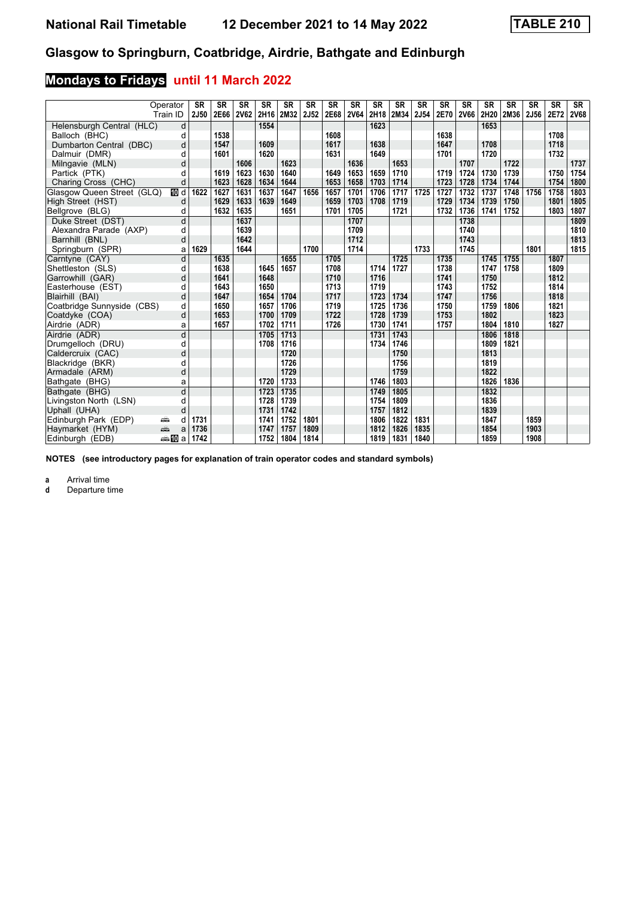# National Rail Timetable    12 December 2021 to 14 May 2022    TABLE 210

## Glasgow to Springburn, Coatbridge, Airdrie, Bathgate and Edinburgh

### Mondays to Fridays until 11 March 2022

| Operator | | SR | SR | SR | SR | SR | SR | SR | SR | SR | SR | SR | SR | SR | SR | SR | SR | SR | SR |
|---|---|---|---|---|---|---|---|---|---|---|---|---|---|---|---|---|---|---|---|
| Train ID | | 2J50 | 2E66 | 2V62 | 2H16 | 2M32 | 2J52 | 2E68 | 2V64 | 2H18 | 2M34 | 2J54 | 2E70 | 2V66 | 2H20 | 2M36 | 2J56 | 2E72 | 2V68 |
| Helensburgh Central (HLC) | d | | | | 1554 | | | | | 1623 | | | | | 1653 | | | | |
| Balloch (BHC) | d | | 1538 | | | | | 1608 | | | | | 1638 | | | | | 1708 | |
| Dumbarton Central (DBC) | d | | 1547 | | 1609 | | | 1617 | | 1638 | | | 1647 | | 1708 | | | 1718 | |
| Dalmuir (DMR) | d | | 1601 | | 1620 | | | 1631 | | 1649 | | | 1701 | | 1720 | | | 1732 | |
| Milngavie (MLN) | d | | | 1606 | | 1623 | | | 1636 | | 1653 | | | 1707 | | 1722 | | | 1737 |
| Partick (PTK) | d | | 1619 | 1623 | 1630 | 1640 | | 1649 | 1653 | 1659 | 1710 | | 1719 | 1724 | 1730 | 1739 | | 1750 | 1754 |
| Charing Cross (CHC) | d | | 1623 | 1628 | 1634 | 1644 | | 1653 | 1658 | 1703 | 1714 | | 1723 | 1728 | 1734 | 1744 | | 1754 | 1800 |
| Glasgow Queen Street (GLQ) | 10 d | 1622 | 1627 | 1631 | 1637 | 1647 | 1656 | 1657 | 1701 | 1706 | 1717 | 1725 | 1727 | 1732 | 1737 | 1748 | 1756 | 1758 | 1803 |
| High Street (HST) | d | | 1629 | 1633 | 1639 | 1649 | | 1659 | 1703 | 1708 | 1719 | | 1729 | 1734 | 1739 | 1750 | | 1801 | 1805 |
| Bellgrove (BLG) | d | | 1632 | 1635 | | 1651 | | 1701 | 1705 | | 1721 | | 1732 | 1736 | 1741 | 1752 | | 1803 | 1807 |
| Duke Street (DST) | d | | | 1637 | | | | | 1707 | | | | | 1738 | | | | | 1809 |
| Alexandra Parade (AXP) | d | | | 1639 | | | | | 1709 | | | | | 1740 | | | | | 1810 |
| Barnhill (BNL) | d | | | 1642 | | | | | 1712 | | | | | 1743 | | | | | 1813 |
| Springburn (SPR) | a | 1629 | | 1644 | | | 1700 | | 1714 | | | 1733 | | 1745 | | | 1801 | | 1815 |
| Carntyne (CAY) | d | | 1635 | | | 1655 | | 1705 | | | 1725 | | 1735 | | 1745 | 1755 | | 1807 | |
| Shettleston (SLS) | d | | 1638 | | 1645 | 1657 | | 1708 | | 1714 | 1727 | | 1738 | | 1747 | 1758 | | 1809 | |
| Garrowhill (GAR) | d | | 1641 | | 1648 | | | 1710 | | 1716 | | | 1741 | | 1750 | | | 1812 | |
| Easterhouse (EST) | d | | 1643 | | 1650 | | | 1713 | | 1719 | | | 1743 | | 1752 | | | 1814 | |
| Blairhill (BAI) | d | | 1647 | | 1654 | 1704 | | 1717 | | 1723 | 1734 | | 1747 | | 1756 | | | 1818 | |
| Coatbridge Sunnyside (CBS) | d | | 1650 | | 1657 | 1706 | | 1719 | | 1725 | 1736 | | 1750 | | 1759 | 1806 | | 1821 | |
| Coatdyke (COA) | d | | 1653 | | 1700 | 1709 | | 1722 | | 1728 | 1739 | | 1753 | | 1802 | | | 1823 | |
| Airdrie (ADR) | a | | 1657 | | 1702 | 1711 | | 1726 | | 1730 | 1741 | | 1757 | | 1804 | 1810 | | 1827 | |
| Airdrie (ADR) | d | | | | 1705 | 1713 | | | | 1731 | 1743 | | | | 1806 | 1818 | | | |
| Drumgelloch (DRU) | d | | | | 1708 | 1716 | | | | 1734 | 1746 | | | | 1809 | 1821 | | | |
| Caldercruix (CAC) | d | | | | | 1720 | | | | | 1750 | | | | 1813 | | | | |
| Blackridge (BKR) | d | | | | | 1726 | | | | | 1756 | | | | 1819 | | | | |
| Armadale (ARM) | d | | | | | 1729 | | | | | 1759 | | | | 1822 | | | | |
| Bathgate (BHG) | a | | | | 1720 | 1733 | | | | 1746 | 1803 | | | | 1826 | 1836 | | | |
| Bathgate (BHG) | d | | | | 1723 | 1735 | | | | 1749 | 1805 | | | | 1832 | | | | |
| Livingston North (LSN) | d | | | | 1728 | 1739 | | | | 1754 | 1809 | | | | 1836 | | | | |
| Uphall (UHA) | d | | | | 1731 | 1742 | | | | 1757 | 1812 | | | | 1839 | | | | |
| Edinburgh Park (EDP) | d | 1731 | | | 1741 | 1752 | 1801 | | | 1806 | 1822 | 1831 | | | 1847 | | 1859 | | |
| Haymarket (HYM) | a | 1736 | | | 1747 | 1757 | 1809 | | | 1812 | 1826 | 1835 | | | 1854 | | 1903 | | |
| Edinburgh (EDB) | 10 a | 1742 | | | 1752 | 1804 | 1814 | | | 1819 | 1831 | 1840 | | | 1859 | | 1908 | | |

**NOTES (see introductory pages for explanation of train operator codes and standard symbols)**

**a** Arrival time
**d** Departure time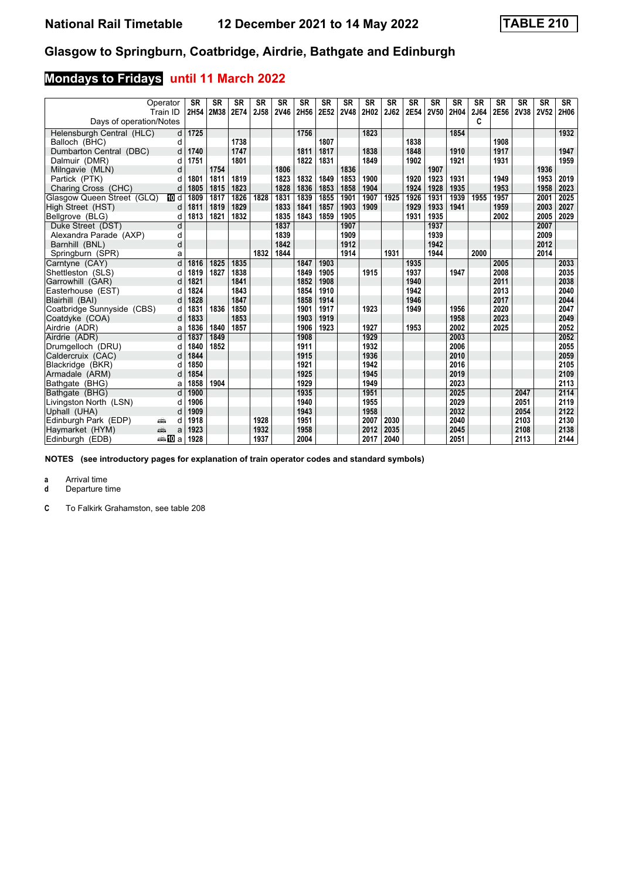# National Rail Timetable 12 December 2021 to 14 May 2022 TABLE 210

## Glasgow to Springburn, Coatbridge, Airdrie, Bathgate and Edinburgh

### Mondays to Fridays until 11 March 2022

| Operator | | SR | SR | SR | SR | SR | SR | SR | SR | SR | SR | SR | SR | SR | SR | SR | SR | SR | SR |
|---|---|---|---|---|---|---|---|---|---|---|---|---|---|---|---|---|---|---|---|
| Train ID | | 2H54 | 2M38 | 2E74 | 2J58 | 2V46 | 2H56 | 2E52 | 2V48 | 2H02 | 2J62 | 2E54 | 2V50 | 2H04 | 2J64 | 2E56 | 2V38 | 2V52 | 2H06 |
| Days of operation/Notes | | | | | | | | | | | | | | | C | | | | |
| Helensburgh Central (HLC) | d | 1725 | | | | | 1756 | | | 1823 | | | | 1854 | | | | | 1932 |
| Balloch (BHC) | d | | | 1738 | | | | 1807 | | | | 1838 | | | | 1908 | | | |
| Dumbarton Central (DBC) | d | 1740 | | 1747 | | | 1811 | 1817 | | 1838 | | 1848 | | 1910 | | 1917 | | | 1947 |
| Dalmuir (DMR) | d | 1751 | | 1801 | | | 1822 | 1831 | | 1849 | | 1902 | | 1921 | | 1931 | | | 1959 |
| Milngavie (MLN) | d | | 1754 | | | 1806 | | | 1836 | | | | 1907 | | | | | 1936 | |
| Partick (PTK) | d | 1801 | 1811 | 1819 | | 1823 | 1832 | 1849 | 1853 | 1900 | | 1920 | 1923 | 1931 | | 1949 | | 1953 | 2019 |
| Charing Cross (CHC) | d | 1805 | 1815 | 1823 | | 1828 | 1836 | 1853 | 1858 | 1904 | | 1924 | 1928 | 1935 | | 1953 | | 1958 | 2023 |
| Glasgow Queen Street (GLQ) | 10 d | 1809 | 1817 | 1826 | 1828 | 1831 | 1839 | 1855 | 1901 | 1907 | 1925 | 1926 | 1931 | 1939 | 1955 | 1957 | | 2001 | 2025 |
| High Street (HST) | d | 1811 | 1819 | 1829 | | 1833 | 1841 | 1857 | 1903 | 1909 | | 1929 | 1933 | 1941 | | 1959 | | 2003 | 2027 |
| Bellgrove (BLG) | d | 1813 | 1821 | 1832 | | 1835 | 1843 | 1859 | 1905 | | | 1931 | 1935 | | | 2002 | | 2005 | 2029 |
| Duke Street (DST) | d | | | | | 1837 | | | 1907 | | | | 1937 | | | | | 2007 | |
| Alexandra Parade (AXP) | d | | | | | 1839 | | | 1909 | | | | 1939 | | | | | 2009 | |
| Barnhill (BNL) | d | | | | | 1842 | | | 1912 | | | | 1942 | | | | | 2012 | |
| Springburn (SPR) | a | | | | 1832 | 1844 | | | 1914 | | 1931 | | 1944 | | 2000 | | | 2014 | |
| Carntyne (CAY) | d | 1816 | 1825 | 1835 | | | 1847 | 1903 | | | | 1935 | | | | 2005 | | | 2033 |
| Shettleston (SLS) | d | 1819 | 1827 | 1838 | | | 1849 | 1905 | | 1915 | | 1937 | | 1947 | | 2008 | | | 2035 |
| Garrowhill (GAR) | d | 1821 | | 1841 | | | 1852 | 1908 | | | | 1940 | | | | 2011 | | | 2038 |
| Easterhouse (EST) | d | 1824 | | 1843 | | | 1854 | 1910 | | | | 1942 | | | | 2013 | | | 2040 |
| Blairhill (BAI) | d | 1828 | | 1847 | | | 1858 | 1914 | | | | 1946 | | | | 2017 | | | 2044 |
| Coatbridge Sunnyside (CBS) | d | 1831 | 1836 | 1850 | | | 1901 | 1917 | | 1923 | | 1949 | | 1956 | | 2020 | | | 2047 |
| Coatdyke (COA) | d | 1833 | | 1853 | | | 1903 | 1919 | | | | | | 1958 | | 2023 | | | 2049 |
| Airdrie (ADR) | a | 1836 | 1840 | 1857 | | | 1906 | 1923 | | 1927 | | 1953 | | 2002 | | 2025 | | | 2052 |
| Airdrie (ADR) | d | 1837 | 1849 | | | | 1908 | | | 1929 | | | | 2003 | | | | | 2052 |
| Drumgelloch (DRU) | d | 1840 | 1852 | | | | 1911 | | | 1932 | | | | 2006 | | | | | 2055 |
| Caldercruix (CAC) | d | 1844 | | | | | 1915 | | | 1936 | | | | 2010 | | | | | 2059 |
| Blackridge (BKR) | d | 1850 | | | | | 1921 | | | 1942 | | | | 2016 | | | | | 2105 |
| Armadale (ARM) | d | 1854 | | | | | 1925 | | | 1945 | | | | 2019 | | | | | 2109 |
| Bathgate (BHG) | a | 1858 | 1904 | | | | 1929 | | | 1949 | | | | 2023 | | | | | 2113 |
| Bathgate (BHG) | d | 1900 | | | | | 1935 | | | 1951 | | | | 2025 | | | 2047 | | 2114 |
| Livingston North (LSN) | d | 1906 | | | | | 1940 | | | 1955 | | | | 2029 | | | 2051 | | 2119 |
| Uphall (UHA) | d | 1909 | | | | | 1943 | | | 1958 | | | | 2032 | | | 2054 | | 2122 |
| Edinburgh Park (EDP) | d | 1918 | | | 1928 | | 1951 | | | 2007 | 2030 | | | 2040 | | | 2103 | | 2130 |
| Haymarket (HYM) | a | 1923 | | | 1932 | | 1958 | | | 2012 | 2035 | | | 2045 | | | 2108 | | 2138 |
| Edinburgh (EDB) | 10 a | 1928 | | | 1937 | | 2004 | | | 2017 | 2040 | | | 2051 | | | 2113 | | 2144 |

**NOTES (see introductory pages for explanation of train operator codes and standard symbols)**

**a** Arrival time
**d** Departure time

**C** To Falkirk Grahamston, see table 208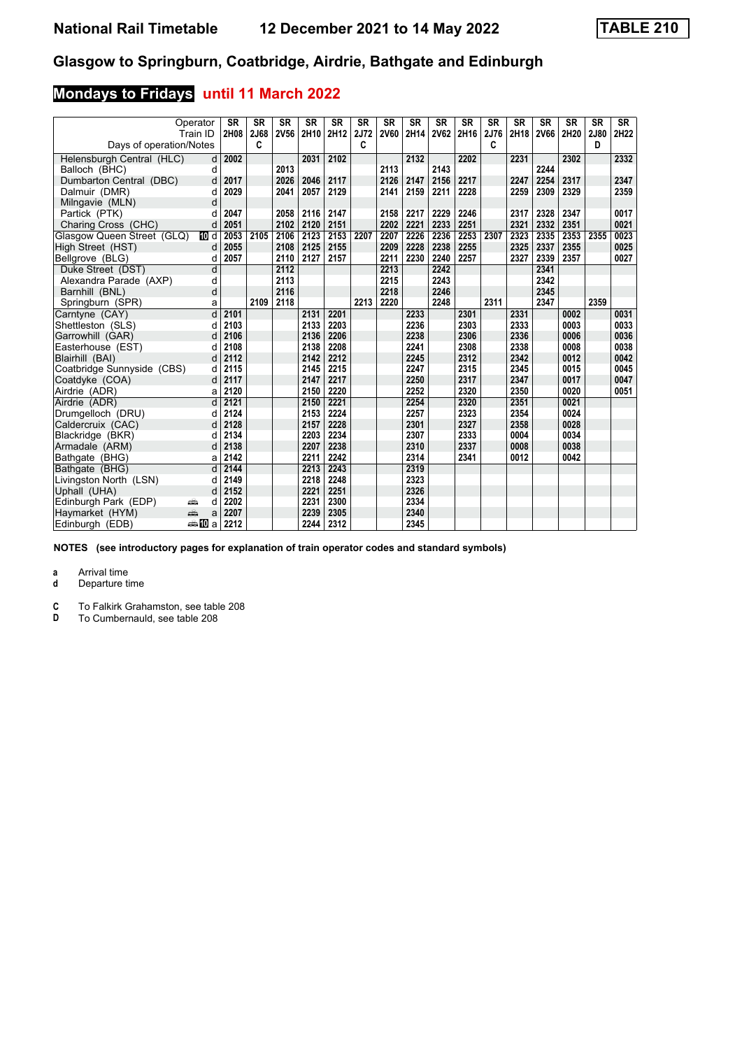# National Rail Timetable 12 December 2021 to 14 May 2022 TABLE 210

## Glasgow to Springburn, Coatbridge, Airdrie, Bathgate and Edinburgh

### Mondays to Fridays until 11 March 2022

| Operator | | SR | SR | SR | SR | SR | SR | SR | SR | SR | SR | SR | SR | SR | SR | SR | SR |
|---|---|---|---|---|---|---|---|---|---|---|---|---|---|---|---|---|---|
| Train ID | | 2H08 | 2J68 | 2V56 | 2H10 | 2H12 | 2J72 | 2V60 | 2H14 | 2V62 | 2H16 | 2J76 | 2H18 | 2V66 | 2H20 | 2J80 | 2H22 |
| Days of operation/Notes | | | C | | | | C | | | | | C | | | | D | |
| Helensburgh Central (HLC) | d | 2002 | | | 2031 | 2102 | | | 2132 | | 2202 | | 2231 | | 2302 | | 2332 |
| Balloch (BHC) | d | | | 2013 | | | | 2113 | | 2143 | | | | 2244 | | | |
| Dumbarton Central (DBC) | d | 2017 | | 2026 | 2046 | 2117 | | 2126 | 2147 | 2156 | 2217 | | 2247 | 2254 | 2317 | | 2347 |
| Dalmuir (DMR) | d | 2029 | | 2041 | 2057 | 2129 | | 2141 | 2159 | 2211 | 2228 | | 2259 | 2309 | 2329 | | 2359 |
| Milngavie (MLN) | d | | | | | | | | | | | | | | | | |
| Partick (PTK) | d | 2047 | | 2058 | 2116 | 2147 | | 2158 | 2217 | 2229 | 2246 | | 2317 | 2328 | 2347 | | 0017 |
| Charing Cross (CHC) | d | 2051 | | 2102 | 2120 | 2151 | | 2202 | 2221 | 2233 | 2251 | | 2321 | 2332 | 2351 | | 0021 |
| Glasgow Queen Street (GLQ) | 10 d | 2053 | 2105 | 2106 | 2123 | 2153 | 2207 | 2207 | 2226 | 2236 | 2253 | 2307 | 2323 | 2335 | 2353 | 2355 | 0023 |
| High Street (HST) | d | 2055 | | 2108 | 2125 | 2155 | | 2209 | 2228 | 2238 | 2255 | | 2325 | 2337 | 2355 | | 0025 |
| Bellgrove (BLG) | d | 2057 | | 2110 | 2127 | 2157 | | 2211 | 2230 | 2240 | 2257 | | 2327 | 2339 | 2357 | | 0027 |
| Duke Street (DST) | d | | | 2112 | | | | 2213 | | 2242 | | | | 2341 | | | |
| Alexandra Parade (AXP) | d | | | 2113 | | | | 2215 | | 2243 | | | | 2342 | | | |
| Barnhill (BNL) | d | | | 2116 | | | | 2218 | | 2246 | | | | 2345 | | | |
| Springburn (SPR) | a | | 2109 | 2118 | | | 2213 | 2220 | | 2248 | | 2311 | | 2347 | | 2359 | |
| Carntyne (CAY) | d | 2101 | | | 2131 | 2201 | | | 2233 | | 2301 | | 2331 | | 0002 | | 0031 |
| Shettleston (SLS) | d | 2103 | | | 2133 | 2203 | | | 2236 | | 2303 | | 2333 | | 0003 | | 0033 |
| Garrowhill (GAR) | d | 2106 | | | 2136 | 2206 | | | 2238 | | 2306 | | 2336 | | 0006 | | 0036 |
| Easterhouse (EST) | d | 2108 | | | 2138 | 2208 | | | 2241 | | 2308 | | 2338 | | 0008 | | 0038 |
| Blairhill (BAI) | d | 2112 | | | 2142 | 2212 | | | 2245 | | 2312 | | 2342 | | 0012 | | 0042 |
| Coatbridge Sunnyside (CBS) | d | 2115 | | | 2145 | 2215 | | | 2247 | | 2315 | | 2345 | | 0015 | | 0045 |
| Coatdyke (COA) | d | 2117 | | | 2147 | 2217 | | | 2250 | | 2317 | | 2347 | | 0017 | | 0047 |
| Airdrie (ADR) | a | 2120 | | | 2150 | 2220 | | | 2252 | | 2320 | | 2350 | | 0020 | | 0051 |
| Airdrie (ADR) | d | 2121 | | | 2150 | 2221 | | | 2254 | | 2320 | | 2351 | | 0021 | | |
| Drumgelloch (DRU) | d | 2124 | | | 2153 | 2224 | | | 2257 | | 2323 | | 2354 | | 0024 | | |
| Caldercruix (CAC) | d | 2128 | | | 2157 | 2228 | | | 2301 | | 2327 | | 2358 | | 0028 | | |
| Blackridge (BKR) | d | 2134 | | | 2203 | 2234 | | | 2307 | | 2333 | | 0004 | | 0034 | | |
| Armadale (ARM) | d | 2138 | | | 2207 | 2238 | | | 2310 | | 2337 | | 0008 | | 0038 | | |
| Bathgate (BHG) | a | 2142 | | | 2211 | 2242 | | | 2314 | | 2341 | | 0012 | | 0042 | | |
| Bathgate (BHG) | d | 2144 | | | 2213 | 2243 | | | 2319 | | | | | | | | |
| Livingston North (LSN) | d | 2149 | | | 2218 | 2248 | | | 2323 | | | | | | | | |
| Uphall (UHA) | d | 2152 | | | 2221 | 2251 | | | 2326 | | | | | | | | |
| Edinburgh Park (EDP) | d | 2202 | | | 2231 | 2300 | | | 2334 | | | | | | | | |
| Haymarket (HYM) | a | 2207 | | | 2239 | 2305 | | | 2340 | | | | | | | | |
| Edinburgh (EDB) | 10 a | 2212 | | | 2244 | 2312 | | | 2345 | | | | | | | | |

**NOTES (see introductory pages for explanation of train operator codes and standard symbols)**

**a** Arrival time
**d** Departure time

**C** To Falkirk Grahamston, see table 208
**D** To Cumbernauld, see table 208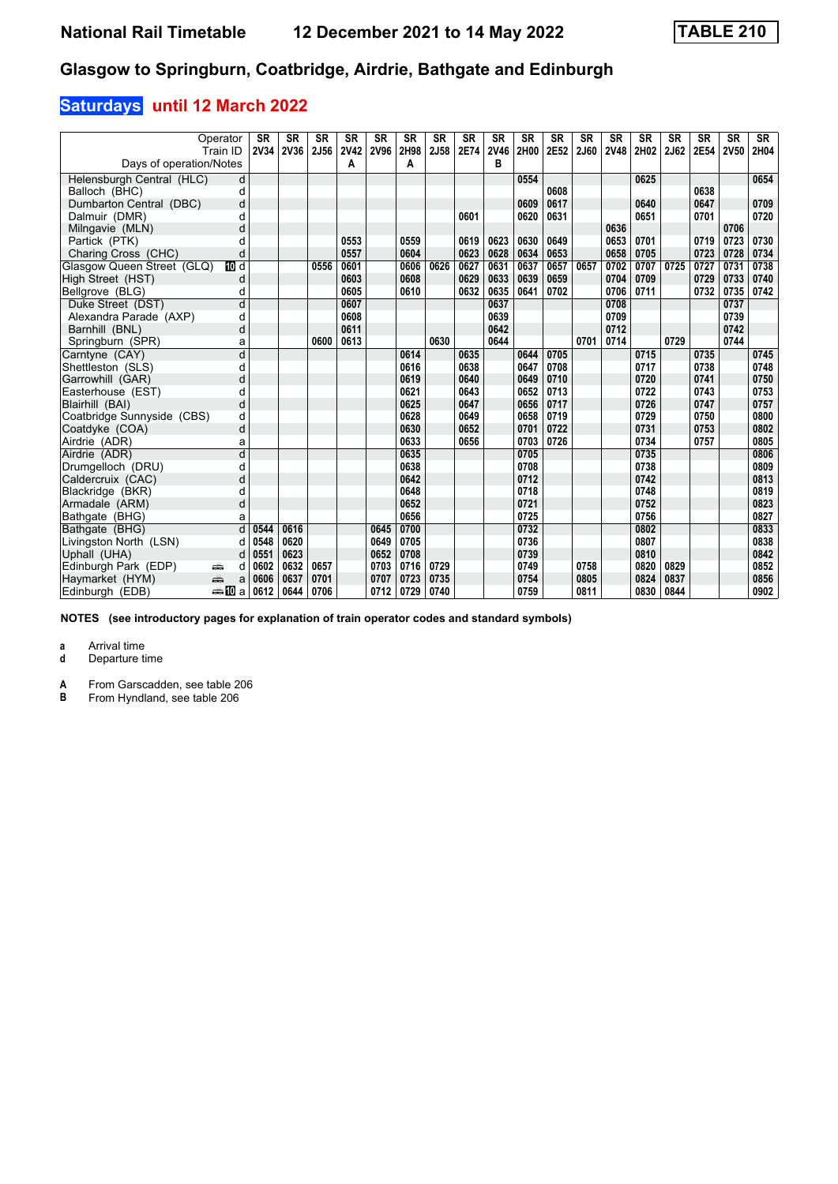# National Rail Timetable 12 December 2021 to 14 May 2022 TABLE 210

## Glasgow to Springburn, Coatbridge, Airdrie, Bathgate and Edinburgh

### Saturdays until 12 March 2022

| Operator | | SR | SR | SR | SR | SR | SR | SR | SR | SR | SR | SR | SR | SR | SR | SR | SR | SR | SR |
|---|---|---|---|---|---|---|---|---|---|---|---|---|---|---|---|---|---|---|---|
| Train ID | | 2V34 | 2V36 | 2J56 | 2V42 | 2V96 | 2H98 | 2J58 | 2E74 | 2V46 | 2H00 | 2E52 | 2J60 | 2V48 | 2H02 | 2J62 | 2E54 | 2V50 | 2H04 |
| Days of operation/Notes | | | | | A | | A | | | B | | | | | | | | | |
| Helensburgh Central (HLC) | d | | | | | | | | | | 0554 | | | | 0625 | | | | 0654 |
| Balloch (BHC) | d | | | | | | | | | | | 0608 | | | | | 0638 | | |
| Dumbarton Central (DBC) | d | | | | | | | | | | 0609 | 0617 | | | 0640 | | 0647 | | 0709 |
| Dalmuir (DMR) | d | | | | | | | | 0601 | | 0620 | 0631 | | | 0651 | | 0701 | | 0720 |
| Milngavie (MLN) | d | | | | | | | | | | | | | 0636 | | | | 0706 | |
| Partick (PTK) | d | | | | 0553 | | 0559 | | 0619 | 0623 | 0630 | 0649 | | 0653 | 0701 | | 0719 | 0723 | 0730 |
| Charing Cross (CHC) | d | | | | 0557 | | 0604 | | 0623 | 0628 | 0634 | 0653 | | 0658 | 0705 | | 0723 | 0728 | 0734 |
| Glasgow Queen Street (GLQ) | d | | | 0556 | 0601 | | 0606 | 0626 | 0627 | 0631 | 0637 | 0657 | 0657 | 0702 | 0707 | 0725 | 0727 | 0731 | 0738 |
| High Street (HST) | d | | | | 0603 | | 0608 | | 0629 | 0633 | 0639 | 0659 | | 0704 | 0709 | | 0729 | 0733 | 0740 |
| Bellgrove (BLG) | d | | | | 0605 | | 0610 | | 0632 | 0635 | 0641 | 0702 | | 0706 | 0711 | | 0732 | 0735 | 0742 |
| Duke Street (DST) | d | | | | 0607 | | | | | 0637 | | | | 0708 | | | | 0737 | |
| Alexandra Parade (AXP) | d | | | | 0608 | | | | | 0639 | | | | 0709 | | | | 0739 | |
| Barnhill (BNL) | d | | | | 0611 | | | | | 0642 | | | | 0712 | | | | 0742 | |
| Springburn (SPR) | a | | | 0600 | 0613 | | | 0630 | | 0644 | | | 0701 | 0714 | | 0729 | | 0744 | |
| Carntyne (CAY) | d | | | | | | 0614 | | 0635 | | 0644 | 0705 | | | 0715 | | 0735 | | 0745 |
| Shettleston (SLS) | d | | | | | | 0616 | | 0638 | | 0647 | 0708 | | | 0717 | | 0738 | | 0748 |
| Garrowhill (GAR) | d | | | | | | 0619 | | 0640 | | 0649 | 0710 | | | 0720 | | 0741 | | 0750 |
| Easterhouse (EST) | d | | | | | | 0621 | | 0643 | | 0652 | 0713 | | | 0722 | | 0743 | | 0753 |
| Blairhill (BAI) | d | | | | | | 0625 | | 0647 | | 0656 | 0717 | | | 0726 | | 0747 | | 0757 |
| Coatbridge Sunnyside (CBS) | d | | | | | | 0628 | | 0649 | | 0658 | 0719 | | | 0729 | | 0750 | | 0800 |
| Coatdyke (COA) | d | | | | | | 0630 | | 0652 | | 0701 | 0722 | | | 0731 | | 0753 | | 0802 |
| Airdrie (ADR) | a | | | | | | 0633 | | 0656 | | 0703 | 0726 | | | 0734 | | 0757 | | 0805 |
| Airdrie (ADR) | d | | | | | | 0635 | | | | 0705 | | | | 0735 | | | | 0806 |
| Drumgelloch (DRU) | d | | | | | | 0638 | | | | 0708 | | | | 0738 | | | | 0809 |
| Caldercruix (CAC) | d | | | | | | 0642 | | | | 0712 | | | | 0742 | | | | 0813 |
| Blackridge (BKR) | d | | | | | | 0648 | | | | 0718 | | | | 0748 | | | | 0819 |
| Armadale (ARM) | d | | | | | | 0652 | | | | 0721 | | | | 0752 | | | | 0823 |
| Bathgate (BHG) | a | | | | | | 0656 | | | | 0725 | | | | 0756 | | | | 0827 |
| Bathgate (BHG) | d | 0544 | 0616 | | | 0645 | 0700 | | | | 0732 | | | | 0802 | | | | 0833 |
| Livingston North (LSN) | d | 0548 | 0620 | | | 0649 | 0705 | | | | 0736 | | | | 0807 | | | | 0838 |
| Uphall (UHA) | d | 0551 | 0623 | | | 0652 | 0708 | | | | 0739 | | | | 0810 | | | | 0842 |
| Edinburgh Park (EDP) | d | 0602 | 0632 | 0657 | | 0703 | 0716 | 0729 | | | 0749 | | 0758 | | 0820 | 0829 | | | 0852 |
| Haymarket (HYM) | a | 0606 | 0637 | 0701 | | 0707 | 0723 | 0735 | | | 0754 | | 0805 | | 0824 | 0837 | | | 0856 |
| Edinburgh (EDB) | a | 0612 | 0644 | 0706 | | 0712 | 0729 | 0740 | | | 0759 | | 0811 | | 0830 | 0844 | | | 0902 |

**NOTES (see introductory pages for explanation of train operator codes and standard symbols)**

**a** Arrival time
**d** Departure time

**A** From Garscadden, see table 206
**B** From Hyndland, see table 206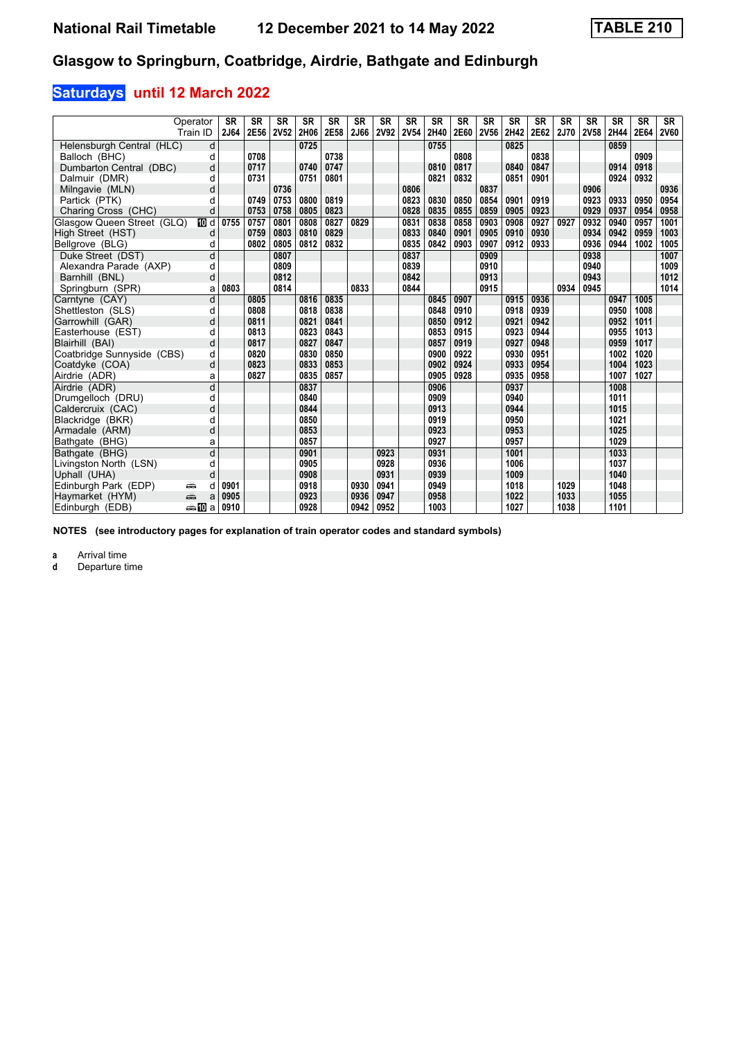# National Rail Timetable 12 December 2021 to 14 May 2022 TABLE 210

## Glasgow to Springburn, Coatbridge, Airdrie, Bathgate and Edinburgh

### Saturdays until 12 March 2022

| Operator | | SR | SR | SR | SR | SR | SR | SR | SR | SR | SR | SR | SR | SR | SR | SR | SR | SR | SR |
|---|---|---|---|---|---|---|---|---|---|---|---|---|---|---|---|---|---|---|---|
| Train ID | | 2J64 | 2E56 | 2V52 | 2H06 | 2E58 | 2J66 | 2V92 | 2V54 | 2H40 | 2E60 | 2V56 | 2H42 | 2E62 | 2J70 | 2V58 | 2H44 | 2E64 | 2V60 |
| Helensburgh Central (HLC) | d | | | | 0725 | | | | | 0755 | | | 0825 | | | | 0859 | | |
| Balloch (BHC) | d | | 0708 | | | 0738 | | | | | 0808 | | | 0838 | | | | 0909 | |
| Dumbarton Central (DBC) | d | | 0717 | | 0740 | 0747 | | | | 0810 | 0817 | | 0840 | 0847 | | | 0914 | 0918 | |
| Dalmuir (DMR) | d | | 0731 | | 0751 | 0801 | | | | 0821 | 0832 | | 0851 | 0901 | | | 0924 | 0932 | |
| Milngavie (MLN) | d | | | 0736 | | | | | 0806 | | | 0837 | | | | 0906 | | | 0936 |
| Partick (PTK) | d | | 0749 | 0753 | 0800 | 0819 | | | 0823 | 0830 | 0850 | 0854 | 0901 | 0919 | | 0923 | 0933 | 0950 | 0954 |
| Charing Cross (CHC) | d | | 0753 | 0758 | 0805 | 0823 | | | 0828 | 0835 | 0855 | 0859 | 0905 | 0923 | | 0929 | 0937 | 0954 | 0958 |
| Glasgow Queen Street (GLQ) | 10 d | 0755 | 0757 | 0801 | 0808 | 0827 | 0829 | | 0831 | 0838 | 0858 | 0903 | 0908 | 0927 | 0927 | 0932 | 0940 | 0957 | 1001 |
| High Street (HST) | d | | 0759 | 0803 | 0810 | 0829 | | | 0833 | 0840 | 0901 | 0905 | 0910 | 0930 | | 0934 | 0942 | 0959 | 1003 |
| Bellgrove (BLG) | d | | 0802 | 0805 | 0812 | 0832 | | | 0835 | 0842 | 0903 | 0907 | 0912 | 0933 | | 0936 | 0944 | 1002 | 1005 |
| Duke Street (DST) | d | | | 0807 | | | | | 0837 | | | 0909 | | | | 0938 | | | 1007 |
| Alexandra Parade (AXP) | d | | | 0809 | | | | | 0839 | | | 0910 | | | | 0940 | | | 1009 |
| Barnhill (BNL) | d | | | 0812 | | | | | 0842 | | | 0913 | | | | 0943 | | | 1012 |
| Springburn (SPR) | a | 0803 | | 0814 | | | 0833 | | 0844 | | | 0915 | | | 0934 | 0945 | | | 1014 |
| Carntyne (CAY) | d | | 0805 | | 0816 | 0835 | | | | 0845 | 0907 | | 0915 | 0936 | | | 0947 | 1005 | |
| Shettleston (SLS) | d | | 0808 | | 0818 | 0838 | | | | 0848 | 0910 | | 0918 | 0939 | | | 0950 | 1008 | |
| Garrowhill (GAR) | d | | 0811 | | 0821 | 0841 | | | | 0850 | 0912 | | 0921 | 0942 | | | 0952 | 1011 | |
| Easterhouse (EST) | d | | 0813 | | 0823 | 0843 | | | | 0853 | 0915 | | 0923 | 0944 | | | 0955 | 1013 | |
| Blairhill (BAI) | d | | 0817 | | 0827 | 0847 | | | | 0857 | 0919 | | 0927 | 0948 | | | 0959 | 1017 | |
| Coatbridge Sunnyside (CBS) | d | | 0820 | | 0830 | 0850 | | | | 0900 | 0922 | | 0930 | 0951 | | | 1002 | 1020 | |
| Coatdyke (COA) | d | | 0823 | | 0833 | 0853 | | | | 0902 | 0924 | | 0933 | 0954 | | | 1004 | 1023 | |
| Airdrie (ADR) | a | | 0827 | | 0835 | 0857 | | | | 0905 | 0928 | | 0935 | 0958 | | | 1007 | 1027 | |
| Airdrie (ADR) | d | | | | 0837 | | | | | 0906 | | | 0937 | | | | 1008 | | |
| Drumgelloch (DRU) | d | | | | 0840 | | | | | 0909 | | | 0940 | | | | 1011 | | |
| Caldercruix (CAC) | d | | | | 0844 | | | | | 0913 | | | 0944 | | | | 1015 | | |
| Blackridge (BKR) | d | | | | 0850 | | | | | 0919 | | | 0950 | | | | 1021 | | |
| Armadale (ARM) | d | | | | 0853 | | | | | 0923 | | | 0953 | | | | 1025 | | |
| Bathgate (BHG) | a | | | | 0857 | | | | | 0927 | | | 0957 | | | | 1029 | | |
| Bathgate (BHG) | d | | | | 0901 | | | 0923 | | 0931 | | | 1001 | | | | 1033 | | |
| Livingston North (LSN) | d | | | | 0905 | | | 0928 | | 0936 | | | 1006 | | | | 1037 | | |
| Uphall (UHA) | d | | | | 0908 | | | 0931 | | 0939 | | | 1009 | | | | 1040 | | |
| Edinburgh Park (EDP) | d | 0901 | | | 0918 | | 0930 | 0941 | | 0949 | | | 1018 | | 1029 | | 1048 | | |
| Haymarket (HYM) | a | 0905 | | | 0923 | | 0936 | 0947 | | 0958 | | | 1022 | | 1033 | | 1055 | | |
| Edinburgh (EDB) | 10 a | 0910 | | | 0928 | | 0942 | 0952 | | 1003 | | | 1027 | | 1038 | | 1101 | | |

**NOTES (see introductory pages for explanation of train operator codes and standard symbols)**

**a** Arrival time
**d** Departure time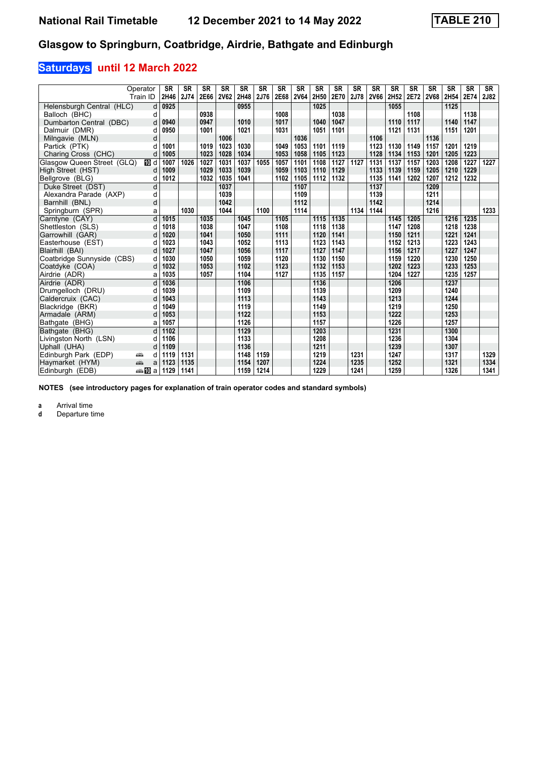# National Rail Timetable 12 December 2021 to 14 May 2022 TABLE 210

## Glasgow to Springburn, Coatbridge, Airdrie, Bathgate and Edinburgh

### Saturdays until 12 March 2022

| Operator | | SR | SR | SR | SR | SR | SR | SR | SR | SR | SR | SR | SR | SR | SR | SR | SR | SR | SR |
|---|---|---|---|---|---|---|---|---|---|---|---|---|---|---|---|---|---|---|---|
| Train ID | | 2H46 | 2J74 | 2E66 | 2V62 | 2H48 | 2J76 | 2E68 | 2V64 | 2H50 | 2E70 | 2J78 | 2V66 | 2H52 | 2E72 | 2V68 | 2H54 | 2E74 | 2J82 |
| Helensburgh Central (HLC) | d | 0925 | | | | 0955 | | | | 1025 | | | | 1055 | | | 1125 | | |
| Balloch (BHC) | d | | | 0938 | | | | 1008 | | | 1038 | | | | 1108 | | | 1138 | |
| Dumbarton Central (DBC) | d | 0940 | | 0947 | | 1010 | | 1017 | | 1040 | 1047 | | | 1110 | 1117 | | 1140 | 1147 | |
| Dalmuir (DMR) | d | 0950 | | 1001 | | 1021 | | 1031 | | 1051 | 1101 | | | 1121 | 1131 | | 1151 | 1201 | |
| Milngavie (MLN) | d | | | | 1006 | | | | 1036 | | | | 1106 | | | 1136 | | | |
| Partick (PTK) | d | 1001 | | 1019 | 1023 | 1030 | | 1049 | 1053 | 1101 | 1119 | | 1123 | 1130 | 1149 | 1157 | 1201 | 1219 | |
| Charing Cross (CHC) | d | 1005 | | 1023 | 1028 | 1034 | | 1053 | 1058 | 1105 | 1123 | | 1128 | 1134 | 1153 | 1201 | 1205 | 1223 | |
| Glasgow Queen Street (GLQ) | 10 d | 1007 | 1026 | 1027 | 1031 | 1037 | 1055 | 1057 | 1101 | 1108 | 1127 | 1127 | 1131 | 1137 | 1157 | 1203 | 1208 | 1227 | 1227 |
| High Street (HST) | d | 1009 | | 1029 | 1033 | 1039 | | 1059 | 1103 | 1110 | 1129 | | 1133 | 1139 | 1159 | 1205 | 1210 | 1229 | |
| Bellgrove (BLG) | d | 1012 | | 1032 | 1035 | 1041 | | 1102 | 1105 | 1112 | 1132 | | 1135 | 1141 | 1202 | 1207 | 1212 | 1232 | |
| Duke Street (DST) | d | | | | 1037 | | | | 1107 | | | | 1137 | | | 1209 | | | |
| Alexandra Parade (AXP) | d | | | | 1039 | | | | 1109 | | | | 1139 | | | 1211 | | | |
| Barnhill (BNL) | d | | | | 1042 | | | | 1112 | | | | 1142 | | | 1214 | | | |
| Springburn (SPR) | a | | 1030 | | 1044 | | 1100 | | 1114 | | | 1134 | 1144 | | | 1216 | | | 1233 |
| Carntyne (CAY) | d | 1015 | | 1035 | | 1045 | | 1105 | | 1115 | 1135 | | | 1145 | 1205 | | 1216 | 1235 | |
| Shettleston (SLS) | d | 1018 | | 1038 | | 1047 | | 1108 | | 1118 | 1138 | | | 1147 | 1208 | | 1218 | 1238 | |
| Garrowhill (GAR) | d | 1020 | | 1041 | | 1050 | | 1111 | | 1120 | 1141 | | | 1150 | 1211 | | 1221 | 1241 | |
| Easterhouse (EST) | d | 1023 | | 1043 | | 1052 | | 1113 | | 1123 | 1143 | | | 1152 | 1213 | | 1223 | 1243 | |
| Blairhill (BAI) | d | 1027 | | 1047 | | 1056 | | 1117 | | 1127 | 1147 | | | 1156 | 1217 | | 1227 | 1247 | |
| Coatbridge Sunnyside (CBS) | d | 1030 | | 1050 | | 1059 | | 1120 | | 1130 | 1150 | | | 1159 | 1220 | | 1230 | 1250 | |
| Coatdyke (COA) | d | 1032 | | 1053 | | 1102 | | 1123 | | 1132 | 1153 | | | 1202 | 1223 | | 1233 | 1253 | |
| Airdrie (ADR) | a | 1035 | | 1057 | | 1104 | | 1127 | | 1135 | 1157 | | | 1204 | 1227 | | 1235 | 1257 | |
| Airdrie (ADR) | d | 1036 | | | | 1106 | | | | 1136 | | | | 1206 | | | 1237 | | |
| Drumgelloch (DRU) | d | 1039 | | | | 1109 | | | | 1139 | | | | 1209 | | | 1240 | | |
| Caldercruix (CAC) | d | 1043 | | | | 1113 | | | | 1143 | | | | 1213 | | | 1244 | | |
| Blackridge (BKR) | d | 1049 | | | | 1119 | | | | 1149 | | | | 1219 | | | 1250 | | |
| Armadale (ARM) | d | 1053 | | | | 1122 | | | | 1153 | | | | 1222 | | | 1253 | | |
| Bathgate (BHG) | a | 1057 | | | | 1126 | | | | 1157 | | | | 1226 | | | 1257 | | |
| Bathgate (BHG) | d | 1102 | | | | 1129 | | | | 1203 | | | | 1231 | | | 1300 | | |
| Livingston North (LSN) | d | 1106 | | | | 1133 | | | | 1208 | | | | 1236 | | | 1304 | | |
| Uphall (UHA) | d | 1109 | | | | 1136 | | | | 1211 | | | | 1239 | | | 1307 | | |
| Edinburgh Park (EDP) | d | 1119 | 1131 | | | 1148 | 1159 | | | 1219 | | 1231 | | 1247 | | | 1317 | | 1329 |
| Haymarket (HYM) | a | 1123 | 1135 | | | 1154 | 1207 | | | 1224 | | 1235 | | 1252 | | | 1321 | | 1334 |
| Edinburgh (EDB) | 10 a | 1129 | 1141 | | | 1159 | 1214 | | | 1229 | | 1241 | | 1259 | | | 1326 | | 1341 |

**NOTES (see introductory pages for explanation of train operator codes and standard symbols)**

**a** Arrival time
**d** Departure time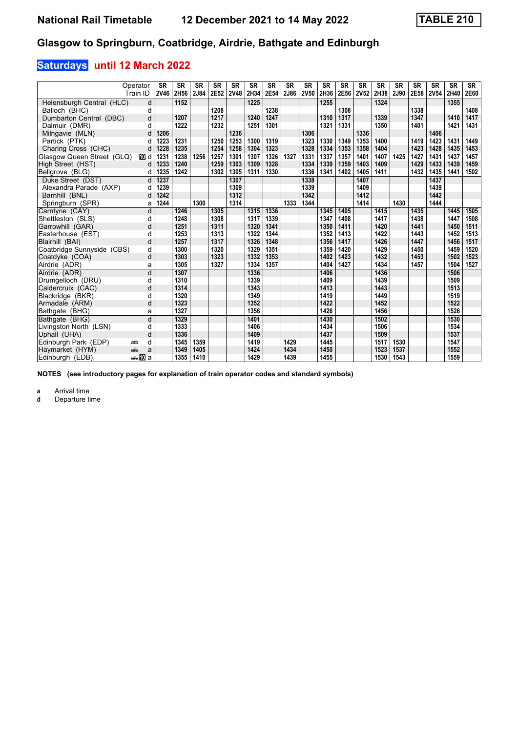# National Rail Timetable 12 December 2021 to 14 May 2022 TABLE 210

## Glasgow to Springburn, Coatbridge, Airdrie, Bathgate and Edinburgh

### Saturdays until 12 March 2022

| Operator | | SR | SR | SR | SR | SR | SR | SR | SR | SR | SR | SR | SR | SR | SR | SR | SR | SR | SR |
|---|---|---|---|---|---|---|---|---|---|---|---|---|---|---|---|---|---|---|---|
| Train ID | | 2V46 | 2H56 | 2J84 | 2E52 | 2V48 | 2H34 | 2E54 | 2J86 | 2V50 | 2H36 | 2E56 | 2V52 | 2H38 | 2J90 | 2E58 | 2V54 | 2H40 | 2E60 |
| Helensburgh Central (HLC) | d | | 1152 | | | | 1225 | | | | 1255 | | | 1324 | | | | 1355 | |
| Balloch (BHC) | d | | | | 1208 | | | 1238 | | | | 1308 | | | | 1338 | | | 1408 |
| Dumbarton Central (DBC) | d | | 1207 | | 1217 | | 1240 | 1247 | | | 1310 | 1317 | | 1339 | | 1347 | | 1410 | 1417 |
| Dalmuir (DMR) | d | | 1222 | | 1232 | | 1251 | 1301 | | | 1321 | 1331 | | 1350 | | 1401 | | 1421 | 1431 |
| Milngavie (MLN) | d | 1206 | | | | 1236 | | | | 1306 | | | 1336 | | | | 1406 | | |
| Partick (PTK) | d | 1223 | 1231 | | 1250 | 1253 | 1300 | 1319 | | 1323 | 1330 | 1349 | 1353 | 1400 | | 1419 | 1423 | 1431 | 1449 |
| Charing Cross (CHC) | d | 1228 | 1235 | | 1254 | 1258 | 1304 | 1323 | | 1328 | 1334 | 1353 | 1358 | 1404 | | 1423 | 1428 | 1435 | 1453 |
| Glasgow Queen Street (GLQ) | 10 d | 1231 | 1238 | 1256 | 1257 | 1301 | 1307 | 1326 | 1327 | 1331 | 1337 | 1357 | 1401 | 1407 | 1425 | 1427 | 1431 | 1437 | 1457 |
| High Street (HST) | d | 1233 | 1240 | | 1259 | 1303 | 1309 | 1328 | | 1334 | 1339 | 1359 | 1403 | 1409 | | 1429 | 1433 | 1439 | 1459 |
| Bellgrove (BLG) | d | 1235 | 1242 | | 1302 | 1305 | 1311 | 1330 | | 1336 | 1341 | 1402 | 1405 | 1411 | | 1432 | 1435 | 1441 | 1502 |
| Duke Street (DST) | d | 1237 | | | | 1307 | | | | 1338 | | | 1407 | | | | 1437 | | |
| Alexandra Parade (AXP) | d | 1239 | | | | 1309 | | | | 1339 | | | 1409 | | | | 1439 | | |
| Barnhill (BNL) | d | 1242 | | | | 1312 | | | | 1342 | | | 1412 | | | | 1442 | | |
| Springburn (SPR) | a | 1244 | | 1300 | | 1314 | | | 1333 | 1344 | | | 1414 | | 1430 | | 1444 | | |
| Carntyne (CAY) | d | | 1246 | | 1305 | | 1315 | 1336 | | | 1345 | 1405 | | 1415 | | 1435 | | 1445 | 1505 |
| Shettleston (SLS) | d | | 1248 | | 1308 | | 1317 | 1339 | | | 1347 | 1408 | | 1417 | | 1438 | | 1447 | 1508 |
| Garrowhill (GAR) | d | | 1251 | | 1311 | | 1320 | 1341 | | | 1350 | 1411 | | 1420 | | 1441 | | 1450 | 1511 |
| Easterhouse (EST) | d | | 1253 | | 1313 | | 1322 | 1344 | | | 1352 | 1413 | | 1422 | | 1443 | | 1452 | 1513 |
| Blairhill (BAI) | d | | 1257 | | 1317 | | 1326 | 1348 | | | 1356 | 1417 | | 1426 | | 1447 | | 1456 | 1517 |
| Coatbridge Sunnyside (CBS) | d | | 1300 | | 1320 | | 1329 | 1351 | | | 1359 | 1420 | | 1429 | | 1450 | | 1459 | 1520 |
| Coatdyke (COA) | d | | 1303 | | 1323 | | 1332 | 1353 | | | 1402 | 1423 | | 1432 | | 1453 | | 1502 | 1523 |
| Airdrie (ADR) | a | | 1305 | | 1327 | | 1334 | 1357 | | | 1404 | 1427 | | 1434 | | 1457 | | 1504 | 1527 |
| Airdrie (ADR) | d | | 1307 | | | | 1336 | | | | 1406 | | | 1436 | | | | 1506 | |
| Drumgelloch (DRU) | d | | 1310 | | | | 1339 | | | | 1409 | | | 1439 | | | | 1509 | |
| Caldercruix (CAC) | d | | 1314 | | | | 1343 | | | | 1413 | | | 1443 | | | | 1513 | |
| Blackridge (BKR) | d | | 1320 | | | | 1349 | | | | 1419 | | | 1449 | | | | 1519 | |
| Armadale (ARM) | d | | 1323 | | | | 1352 | | | | 1422 | | | 1452 | | | | 1522 | |
| Bathgate (BHG) | a | | 1327 | | | | 1356 | | | | 1426 | | | 1456 | | | | 1526 | |
| Bathgate (BHG) | d | | 1329 | | | | 1401 | | | | 1430 | | | 1502 | | | | 1530 | |
| Livingston North (LSN) | d | | 1333 | | | | 1406 | | | | 1434 | | | 1506 | | | | 1534 | |
| Uphall (UHA) | d | | 1336 | | | | 1409 | | | | 1437 | | | 1509 | | | | 1537 | |
| Edinburgh Park (EDP) | d | | 1345 | 1359 | | | 1419 | | 1429 | | 1445 | | | 1517 | 1530 | | | 1547 | |
| Haymarket (HYM) | a | | 1349 | 1405 | | | 1424 | | 1434 | | 1450 | | | 1523 | 1537 | | | 1552 | |
| Edinburgh (EDB) | 10 a | | 1355 | 1410 | | | 1429 | | 1439 | | 1455 | | | 1530 | 1543 | | | 1559 | |

**NOTES (see introductory pages for explanation of train operator codes and standard symbols)**

**a** Arrival time
**d** Departure time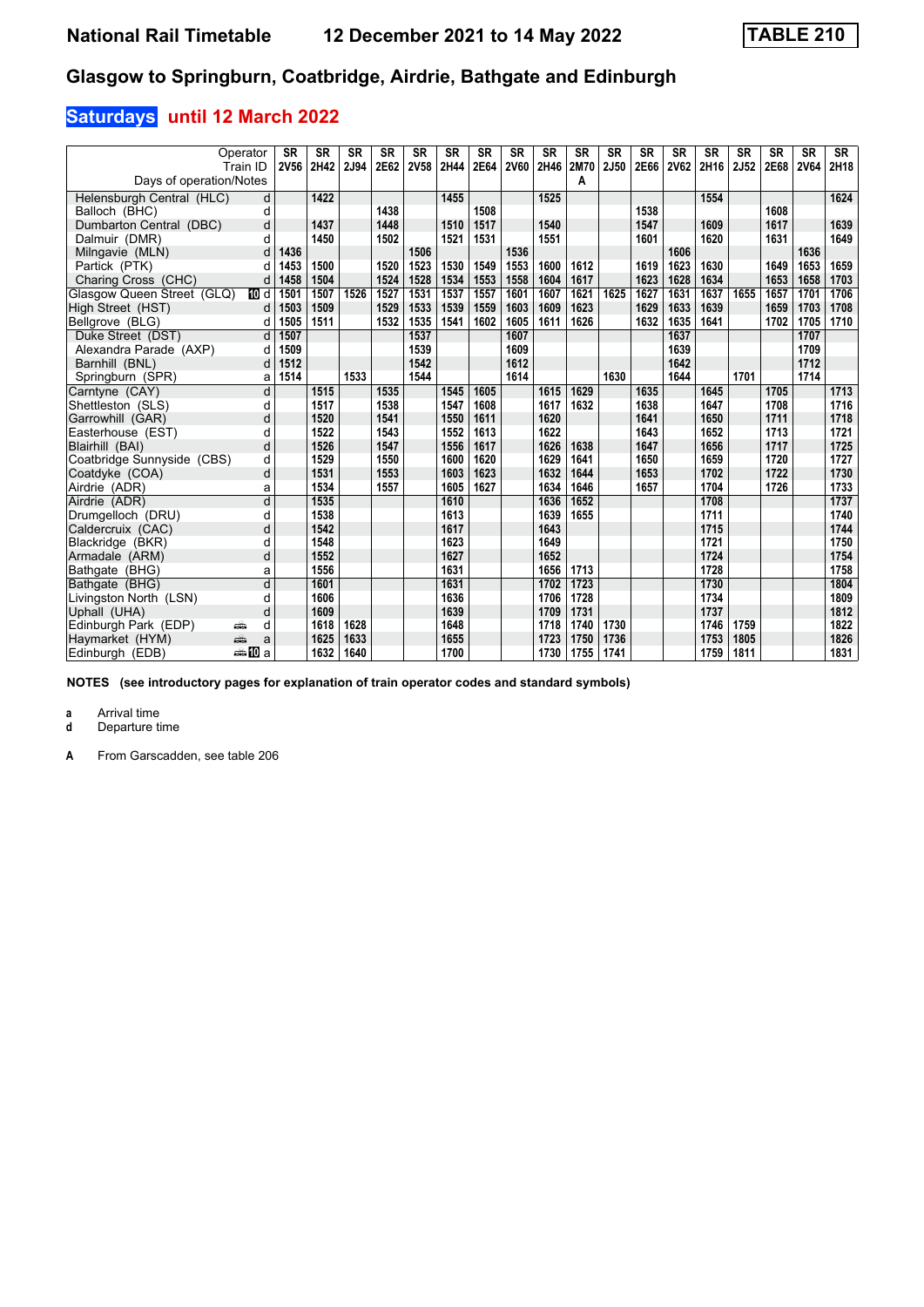# National Rail Timetable — 12 December 2021 to 14 May 2022 — TABLE 210

## Glasgow to Springburn, Coatbridge, Airdrie, Bathgate and Edinburgh

### Saturdays until 12 March 2022

| Operator | | SR | SR | SR | SR | SR | SR | SR | SR | SR | SR | SR | SR | SR | SR | SR | SR | SR | SR |
|---|---|---|---|---|---|---|---|---|---|---|---|---|---|---|---|---|---|---|---|
| Train ID | | 2V56 | 2H42 | 2J94 | 2E62 | 2V58 | 2H44 | 2E64 | 2V60 | 2H46 | 2M70 | 2J50 | 2E66 | 2V62 | 2H16 | 2J52 | 2E68 | 2V64 | 2H18 |
| Days of operation/Notes | | | | | | | | | | | A | | | | | | | | |
| Helensburgh Central (HLC) | d | | 1422 | | | | 1455 | | | 1525 | | | | | 1554 | | | | 1624 |
| Balloch (BHC) | d | | | | 1438 | | | 1508 | | | | | 1538 | | | | 1608 | | |
| Dumbarton Central (DBC) | d | | 1437 | | 1448 | | 1510 | 1517 | | 1540 | | | 1547 | | 1609 | | 1617 | | 1639 |
| Dalmuir (DMR) | d | | 1450 | | 1502 | | 1521 | 1531 | | 1551 | | | 1601 | | 1620 | | 1631 | | 1649 |
| Milngavie (MLN) | d | 1436 | | | | 1506 | | | 1536 | | | | | 1606 | | | | 1636 | |
| Partick (PTK) | d | 1453 | 1500 | | 1520 | 1523 | 1530 | 1549 | 1553 | 1600 | 1612 | | 1619 | 1623 | 1630 | | 1649 | 1653 | 1659 |
| Charing Cross (CHC) | d | 1458 | 1504 | | 1524 | 1528 | 1534 | 1553 | 1558 | 1604 | 1617 | | 1623 | 1628 | 1634 | | 1653 | 1658 | 1703 |
| Glasgow Queen Street (GLQ) | d | 1501 | 1507 | 1526 | 1527 | 1531 | 1537 | 1557 | 1601 | 1607 | 1621 | 1625 | 1627 | 1631 | 1637 | 1655 | 1657 | 1701 | 1706 |
| High Street (HST) | d | 1503 | 1509 | | 1529 | 1533 | 1539 | 1559 | 1603 | 1609 | 1623 | | 1629 | 1633 | 1639 | | 1659 | 1703 | 1708 |
| Bellgrove (BLG) | d | 1505 | 1511 | | 1532 | 1535 | 1541 | 1602 | 1605 | 1611 | 1626 | | 1632 | 1635 | 1641 | | 1702 | 1705 | 1710 |
| Duke Street (DST) | d | 1507 | | | | 1537 | | | 1607 | | | | | 1637 | | | | 1707 | |
| Alexandra Parade (AXP) | d | 1509 | | | | 1539 | | | 1609 | | | | | 1639 | | | | 1709 | |
| Barnhill (BNL) | d | 1512 | | | | 1542 | | | 1612 | | | | | 1642 | | | | 1712 | |
| Springburn (SPR) | a | 1514 | | 1533 | | 1544 | | | 1614 | | | 1630 | | 1644 | | 1701 | | 1714 | |
| Carntyne (CAY) | d | | 1515 | | 1535 | | 1545 | 1605 | | 1615 | 1629 | | 1635 | | 1645 | | 1705 | | 1713 |
| Shettleston (SLS) | d | | 1517 | | 1538 | | 1547 | 1608 | | 1617 | 1632 | | 1638 | | 1647 | | 1708 | | 1716 |
| Garrowhill (GAR) | d | | 1520 | | 1541 | | 1550 | 1611 | | 1620 | | | 1641 | | 1650 | | 1711 | | 1718 |
| Easterhouse (EST) | d | | 1522 | | 1543 | | 1552 | 1613 | | 1622 | | | 1643 | | 1652 | | 1713 | | 1721 |
| Blairhill (BAI) | d | | 1526 | | 1547 | | 1556 | 1617 | | 1626 | 1638 | | 1647 | | 1656 | | 1717 | | 1725 |
| Coatbridge Sunnyside (CBS) | d | | 1529 | | 1550 | | 1600 | 1620 | | 1629 | 1641 | | 1650 | | 1659 | | 1720 | | 1727 |
| Coatdyke (COA) | d | | 1531 | | 1553 | | 1603 | 1623 | | 1632 | 1644 | | 1653 | | 1702 | | 1722 | | 1730 |
| Airdrie (ADR) | a | | 1534 | | 1557 | | 1605 | 1627 | | 1634 | 1646 | | 1657 | | 1704 | | 1726 | | 1733 |
| Airdrie (ADR) | d | | 1535 | | | | 1610 | | | 1636 | 1652 | | | | 1708 | | | | 1737 |
| Drumgelloch (DRU) | d | | 1538 | | | | 1613 | | | 1639 | 1655 | | | | 1711 | | | | 1740 |
| Caldercruix (CAC) | d | | 1542 | | | | 1617 | | | 1643 | | | | | 1715 | | | | 1744 |
| Blackridge (BKR) | d | | 1548 | | | | 1623 | | | 1649 | | | | | 1721 | | | | 1750 |
| Armadale (ARM) | d | | 1552 | | | | 1627 | | | 1652 | | | | | 1724 | | | | 1754 |
| Bathgate (BHG) | a | | 1556 | | | | 1631 | | | 1656 | 1713 | | | | 1728 | | | | 1758 |
| Bathgate (BHG) | d | | 1601 | | | | 1631 | | | 1702 | 1723 | | | | 1730 | | | | 1804 |
| Livingston North (LSN) | d | | 1606 | | | | 1636 | | | 1706 | 1728 | | | | 1734 | | | | 1809 |
| Uphall (UHA) | d | | 1609 | | | | 1639 | | | 1709 | 1731 | | | | 1737 | | | | 1812 |
| Edinburgh Park (EDP) | d | | 1618 | 1628 | | | 1648 | | | 1718 | 1740 | 1730 | | | 1746 | 1759 | | | 1822 |
| Haymarket (HYM) | a | | 1625 | 1633 | | | 1655 | | | 1723 | 1750 | 1736 | | | 1753 | 1805 | | | 1826 |
| Edinburgh (EDB) | a | | 1632 | 1640 | | | 1700 | | | 1730 | 1755 | 1741 | | | 1759 | 1811 | | | 1831 |

**NOTES (see introductory pages for explanation of train operator codes and standard symbols)**

**a** Arrival time
**d** Departure time

**A** From Garscadden, see table 206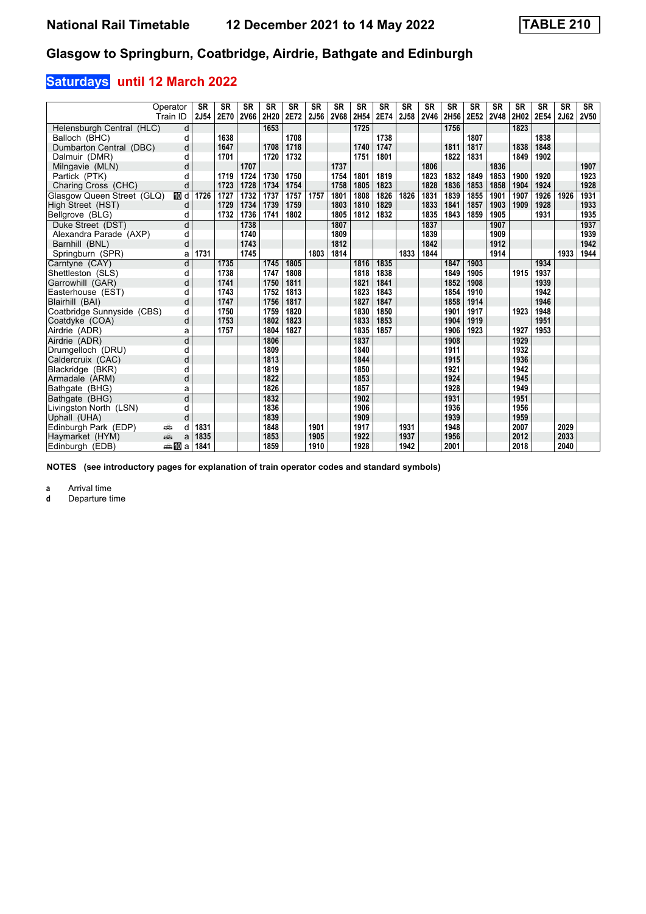# National Rail Timetable 12 December 2021 to 14 May 2022 TABLE 210

## Glasgow to Springburn, Coatbridge, Airdrie, Bathgate and Edinburgh

### Saturdays until 12 March 2022

| Operator | | SR | SR | SR | SR | SR | SR | SR | SR | SR | SR | SR | SR | SR | SR | SR | SR | SR | SR |
|---|---|---|---|---|---|---|---|---|---|---|---|---|---|---|---|---|---|---|---|
| Train ID | | 2J54 | 2E70 | 2V66 | 2H20 | 2E72 | 2J56 | 2V68 | 2H54 | 2E74 | 2J58 | 2V46 | 2H56 | 2E52 | 2V48 | 2H02 | 2E54 | 2J62 | 2V50 |
| Helensburgh Central (HLC) | d | | | | 1653 | | | | 1725 | | | | 1756 | | | 1823 | | | |
| Balloch (BHC) | d | | 1638 | | | 1708 | | | | 1738 | | | | 1807 | | | 1838 | | |
| Dumbarton Central (DBC) | d | | 1647 | | 1708 | 1718 | | | 1740 | 1747 | | | 1811 | 1817 | | 1838 | 1848 | | |
| Dalmuir (DMR) | d | | 1701 | | 1720 | 1732 | | | 1751 | 1801 | | | 1822 | 1831 | | 1849 | 1902 | | |
| Milngavie (MLN) | d | | | 1707 | | | | 1737 | | | | 1806 | | | 1836 | | | | 1907 |
| Partick (PTK) | d | | 1719 | 1724 | 1730 | 1750 | | 1754 | 1801 | 1819 | | 1823 | 1832 | 1849 | 1853 | 1900 | 1920 | | 1923 |
| Charing Cross (CHC) | d | | 1723 | 1728 | 1734 | 1754 | | 1758 | 1805 | 1823 | | 1828 | 1836 | 1853 | 1858 | 1904 | 1924 | | 1928 |
| Glasgow Queen Street (GLQ) | 10 d | 1726 | 1727 | 1732 | 1737 | 1757 | 1757 | 1801 | 1808 | 1826 | 1826 | 1831 | 1839 | 1855 | 1901 | 1907 | 1926 | 1926 | 1931 |
| High Street (HST) | d | | 1729 | 1734 | 1739 | 1759 | | 1803 | 1810 | 1829 | | 1833 | 1841 | 1857 | 1903 | 1909 | 1928 | | 1933 |
| Bellgrove (BLG) | d | | 1732 | 1736 | 1741 | 1802 | | 1805 | 1812 | 1832 | | 1835 | 1843 | 1859 | 1905 | | 1931 | | 1935 |
| Duke Street (DST) | d | | | 1738 | | | | 1807 | | | | 1837 | | | 1907 | | | | 1937 |
| Alexandra Parade (AXP) | d | | | 1740 | | | | 1809 | | | | 1839 | | | 1909 | | | | 1939 |
| Barnhill (BNL) | d | | | 1743 | | | | 1812 | | | | 1842 | | | 1912 | | | | 1942 |
| Springburn (SPR) | a | 1731 | | 1745 | | | 1803 | 1814 | | | 1833 | 1844 | | | 1914 | | | 1933 | 1944 |
| Carntyne (CAY) | d | | 1735 | | 1745 | 1805 | | | 1816 | 1835 | | | 1847 | 1903 | | | 1934 | | |
| Shettleston (SLS) | d | | 1738 | | 1747 | 1808 | | | 1818 | 1838 | | | 1849 | 1905 | | 1915 | 1937 | | |
| Garrowhill (GAR) | d | | 1741 | | 1750 | 1811 | | | 1821 | 1841 | | | 1852 | 1908 | | | 1939 | | |
| Easterhouse (EST) | d | | 1743 | | 1752 | 1813 | | | 1823 | 1843 | | | 1854 | 1910 | | | 1942 | | |
| Blairhill (BAI) | d | | 1747 | | 1756 | 1817 | | | 1827 | 1847 | | | 1858 | 1914 | | | 1946 | | |
| Coatbridge Sunnyside (CBS) | d | | 1750 | | 1759 | 1820 | | | 1830 | 1850 | | | 1901 | 1917 | | 1923 | 1948 | | |
| Coatdyke (COA) | d | | 1753 | | 1802 | 1823 | | | 1833 | 1853 | | | 1904 | 1919 | | | 1951 | | |
| Airdrie (ADR) | a | | 1757 | | 1804 | 1827 | | | 1835 | 1857 | | | 1906 | 1923 | | 1927 | 1953 | | |
| Airdrie (ADR) | d | | | | 1806 | | | | 1837 | | | | 1908 | | | 1929 | | | |
| Drumgelloch (DRU) | d | | | | 1809 | | | | 1840 | | | | 1911 | | | 1932 | | | |
| Caldercruix (CAC) | d | | | | 1813 | | | | 1844 | | | | 1915 | | | 1936 | | | |
| Blackridge (BKR) | d | | | | 1819 | | | | 1850 | | | | 1921 | | | 1942 | | | |
| Armadale (ARM) | d | | | | 1822 | | | | 1853 | | | | 1924 | | | 1945 | | | |
| Bathgate (BHG) | a | | | | 1826 | | | | 1857 | | | | 1928 | | | 1949 | | | |
| Bathgate (BHG) | d | | | | 1832 | | | | 1902 | | | | 1931 | | | 1951 | | | |
| Livingston North (LSN) | d | | | | 1836 | | | | 1906 | | | | 1936 | | | 1956 | | | |
| Uphall (UHA) | d | | | | 1839 | | | | 1909 | | | | 1939 | | | 1959 | | | |
| Edinburgh Park (EDP) | d | 1831 | | | 1848 | | 1901 | | 1917 | | 1931 | | 1948 | | | 2007 | | 2029 | |
| Haymarket (HYM) | a | 1835 | | | 1853 | | 1905 | | 1922 | | 1937 | | 1956 | | | 2012 | | 2033 | |
| Edinburgh (EDB) | 10 a | 1841 | | | 1859 | | 1910 | | 1928 | | 1942 | | 2001 | | | 2018 | | 2040 | |

**NOTES (see introductory pages for explanation of train operator codes and standard symbols)**

**a** Arrival time
**d** Departure time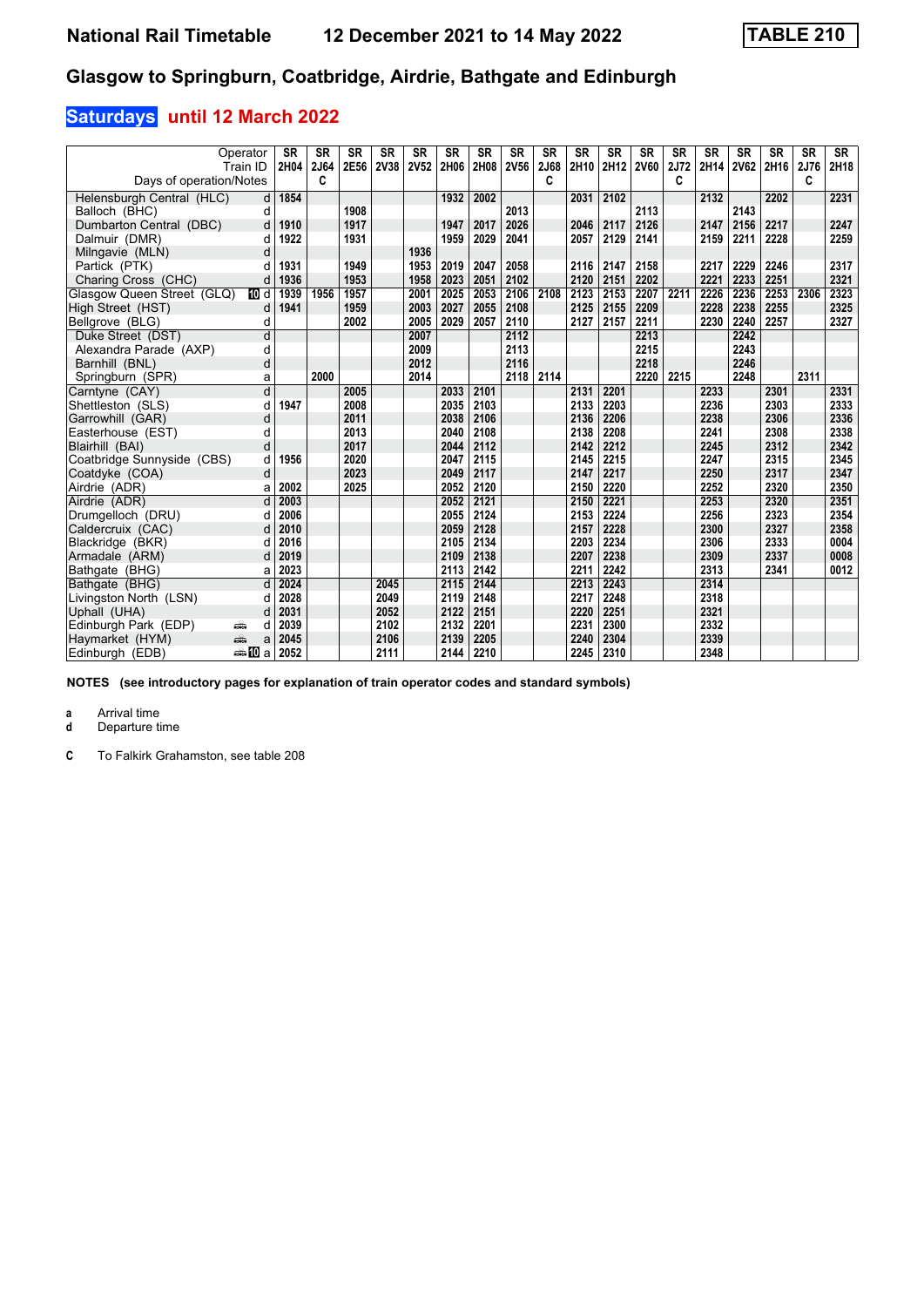# National Rail Timetable 12 December 2021 to 14 May 2022 TABLE 210

## Glasgow to Springburn, Coatbridge, Airdrie, Bathgate and Edinburgh

### Saturdays until 12 March 2022

| Operator | | SR | SR | SR | SR | SR | SR | SR | SR | SR | SR | SR | SR | SR | SR | SR | SR | SR | SR |
|---|---|---|---|---|---|---|---|---|---|---|---|---|---|---|---|---|---|---|---|
| Train ID | | 2H04 | 2J64 | 2E56 | 2V38 | 2V52 | 2H06 | 2H08 | 2V56 | 2J68 | 2H10 | 2H12 | 2V60 | 2J72 | 2H14 | 2V62 | 2H16 | 2J76 | 2H18 |
| Days of operation/Notes | | | C | | | | | | | C | | | | C | | | | C | |
| Helensburgh Central (HLC) | d | 1854 | | | | | 1932 | 2002 | | | 2031 | 2102 | | | 2132 | | 2202 | | 2231 |
| Balloch (BHC) | d | | | 1908 | | | | | 2013 | | | | 2113 | | | 2143 | | | |
| Dumbarton Central (DBC) | d | 1910 | | 1917 | | | 1947 | 2017 | 2026 | | 2046 | 2117 | 2126 | | 2147 | 2156 | 2217 | | 2247 |
| Dalmuir (DMR) | d | 1922 | | 1931 | | | 1959 | 2029 | 2041 | | 2057 | 2129 | 2141 | | 2159 | 2211 | 2228 | | 2259 |
| Milngavie (MLN) | d | | | | | 1936 | | | | | | | | | | | | | |
| Partick (PTK) | d | 1931 | | 1949 | | 1953 | 2019 | 2047 | 2058 | | 2116 | 2147 | 2158 | | 2217 | 2229 | 2246 | | 2317 |
| Charing Cross (CHC) | d | 1936 | | 1953 | | 1958 | 2023 | 2051 | 2102 | | 2120 | 2151 | 2202 | | 2221 | 2233 | 2251 | | 2321 |
| Glasgow Queen Street (GLQ) | d | 1939 | 1956 | 1957 | | 2001 | 2025 | 2053 | 2106 | 2108 | 2123 | 2153 | 2207 | 2211 | 2226 | 2236 | 2253 | 2306 | 2323 |
| High Street (HST) | d | 1941 | | 1959 | | 2003 | 2027 | 2055 | 2108 | | 2125 | 2155 | 2209 | | 2228 | 2238 | 2255 | | 2325 |
| Bellgrove (BLG) | d | | | 2002 | | 2005 | 2029 | 2057 | 2110 | | 2127 | 2157 | 2211 | | 2230 | 2240 | 2257 | | 2327 |
| Duke Street (DST) | d | | | | | 2007 | | | 2112 | | | | 2213 | | | 2242 | | | |
| Alexandra Parade (AXP) | d | | | | | 2009 | | | 2113 | | | | 2215 | | | 2243 | | | |
| Barnhill (BNL) | d | | | | | 2012 | | | 2116 | | | | 2218 | | | 2246 | | | |
| Springburn (SPR) | a | | 2000 | | | 2014 | | | 2118 | 2114 | | | 2220 | 2215 | | 2248 | | 2311 | |
| Carntyne (CAY) | d | | | 2005 | | | 2033 | 2101 | | | 2131 | 2201 | | | 2233 | | 2301 | | 2331 |
| Shettleston (SLS) | d | 1947 | | 2008 | | | 2035 | 2103 | | | 2133 | 2203 | | | 2236 | | 2303 | | 2333 |
| Garrowhill (GAR) | d | | | 2011 | | | 2038 | 2106 | | | 2136 | 2206 | | | 2238 | | 2306 | | 2336 |
| Easterhouse (EST) | d | | | 2013 | | | 2040 | 2108 | | | 2138 | 2208 | | | 2241 | | 2308 | | 2338 |
| Blairhill (BAI) | d | | | 2017 | | | 2044 | 2112 | | | 2142 | 2212 | | | 2245 | | 2312 | | 2342 |
| Coatbridge Sunnyside (CBS) | d | 1956 | | 2020 | | | 2047 | 2115 | | | 2145 | 2215 | | | 2247 | | 2315 | | 2345 |
| Coatdyke (COA) | d | | | 2023 | | | 2049 | 2117 | | | 2147 | 2217 | | | 2250 | | 2317 | | 2347 |
| Airdrie (ADR) | a | 2002 | | 2025 | | | 2052 | 2120 | | | 2150 | 2220 | | | 2252 | | 2320 | | 2350 |
| Airdrie (ADR) | d | 2003 | | | | | 2052 | 2121 | | | 2150 | 2221 | | | 2253 | | 2320 | | 2351 |
| Drumgelloch (DRU) | d | 2006 | | | | | 2055 | 2124 | | | 2153 | 2224 | | | 2256 | | 2323 | | 2354 |
| Caldercruix (CAC) | d | 2010 | | | | | 2059 | 2128 | | | 2157 | 2228 | | | 2300 | | 2327 | | 2358 |
| Blackridge (BKR) | d | 2016 | | | | | 2105 | 2134 | | | 2203 | 2234 | | | 2306 | | 2333 | | 0004 |
| Armadale (ARM) | d | 2019 | | | | | 2109 | 2138 | | | 2207 | 2238 | | | 2309 | | 2337 | | 0008 |
| Bathgate (BHG) | a | 2023 | | | | | 2113 | 2142 | | | 2211 | 2242 | | | 2313 | | 2341 | | 0012 |
| Bathgate (BHG) | d | 2024 | | | 2045 | | 2115 | 2144 | | | 2213 | 2243 | | | 2314 | | | | |
| Livingston North (LSN) | d | 2028 | | | 2049 | | 2119 | 2148 | | | 2217 | 2248 | | | 2318 | | | | |
| Uphall (UHA) | d | 2031 | | | 2052 | | 2122 | 2151 | | | 2220 | 2251 | | | 2321 | | | | |
| Edinburgh Park (EDP) | d | 2039 | | | 2102 | | 2132 | 2201 | | | 2231 | 2300 | | | 2332 | | | | |
| Haymarket (HYM) | a | 2045 | | | 2106 | | 2139 | 2205 | | | 2240 | 2304 | | | 2339 | | | | |
| Edinburgh (EDB) | a | 2052 | | | 2111 | | 2144 | 2210 | | | 2245 | 2310 | | | 2348 | | | | |

**NOTES (see introductory pages for explanation of train operator codes and standard symbols)**

**a** Arrival time
**d** Departure time

**C** To Falkirk Grahamston, see table 208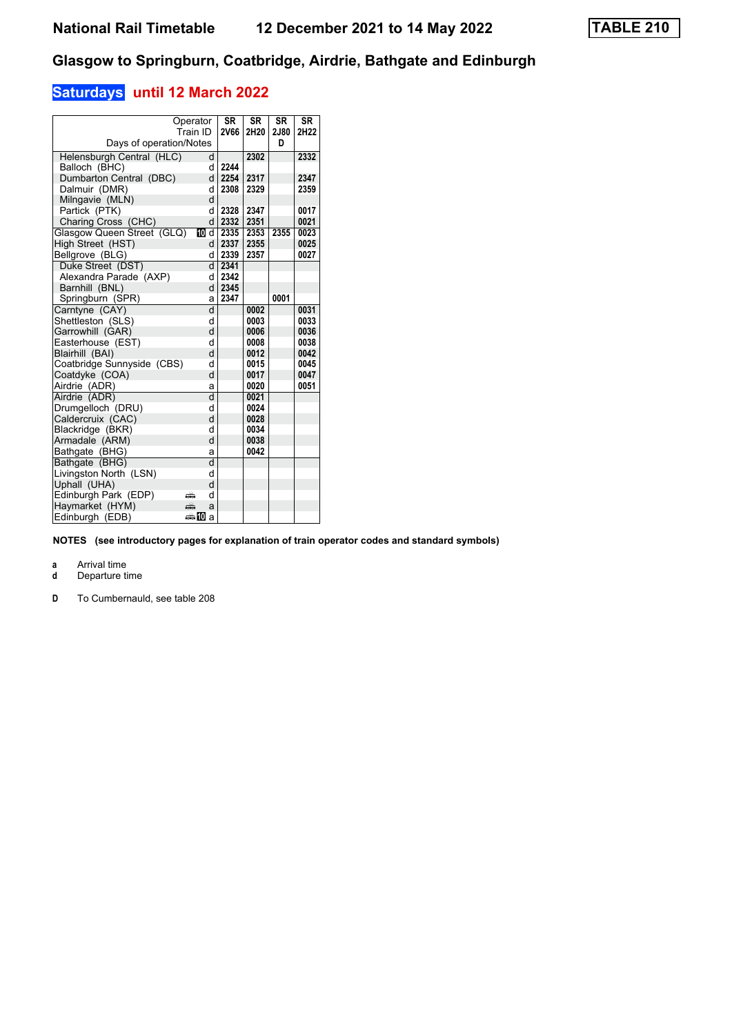# National Rail Timetable 12 December 2021 to 14 May 2022 TABLE 210

## Glasgow to Springburn, Coatbridge, Airdrie, Bathgate and Edinburgh

### Saturdays until 12 March 2022

| Operator | | SR | SR | SR | SR |
|---|---|---|---|---|---|
| Train ID | | 2V66 | 2H20 | 2J80 | 2H22 |
| Days of operation/Notes | | | | D | |
| Helensburgh Central (HLC) | d | | 2302 | | 2332 |
| Balloch (BHC) | d | 2244 | | | |
| Dumbarton Central (DBC) | d | 2254 | 2317 | | 2347 |
| Dalmuir (DMR) | d | 2308 | 2329 | | 2359 |
| Milngavie (MLN) | d | | | | |
| Partick (PTK) | d | 2328 | 2347 | | 0017 |
| Charing Cross (CHC) | d | 2332 | 2351 | | 0021 |
| Glasgow Queen Street (GLQ) | 10 d | 2335 | 2353 | 2355 | 0023 |
| High Street (HST) | d | 2337 | 2355 | | 0025 |
| Bellgrove (BLG) | d | 2339 | 2357 | | 0027 |
| Duke Street (DST) | d | 2341 | | | |
| Alexandra Parade (AXP) | d | 2342 | | | |
| Barnhill (BNL) | d | 2345 | | | |
| Springburn (SPR) | a | 2347 | | 0001 | |
| Carntyne (CAY) | d | | 0002 | | 0031 |
| Shettleston (SLS) | d | | 0003 | | 0033 |
| Garrowhill (GAR) | d | | 0006 | | 0036 |
| Easterhouse (EST) | d | | 0008 | | 0038 |
| Blairhill (BAI) | d | | 0012 | | 0042 |
| Coatbridge Sunnyside (CBS) | d | | 0015 | | 0045 |
| Coatdyke (COA) | d | | 0017 | | 0047 |
| Airdrie (ADR) | a | | 0020 | | 0051 |
| Airdrie (ADR) | d | | 0021 | | |
| Drumgelloch (DRU) | d | | 0024 | | |
| Caldercruix (CAC) | d | | 0028 | | |
| Blackridge (BKR) | d | | 0034 | | |
| Armadale (ARM) | d | | 0038 | | |
| Bathgate (BHG) | a | | 0042 | | |
| Bathgate (BHG) | d | | | | |
| Livingston North (LSN) | d | | | | |
| Uphall (UHA) | d | | | | |
| Edinburgh Park (EDP) | d | | | | |
| Haymarket (HYM) | a | | | | |
| Edinburgh (EDB) | 10 a | | | | |

**NOTES (see introductory pages for explanation of train operator codes and standard symbols)**

**a** Arrival time
**d** Departure time

**D** To Cumbernauld, see table 208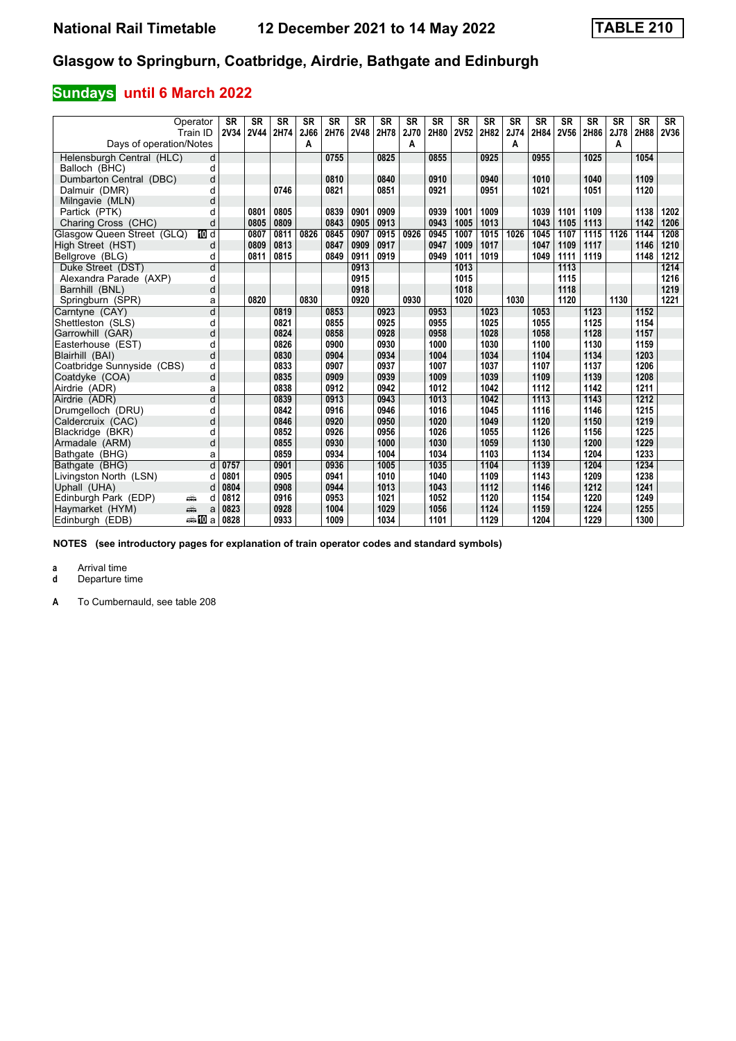# National Rail Timetable 12 December 2021 to 14 May 2022 TABLE 210

## Glasgow to Springburn, Coatbridge, Airdrie, Bathgate and Edinburgh

### Sundays until 6 March 2022

| Operator | | SR | SR | SR | SR | SR | SR | SR | SR | SR | SR | SR | SR | SR | SR | SR | SR | SR | SR |
|---|---|---|---|---|---|---|---|---|---|---|---|---|---|---|---|---|---|---|---|
| Train ID | | 2V34 | 2V44 | 2H74 | 2J66 | 2H76 | 2V48 | 2H78 | 2J70 | 2H80 | 2V52 | 2H82 | 2J74 | 2H84 | 2V56 | 2H86 | 2J78 | 2H88 | 2V36 |
| Days of operation/Notes | | | | | A | | | | A | | | | A | | | | A | | |
| Helensburgh Central (HLC) | d | | | | | 0755 | | 0825 | | 0855 | | 0925 | | 0955 | | 1025 | | 1054 | |
| Balloch (BHC) | d | | | | | | | | | | | | | | | | | | |
| Dumbarton Central (DBC) | d | | | | | 0810 | | 0840 | | 0910 | | 0940 | | 1010 | | 1040 | | 1109 | |
| Dalmuir (DMR) | d | | | 0746 | | 0821 | | 0851 | | 0921 | | 0951 | | 1021 | | 1051 | | 1120 | |
| Milngavie (MLN) | d | | | | | | | | | | | | | | | | | | |
| Partick (PTK) | d | | 0801 | 0805 | | 0839 | 0901 | 0909 | | 0939 | 1001 | 1009 | | 1039 | 1101 | 1109 | | 1138 | 1202 |
| Charing Cross (CHC) | d | | 0805 | 0809 | | 0843 | 0905 | 0913 | | 0943 | 1005 | 1013 | | 1043 | 1105 | 1113 | | 1142 | 1206 |
| Glasgow Queen Street (GLQ) | d | | 0807 | 0811 | 0826 | 0845 | 0907 | 0915 | 0926 | 0945 | 1007 | 1015 | 1026 | 1045 | 1107 | 1115 | 1126 | 1144 | 1208 |
| High Street (HST) | d | | 0809 | 0813 | | 0847 | 0909 | 0917 | | 0947 | 1009 | 1017 | | 1047 | 1109 | 1117 | | 1146 | 1210 |
| Bellgrove (BLG) | d | | 0811 | 0815 | | 0849 | 0911 | 0919 | | 0949 | 1011 | 1019 | | 1049 | 1111 | 1119 | | 1148 | 1212 |
| Duke Street (DST) | d | | | | | | 0913 | | | | 1013 | | | | 1113 | | | | 1214 |
| Alexandra Parade (AXP) | d | | | | | | 0915 | | | | 1015 | | | | 1115 | | | | 1216 |
| Barnhill (BNL) | d | | | | | | 0918 | | | | 1018 | | | | 1118 | | | | 1219 |
| Springburn (SPR) | a | | 0820 | | 0830 | | 0920 | | 0930 | | 1020 | | 1030 | | 1120 | | 1130 | | 1221 |
| Carntyne (CAY) | d | | | 0819 | | 0853 | | 0923 | | 0953 | | 1023 | | 1053 | | 1123 | | 1152 | |
| Shettleston (SLS) | d | | | 0821 | | 0855 | | 0925 | | 0955 | | 1025 | | 1055 | | 1125 | | 1154 | |
| Garrowhill (GAR) | d | | | 0824 | | 0858 | | 0928 | | 0958 | | 1028 | | 1058 | | 1128 | | 1157 | |
| Easterhouse (EST) | d | | | 0826 | | 0900 | | 0930 | | 1000 | | 1030 | | 1100 | | 1130 | | 1159 | |
| Blairhill (BAI) | d | | | 0830 | | 0904 | | 0934 | | 1004 | | 1034 | | 1104 | | 1134 | | 1203 | |
| Coatbridge Sunnyside (CBS) | d | | | 0833 | | 0907 | | 0937 | | 1007 | | 1037 | | 1107 | | 1137 | | 1206 | |
| Coatdyke (COA) | d | | | 0835 | | 0909 | | 0939 | | 1009 | | 1039 | | 1109 | | 1139 | | 1208 | |
| Airdrie (ADR) | a | | | 0838 | | 0912 | | 0942 | | 1012 | | 1042 | | 1112 | | 1142 | | 1211 | |
| Airdrie (ADR) | d | | | 0839 | | 0913 | | 0943 | | 1013 | | 1042 | | 1113 | | 1143 | | 1212 | |
| Drumgelloch (DRU) | d | | | 0842 | | 0916 | | 0946 | | 1016 | | 1045 | | 1116 | | 1146 | | 1215 | |
| Caldercruix (CAC) | d | | | 0846 | | 0920 | | 0950 | | 1020 | | 1049 | | 1120 | | 1150 | | 1219 | |
| Blackridge (BKR) | d | | | 0852 | | 0926 | | 0956 | | 1026 | | 1055 | | 1126 | | 1156 | | 1225 | |
| Armadale (ARM) | d | | | 0855 | | 0930 | | 1000 | | 1030 | | 1059 | | 1130 | | 1200 | | 1229 | |
| Bathgate (BHG) | a | | | 0859 | | 0934 | | 1004 | | 1034 | | 1103 | | 1134 | | 1204 | | 1233 | |
| Bathgate (BHG) | d | 0757 | | 0901 | | 0936 | | 1005 | | 1035 | | 1104 | | 1139 | | 1204 | | 1234 | |
| Livingston North (LSN) | d | 0801 | | 0905 | | 0941 | | 1010 | | 1040 | | 1109 | | 1143 | | 1209 | | 1238 | |
| Uphall (UHA) | d | 0804 | | 0908 | | 0944 | | 1013 | | 1043 | | 1112 | | 1146 | | 1212 | | 1241 | |
| Edinburgh Park (EDP) | d | 0812 | | 0916 | | 0953 | | 1021 | | 1052 | | 1120 | | 1154 | | 1220 | | 1249 | |
| Haymarket (HYM) | a | 0823 | | 0928 | | 1004 | | 1029 | | 1056 | | 1124 | | 1159 | | 1224 | | 1255 | |
| Edinburgh (EDB) | a | 0828 | | 0933 | | 1009 | | 1034 | | 1101 | | 1129 | | 1204 | | 1229 | | 1300 | |

**NOTES (see introductory pages for explanation of train operator codes and standard symbols)**

**a** Arrival time
**d** Departure time

**A** To Cumbernauld, see table 208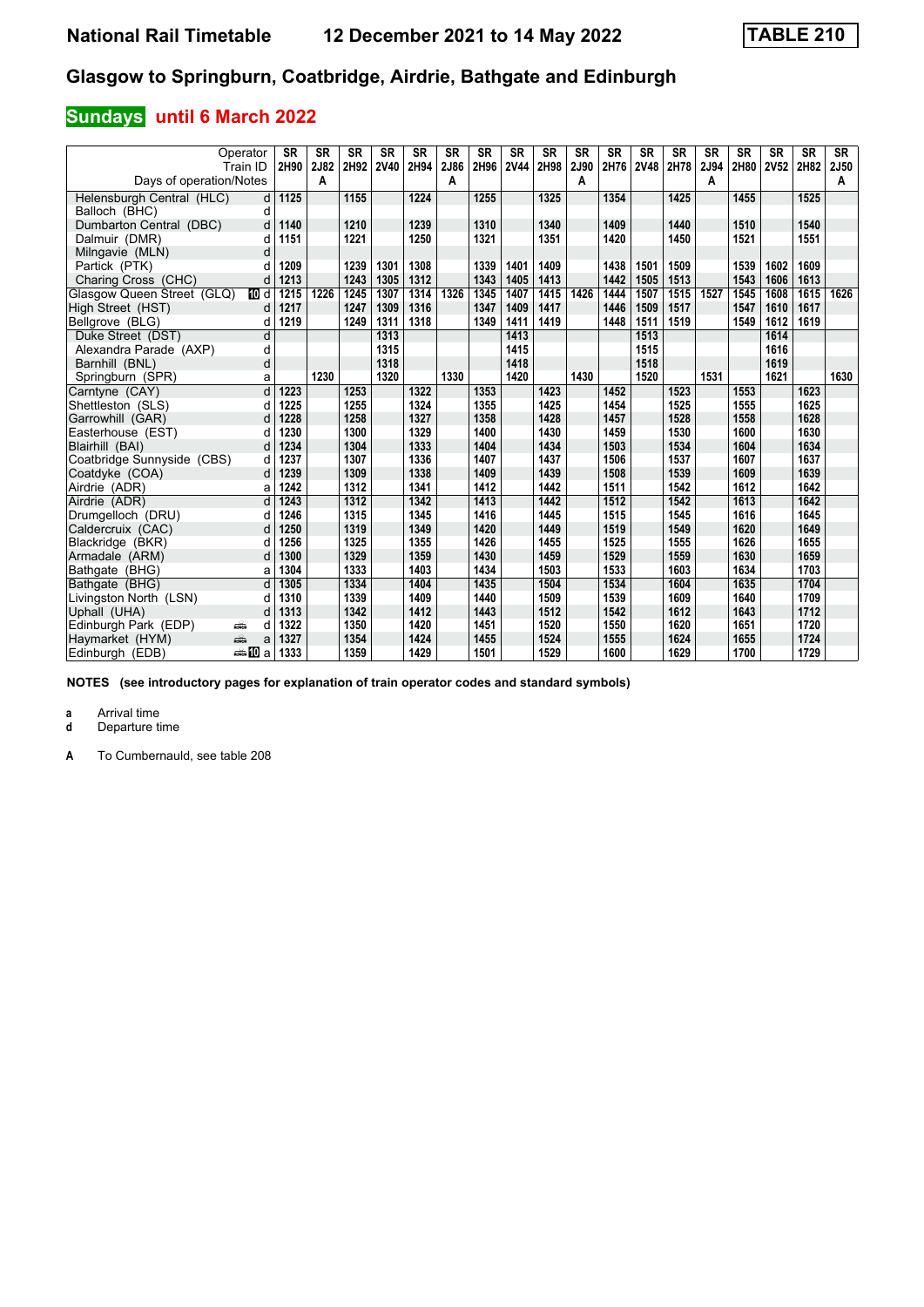# National Rail Timetable 12 December 2021 to 14 May 2022 TABLE 210

## Glasgow to Springburn, Coatbridge, Airdrie, Bathgate and Edinburgh

### Sundays until 6 March 2022

| Operator | | SR | SR | SR | SR | SR | SR | SR | SR | SR | SR | SR | SR | SR | SR | SR | SR | SR | SR |
|---|---|---|---|---|---|---|---|---|---|---|---|---|---|---|---|---|---|---|---|
| Train ID | | 2H90 | 2J82 | 2H92 | 2V40 | 2H94 | 2J86 | 2H96 | 2V44 | 2H98 | 2J90 | 2H76 | 2V48 | 2H78 | 2J94 | 2H80 | 2V52 | 2H82 | 2J50 |
| Days of operation/Notes | | | A | | | | A | | | | A | | | | A | | | | A |
| Helensburgh Central (HLC) | d | 1125 | | 1155 | | 1224 | | 1255 | | 1325 | | 1354 | | 1425 | | 1455 | | 1525 | |
| Balloch (BHC) | d | | | | | | | | | | | | | | | | | | |
| Dumbarton Central (DBC) | d | 1140 | | 1210 | | 1239 | | 1310 | | 1340 | | 1409 | | 1440 | | 1510 | | 1540 | |
| Dalmuir (DMR) | d | 1151 | | 1221 | | 1250 | | 1321 | | 1351 | | 1420 | | 1450 | | 1521 | | 1551 | |
| Milngavie (MLN) | d | | | | | | | | | | | | | | | | | | |
| Partick (PTK) | d | 1209 | | 1239 | 1301 | 1308 | | 1339 | 1401 | 1409 | | 1438 | 1501 | 1509 | | 1539 | 1602 | 1609 | |
| Charing Cross (CHC) | d | 1213 | | 1243 | 1305 | 1312 | | 1343 | 1405 | 1413 | | 1442 | 1505 | 1513 | | 1543 | 1606 | 1613 | |
| Glasgow Queen Street (GLQ) | 10 d | 1215 | 1226 | 1245 | 1307 | 1314 | 1326 | 1345 | 1407 | 1415 | 1426 | 1444 | 1507 | 1515 | 1527 | 1545 | 1608 | 1615 | 1626 |
| High Street (HST) | d | 1217 | | 1247 | 1309 | 1316 | | 1347 | 1409 | 1417 | | 1446 | 1509 | 1517 | | 1547 | 1610 | 1617 | |
| Bellgrove (BLG) | d | 1219 | | 1249 | 1311 | 1318 | | 1349 | 1411 | 1419 | | 1448 | 1511 | 1519 | | 1549 | 1612 | 1619 | |
| Duke Street (DST) | d | | | | 1313 | | | | 1413 | | | | 1513 | | | | 1614 | | |
| Alexandra Parade (AXP) | d | | | | 1315 | | | | 1415 | | | | 1515 | | | | 1616 | | |
| Barnhill (BNL) | d | | | | 1318 | | | | 1418 | | | | 1518 | | | | 1619 | | |
| Springburn (SPR) | a | | 1230 | | 1320 | | 1330 | | 1420 | | 1430 | | 1520 | | 1531 | | 1621 | | 1630 |
| Carntyne (CAY) | d | 1223 | | 1253 | | 1322 | | 1353 | | 1423 | | 1452 | | 1523 | | 1553 | | 1623 | |
| Shettleston (SLS) | d | 1225 | | 1255 | | 1324 | | 1355 | | 1425 | | 1454 | | 1525 | | 1555 | | 1625 | |
| Garrowhill (GAR) | d | 1228 | | 1258 | | 1327 | | 1358 | | 1428 | | 1457 | | 1528 | | 1558 | | 1628 | |
| Easterhouse (EST) | d | 1230 | | 1300 | | 1329 | | 1400 | | 1430 | | 1459 | | 1530 | | 1600 | | 1630 | |
| Blairhill (BAI) | d | 1234 | | 1304 | | 1333 | | 1404 | | 1434 | | 1503 | | 1534 | | 1604 | | 1634 | |
| Coatbridge Sunnyside (CBS) | d | 1237 | | 1307 | | 1336 | | 1407 | | 1437 | | 1506 | | 1537 | | 1607 | | 1637 | |
| Coatdyke (COA) | d | 1239 | | 1309 | | 1338 | | 1409 | | 1439 | | 1508 | | 1539 | | 1609 | | 1639 | |
| Airdrie (ADR) | a | 1242 | | 1312 | | 1341 | | 1412 | | 1442 | | 1511 | | 1542 | | 1612 | | 1642 | |
| Airdrie (ADR) | d | 1243 | | 1312 | | 1342 | | 1413 | | 1442 | | 1512 | | 1542 | | 1613 | | 1642 | |
| Drumgelloch (DRU) | d | 1246 | | 1315 | | 1345 | | 1416 | | 1445 | | 1515 | | 1545 | | 1616 | | 1645 | |
| Caldercruix (CAC) | d | 1250 | | 1319 | | 1349 | | 1420 | | 1449 | | 1519 | | 1549 | | 1620 | | 1649 | |
| Blackridge (BKR) | d | 1256 | | 1325 | | 1355 | | 1426 | | 1455 | | 1525 | | 1555 | | 1626 | | 1655 | |
| Armadale (ARM) | d | 1300 | | 1329 | | 1359 | | 1430 | | 1459 | | 1529 | | 1559 | | 1630 | | 1659 | |
| Bathgate (BHG) | a | 1304 | | 1333 | | 1403 | | 1434 | | 1503 | | 1533 | | 1603 | | 1634 | | 1703 | |
| Bathgate (BHG) | d | 1305 | | 1334 | | 1404 | | 1435 | | 1504 | | 1534 | | 1604 | | 1635 | | 1704 | |
| Livingston North (LSN) | d | 1310 | | 1339 | | 1409 | | 1440 | | 1509 | | 1539 | | 1609 | | 1640 | | 1709 | |
| Uphall (UHA) | d | 1313 | | 1342 | | 1412 | | 1443 | | 1512 | | 1542 | | 1612 | | 1643 | | 1712 | |
| Edinburgh Park (EDP) | d | 1322 | | 1350 | | 1420 | | 1451 | | 1520 | | 1550 | | 1620 | | 1651 | | 1720 | |
| Haymarket (HYM) | a | 1327 | | 1354 | | 1424 | | 1455 | | 1524 | | 1555 | | 1624 | | 1655 | | 1724 | |
| Edinburgh (EDB) | 10 a | 1333 | | 1359 | | 1429 | | 1501 | | 1529 | | 1600 | | 1629 | | 1700 | | 1729 | |

**NOTES (see introductory pages for explanation of train operator codes and standard symbols)**

**a** Arrival time
**d** Departure time

**A** To Cumbernauld, see table 208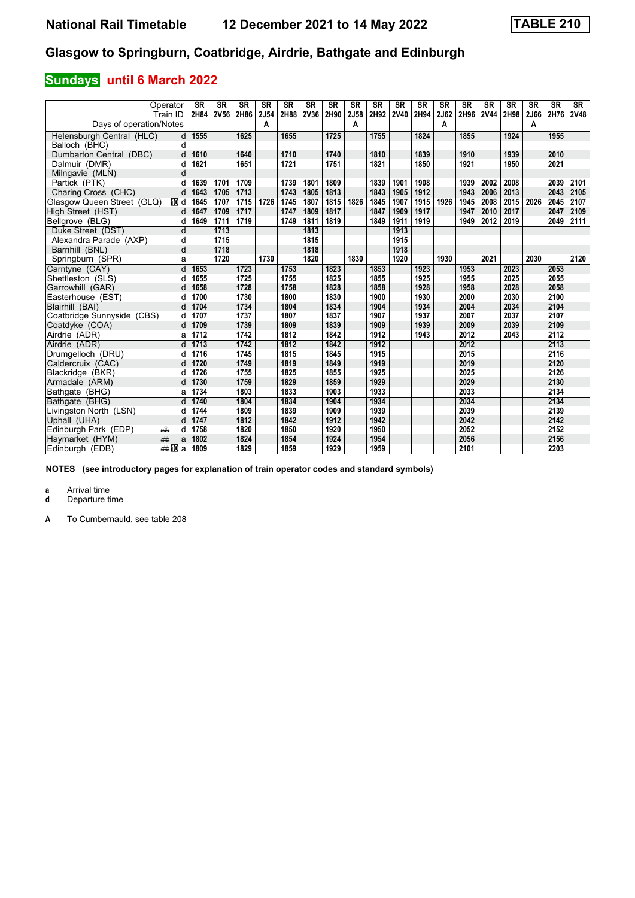# National Rail Timetable 12 December 2021 to 14 May 2022 TABLE 210

## Glasgow to Springburn, Coatbridge, Airdrie, Bathgate and Edinburgh

### Sundays until 6 March 2022

| Operator | | SR | SR | SR | SR | SR | SR | SR | SR | SR | SR | SR | SR | SR | SR | SR | SR | SR | SR |
|---|---|---|---|---|---|---|---|---|---|---|---|---|---|---|---|---|---|---|---|
| Train ID | | 2H84 | 2V56 | 2H86 | 2J54 | 2H88 | 2V36 | 2H90 | 2J58 | 2H92 | 2V40 | 2H94 | 2J62 | 2H96 | 2V44 | 2H98 | 2J66 | 2H76 | 2V48 |
| Days of operation/Notes | | | | | A | | | | A | | | | A | | | | A | | |
| Helensburgh Central (HLC) | d | 1555 | | 1625 | | 1655 | | 1725 | | 1755 | | 1824 | | 1855 | | 1924 | | 1955 | |
| Balloch (BHC) | d | | | | | | | | | | | | | | | | | | |
| Dumbarton Central (DBC) | d | 1610 | | 1640 | | 1710 | | 1740 | | 1810 | | 1839 | | 1910 | | 1939 | | 2010 | |
| Dalmuir (DMR) | d | 1621 | | 1651 | | 1721 | | 1751 | | 1821 | | 1850 | | 1921 | | 1950 | | 2021 | |
| Milngavie (MLN) | d | | | | | | | | | | | | | | | | | | |
| Partick (PTK) | d | 1639 | 1701 | 1709 | | 1739 | 1801 | 1809 | | 1839 | 1901 | 1908 | | 1939 | 2002 | 2008 | | 2039 | 2101 |
| Charing Cross (CHC) | d | 1643 | 1705 | 1713 | | 1743 | 1805 | 1813 | | 1843 | 1905 | 1912 | | 1943 | 2006 | 2013 | | 2043 | 2105 |
| Glasgow Queen Street (GLQ) | d | 1645 | 1707 | 1715 | 1726 | 1745 | 1807 | 1815 | 1826 | 1845 | 1907 | 1915 | 1926 | 1945 | 2008 | 2015 | 2026 | 2045 | 2107 |
| High Street (HST) | d | 1647 | 1709 | 1717 | | 1747 | 1809 | 1817 | | 1847 | 1909 | 1917 | | 1947 | 2010 | 2017 | | 2047 | 2109 |
| Bellgrove (BLG) | d | 1649 | 1711 | 1719 | | 1749 | 1811 | 1819 | | 1849 | 1911 | 1919 | | 1949 | 2012 | 2019 | | 2049 | 2111 |
| Duke Street (DST) | d | | 1713 | | | | 1813 | | | | 1913 | | | | | | | | |
| Alexandra Parade (AXP) | d | | 1715 | | | | 1815 | | | | 1915 | | | | | | | | |
| Barnhill (BNL) | d | | 1718 | | | | 1818 | | | | 1918 | | | | | | | | |
| Springburn (SPR) | a | | 1720 | | 1730 | | 1820 | | 1830 | | 1920 | | 1930 | | 2021 | | 2030 | | 2120 |
| Carntyne (CAY) | d | 1653 | | 1723 | | 1753 | | 1823 | | 1853 | | 1923 | | 1953 | | 2023 | | 2053 | |
| Shettleston (SLS) | d | 1655 | | 1725 | | 1755 | | 1825 | | 1855 | | 1925 | | 1955 | | 2025 | | 2055 | |
| Garrowhill (GAR) | d | 1658 | | 1728 | | 1758 | | 1828 | | 1858 | | 1928 | | 1958 | | 2028 | | 2058 | |
| Easterhouse (EST) | d | 1700 | | 1730 | | 1800 | | 1830 | | 1900 | | 1930 | | 2000 | | 2030 | | 2100 | |
| Blairhill (BAI) | d | 1704 | | 1734 | | 1804 | | 1834 | | 1904 | | 1934 | | 2004 | | 2034 | | 2104 | |
| Coatbridge Sunnyside (CBS) | d | 1707 | | 1737 | | 1807 | | 1837 | | 1907 | | 1937 | | 2007 | | 2037 | | 2107 | |
| Coatdyke (COA) | d | 1709 | | 1739 | | 1809 | | 1839 | | 1909 | | 1939 | | 2009 | | 2039 | | 2109 | |
| Airdrie (ADR) | a | 1712 | | 1742 | | 1812 | | 1842 | | 1912 | | 1943 | | 2012 | | 2043 | | 2112 | |
| Airdrie (ADR) | d | 1713 | | 1742 | | 1812 | | 1842 | | 1912 | | | | 2012 | | | | 2113 | |
| Drumgelloch (DRU) | d | 1716 | | 1745 | | 1815 | | 1845 | | 1915 | | | | 2015 | | | | 2116 | |
| Caldercruix (CAC) | d | 1720 | | 1749 | | 1819 | | 1849 | | 1919 | | | | 2019 | | | | 2120 | |
| Blackridge (BKR) | d | 1726 | | 1755 | | 1825 | | 1855 | | 1925 | | | | 2025 | | | | 2126 | |
| Armadale (ARM) | d | 1730 | | 1759 | | 1829 | | 1859 | | 1929 | | | | 2029 | | | | 2130 | |
| Bathgate (BHG) | a | 1734 | | 1803 | | 1833 | | 1903 | | 1933 | | | | 2033 | | | | 2134 | |
| Bathgate (BHG) | d | 1740 | | 1804 | | 1834 | | 1904 | | 1934 | | | | 2034 | | | | 2134 | |
| Livingston North (LSN) | d | 1744 | | 1809 | | 1839 | | 1909 | | 1939 | | | | 2039 | | | | 2139 | |
| Uphall (UHA) | d | 1747 | | 1812 | | 1842 | | 1912 | | 1942 | | | | 2042 | | | | 2142 | |
| Edinburgh Park (EDP) | d | 1758 | | 1820 | | 1850 | | 1920 | | 1950 | | | | 2052 | | | | 2152 | |
| Haymarket (HYM) | a | 1802 | | 1824 | | 1854 | | 1924 | | 1954 | | | | 2056 | | | | 2156 | |
| Edinburgh (EDB) | a | 1809 | | 1829 | | 1859 | | 1929 | | 1959 | | | | 2101 | | | | 2203 | |

**NOTES (see introductory pages for explanation of train operator codes and standard symbols)**

**a** Arrival time
**d** Departure time

**A** To Cumbernauld, see table 208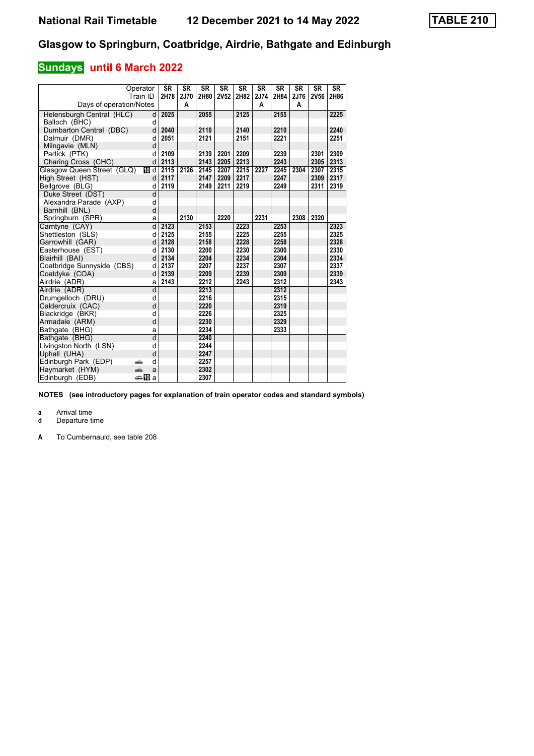# National Rail Timetable 12 December 2021 to 14 May 2022

**TABLE 210**

## Glasgow to Springburn, Coatbridge, Airdrie, Bathgate and Edinburgh

### Sundays until 6 March 2022

| Operator | | SR | SR | SR | SR | SR | SR | SR | SR | SR | SR |
|---|---|---|---|---|---|---|---|---|---|---|---|
| Train ID | | 2H78 | 2J70 | 2H80 | 2V52 | 2H82 | 2J74 | 2H84 | 2J76 | 2V56 | 2H86 |
| Days of operation/Notes | | | A | | | | A | | A | | |
| Helensburgh Central (HLC) | d | 2025 | | 2055 | | 2125 | | 2155 | | | 2225 |
| Balloch (BHC) | d | | | | | | | | | | |
| Dumbarton Central (DBC) | d | 2040 | | 2110 | | 2140 | | 2210 | | | 2240 |
| Dalmuir (DMR) | d | 2051 | | 2121 | | 2151 | | 2221 | | | 2251 |
| Milngavie (MLN) | d | | | | | | | | | | |
| Partick (PTK) | d | 2109 | | 2139 | 2201 | 2209 | | 2239 | | 2301 | 2309 |
| Charing Cross (CHC) | d | 2113 | | 2143 | 2205 | 2213 | | 2243 | | 2305 | 2313 |
| Glasgow Queen Street (GLQ) | 10 d | 2115 | 2126 | 2145 | 2207 | 2215 | 2227 | 2245 | 2304 | 2307 | 2315 |
| High Street (HST) | d | 2117 | | 2147 | 2209 | 2217 | | 2247 | | 2309 | 2317 |
| Bellgrove (BLG) | d | 2119 | | 2149 | 2211 | 2219 | | 2249 | | 2311 | 2319 |
| Duke Street (DST) | d | | | | | | | | | | |
| Alexandra Parade (AXP) | d | | | | | | | | | | |
| Barnhill (BNL) | d | | | | | | | | | | |
| Springburn (SPR) | a | | 2130 | | 2220 | | 2231 | | 2308 | 2320 | |
| Carntyne (CAY) | d | 2123 | | 2153 | | 2223 | | 2253 | | | 2323 |
| Shettleston (SLS) | d | 2125 | | 2155 | | 2225 | | 2255 | | | 2325 |
| Garrowhill (GAR) | d | 2128 | | 2158 | | 2228 | | 2258 | | | 2328 |
| Easterhouse (EST) | d | 2130 | | 2200 | | 2230 | | 2300 | | | 2330 |
| Blairhill (BAI) | d | 2134 | | 2204 | | 2234 | | 2304 | | | 2334 |
| Coatbridge Sunnyside (CBS) | d | 2137 | | 2207 | | 2237 | | 2307 | | | 2337 |
| Coatdyke (COA) | d | 2139 | | 2209 | | 2239 | | 2309 | | | 2339 |
| Airdrie (ADR) | a | 2143 | | 2212 | | 2243 | | 2312 | | | 2343 |
| Airdrie (ADR) | d | | | 2213 | | | | 2312 | | | |
| Drumgelloch (DRU) | d | | | 2216 | | | | 2315 | | | |
| Caldercruix (CAC) | d | | | 2220 | | | | 2319 | | | |
| Blackridge (BKR) | d | | | 2226 | | | | 2325 | | | |
| Armadale (ARM) | d | | | 2230 | | | | 2329 | | | |
| Bathgate (BHG) | a | | | 2234 | | | | 2333 | | | |
| Bathgate (BHG) | d | | | 2240 | | | | | | | |
| Livingston North (LSN) | d | | | 2244 | | | | | | | |
| Uphall (UHA) | d | | | 2247 | | | | | | | |
| Edinburgh Park (EDP) | d | | | 2257 | | | | | | | |
| Haymarket (HYM) | a | | | 2302 | | | | | | | |
| Edinburgh (EDB) | 10 a | | | 2307 | | | | | | | |

**NOTES (see introductory pages for explanation of train operator codes and standard symbols)**

**a** Arrival time
**d** Departure time

**A** To Cumbernauld, see table 208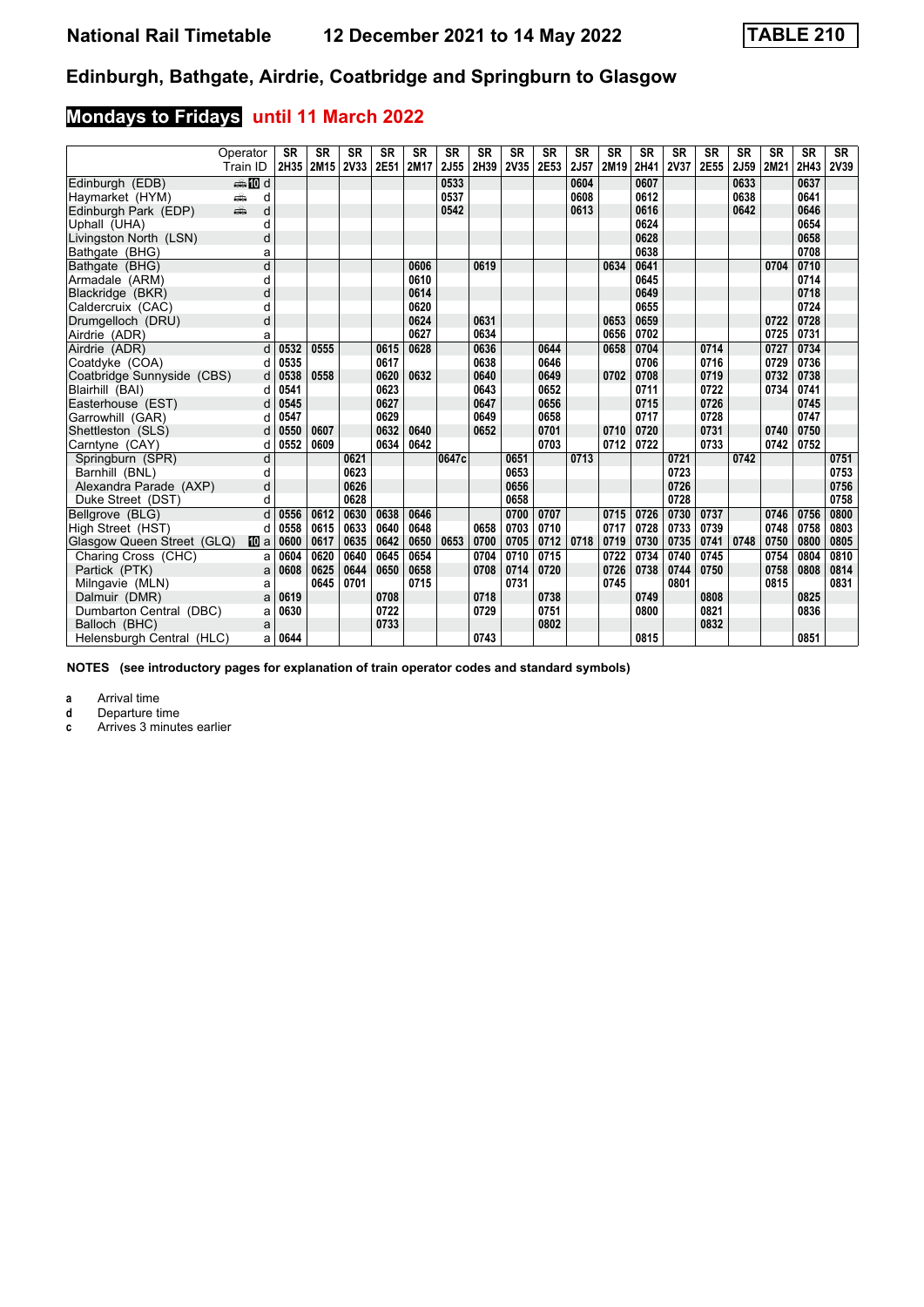# National Rail Timetable — 12 December 2021 to 14 May 2022 — TABLE 210

## Edinburgh, Bathgate, Airdrie, Coatbridge and Springburn to Glasgow

### Mondays to Fridays until 11 March 2022

| Operator | | SR | SR | SR | SR | SR | SR | SR | SR | SR | SR | SR | SR | SR | SR | SR | SR | SR | SR |
|---|---|---|---|---|---|---|---|---|---|---|---|---|---|---|---|---|---|---|---|
| Train ID | | 2H35 | 2M15 | 2V33 | 2E51 | 2M17 | 2J55 | 2H39 | 2V35 | 2E53 | 2J57 | 2M19 | 2H41 | 2V37 | 2E55 | 2J59 | 2M21 | 2H43 | 2V39 |
| Edinburgh (EDB) | d | | | | | | 0533 | | | | 0604 | | 0607 | | | 0633 | | 0637 | |
| Haymarket (HYM) | d | | | | | | 0537 | | | | 0608 | | 0612 | | | 0638 | | 0641 | |
| Edinburgh Park (EDP) | d | | | | | | 0542 | | | | 0613 | | 0616 | | | 0642 | | 0646 | |
| Uphall (UHA) | d | | | | | | | | | | | | 0624 | | | | | 0654 | |
| Livingston North (LSN) | d | | | | | | | | | | | | 0628 | | | | | 0658 | |
| Bathgate (BHG) | a | | | | | | | | | | | | 0638 | | | | | 0708 | |
| Bathgate (BHG) | d | | | | | 0606 | | 0619 | | | | 0634 | 0641 | | | | 0704 | 0710 | |
| Armadale (ARM) | d | | | | | 0610 | | | | | | | 0645 | | | | | 0714 | |
| Blackridge (BKR) | d | | | | | 0614 | | | | | | | 0649 | | | | | 0718 | |
| Caldercruix (CAC) | d | | | | | 0620 | | | | | | | 0655 | | | | | 0724 | |
| Drumgelloch (DRU) | d | | | | | 0624 | | 0631 | | | | 0653 | 0659 | | | | 0722 | 0728 | |
| Airdrie (ADR) | a | | | | | 0627 | | 0634 | | | | 0656 | 0702 | | | | 0725 | 0731 | |
| Airdrie (ADR) | d | 0532 | 0555 | | 0615 | 0628 | | 0636 | | 0644 | | 0658 | 0704 | | 0714 | | 0727 | 0734 | |
| Coatdyke (COA) | d | 0535 | | | 0617 | | | 0638 | | 0646 | | | 0706 | | 0716 | | 0729 | 0736 | |
| Coatbridge Sunnyside (CBS) | d | 0538 | 0558 | | 0620 | 0632 | | 0640 | | 0649 | | 0702 | 0708 | | 0719 | | 0732 | 0738 | |
| Blairhill (BAI) | d | 0541 | | | 0623 | | | 0643 | | 0652 | | | 0711 | | 0722 | | 0734 | 0741 | |
| Easterhouse (EST) | d | 0545 | | | 0627 | | | 0647 | | 0656 | | | 0715 | | 0726 | | | 0745 | |
| Garrowhill (GAR) | d | 0547 | | | 0629 | | | 0649 | | 0658 | | | 0717 | | 0728 | | | 0747 | |
| Shettleston (SLS) | d | 0550 | 0607 | | 0632 | 0640 | | 0652 | | 0701 | | 0710 | 0720 | | 0731 | | 0740 | 0750 | |
| Carntyne (CAY) | d | 0552 | 0609 | | 0634 | 0642 | | | | 0703 | | 0712 | 0722 | | 0733 | | 0742 | 0752 | |
| Springburn (SPR) | d | | | 0621 | | | 0647c | | 0651 | | 0713 | | | 0721 | | 0742 | | | 0751 |
| Barnhill (BNL) | d | | | 0623 | | | | | 0653 | | | | | 0723 | | | | | 0753 |
| Alexandra Parade (AXP) | d | | | 0626 | | | | | 0656 | | | | | 0726 | | | | | 0756 |
| Duke Street (DST) | d | | | 0628 | | | | | 0658 | | | | | 0728 | | | | | 0758 |
| Bellgrove (BLG) | d | 0556 | 0612 | 0630 | 0638 | 0646 | | | 0700 | 0707 | | 0715 | 0726 | 0730 | 0737 | | 0746 | 0756 | 0800 |
| High Street (HST) | d | 0558 | 0615 | 0633 | 0640 | 0648 | | 0658 | 0703 | 0710 | | 0717 | 0728 | 0733 | 0739 | | 0748 | 0758 | 0803 |
| Glasgow Queen Street (GLQ) | a | 0600 | 0617 | 0635 | 0642 | 0650 | 0653 | 0700 | 0705 | 0712 | 0718 | 0719 | 0730 | 0735 | 0741 | 0748 | 0750 | 0800 | 0805 |
| Charing Cross (CHC) | a | 0604 | 0620 | 0640 | 0645 | 0654 | | 0704 | 0710 | 0715 | | 0722 | 0734 | 0740 | 0745 | | 0754 | 0804 | 0810 |
| Partick (PTK) | a | 0608 | 0625 | 0644 | 0650 | 0658 | | 0708 | 0714 | 0720 | | 0726 | 0738 | 0744 | 0750 | | 0758 | 0808 | 0814 |
| Milngavie (MLN) | a | | 0645 | 0701 | | 0715 | | | 0731 | | | 0745 | | 0801 | | | 0815 | | 0831 |
| Dalmuir (DMR) | a | 0619 | | | 0708 | | | 0718 | | 0738 | | | 0749 | | 0808 | | | 0825 | |
| Dumbarton Central (DBC) | a | 0630 | | | 0722 | | | 0729 | | 0751 | | | 0800 | | 0821 | | | 0836 | |
| Balloch (BHC) | a | | | | 0733 | | | | | 0802 | | | | | 0832 | | | | |
| Helensburgh Central (HLC) | a | 0644 | | | | | | 0743 | | | | | 0815 | | | | | 0851 | |

**NOTES (see introductory pages for explanation of train operator codes and standard symbols)**

- **a** Arrival time
- **d** Departure time
- **c** Arrives 3 minutes earlier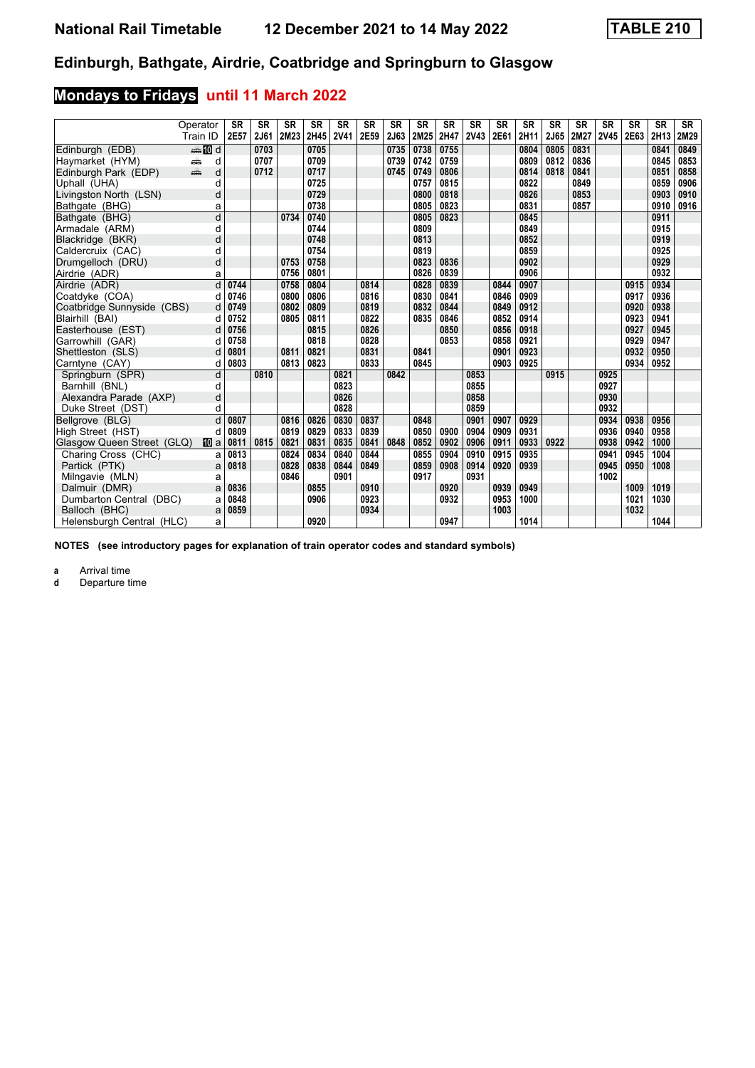# National Rail Timetable 12 December 2021 to 14 May 2022 TABLE 210

## Edinburgh, Bathgate, Airdrie, Coatbridge and Springburn to Glasgow

### Mondays to Fridays until 11 March 2022

| Operator | | SR | SR | SR | SR | SR | SR | SR | SR | SR | SR | SR | SR | SR | SR | SR | SR | SR | SR |
|---|---|---|---|---|---|---|---|---|---|---|---|---|---|---|---|---|---|---|---|
| Train ID | | 2E57 | 2J61 | 2M23 | 2H45 | 2V41 | 2E59 | 2J63 | 2M25 | 2H47 | 2V43 | 2E61 | 2H11 | 2J65 | 2M27 | 2V45 | 2E63 | 2H13 | 2M29 |
| Edinburgh (EDB) | d | | 0703 | | 0705 | | | 0735 | 0738 | 0755 | | | 0804 | 0805 | 0831 | | | 0841 | 0849 |
| Haymarket (HYM) | d | | 0707 | | 0709 | | | 0739 | 0742 | 0759 | | | 0809 | 0812 | 0836 | | | 0845 | 0853 |
| Edinburgh Park (EDP) | d | | 0712 | | 0717 | | | 0745 | 0749 | 0806 | | | 0814 | 0818 | 0841 | | | 0851 | 0858 |
| Uphall (UHA) | d | | | | 0725 | | | | 0757 | 0815 | | | 0822 | | 0849 | | | 0859 | 0906 |
| Livingston North (LSN) | d | | | | 0729 | | | | 0800 | 0818 | | | 0826 | | 0853 | | | 0903 | 0910 |
| Bathgate (BHG) | a | | | | 0738 | | | | 0805 | 0823 | | | 0831 | | 0857 | | | 0910 | 0916 |
| Bathgate (BHG) | d | | | 0734 | 0740 | | | | 0805 | 0823 | | | 0845 | | | | | 0911 | |
| Armadale (ARM) | d | | | | 0744 | | | | 0809 | | | | 0849 | | | | | 0915 | |
| Blackridge (BKR) | d | | | | 0748 | | | | 0813 | | | | 0852 | | | | | 0919 | |
| Caldercruix (CAC) | d | | | | 0754 | | | | 0819 | | | | 0859 | | | | | 0925 | |
| Drumgelloch (DRU) | d | | | 0753 | 0758 | | | | 0823 | 0836 | | | 0902 | | | | | 0929 | |
| Airdrie (ADR) | a | | | 0756 | 0801 | | | | 0826 | 0839 | | | 0906 | | | | | 0932 | |
| Airdrie (ADR) | d | 0744 | | 0758 | 0804 | | 0814 | | 0828 | 0839 | | 0844 | 0907 | | | | 0915 | 0934 | |
| Coatdyke (COA) | d | 0746 | | 0800 | 0806 | | 0816 | | 0830 | 0841 | | 0846 | 0909 | | | | 0917 | 0936 | |
| Coatbridge Sunnyside (CBS) | d | 0749 | | 0802 | 0809 | | 0819 | | 0832 | 0844 | | 0849 | 0912 | | | | 0920 | 0938 | |
| Blairhill (BAI) | d | 0752 | | 0805 | 0811 | | 0822 | | 0835 | 0846 | | 0852 | 0914 | | | | 0923 | 0941 | |
| Easterhouse (EST) | d | 0756 | | | 0815 | | 0826 | | | 0850 | | 0856 | 0918 | | | | 0927 | 0945 | |
| Garrowhill (GAR) | d | 0758 | | | 0818 | | 0828 | | | 0853 | | 0858 | 0921 | | | | 0929 | 0947 | |
| Shettleston (SLS) | d | 0801 | | 0811 | 0821 | | 0831 | | 0841 | | | 0901 | 0923 | | | | 0932 | 0950 | |
| Carntyne (CAY) | d | 0803 | | 0813 | 0823 | | 0833 | | 0845 | | | 0903 | 0925 | | | | 0934 | 0952 | |
| Springburn (SPR) | d | | 0810 | | | 0821 | | 0842 | | | 0853 | | | 0915 | | 0925 | | | |
| Barnhill (BNL) | d | | | | | 0823 | | | | | 0855 | | | | | 0927 | | | |
| Alexandra Parade (AXP) | d | | | | | 0826 | | | | | 0858 | | | | | 0930 | | | |
| Duke Street (DST) | d | | | | | 0828 | | | | | 0859 | | | | | 0932 | | | |
| Bellgrove (BLG) | d | 0807 | | 0816 | 0826 | 0830 | 0837 | | 0848 | | 0901 | 0907 | 0929 | | | 0934 | 0938 | 0956 | |
| High Street (HST) | d | 0809 | | 0819 | 0829 | 0833 | 0839 | | 0850 | 0900 | 0904 | 0909 | 0931 | | | 0936 | 0940 | 0958 | |
| Glasgow Queen Street (GLQ) | a | 0811 | 0815 | 0821 | 0831 | 0835 | 0841 | 0848 | 0852 | 0902 | 0906 | 0911 | 0933 | 0922 | | 0938 | 0942 | 1000 | |
| Charing Cross (CHC) | a | 0813 | | 0824 | 0834 | 0840 | 0844 | | 0855 | 0904 | 0910 | 0915 | 0935 | | | 0941 | 0945 | 1004 | |
| Partick (PTK) | a | 0818 | | 0828 | 0838 | 0844 | 0849 | | 0859 | 0908 | 0914 | 0920 | 0939 | | | 0945 | 0950 | 1008 | |
| Milngavie (MLN) | a | | | 0846 | | 0901 | | | 0917 | | 0931 | | | | | 1002 | | | |
| Dalmuir (DMR) | a | 0836 | | | 0855 | | 0910 | | | 0920 | | 0939 | 0949 | | | | 1009 | 1019 | |
| Dumbarton Central (DBC) | a | 0848 | | | 0906 | | 0923 | | | 0932 | | 0953 | 1000 | | | | 1021 | 1030 | |
| Balloch (BHC) | a | 0859 | | | | | 0934 | | | | | 1003 | | | | | 1032 | | |
| Helensburgh Central (HLC) | a | | | | 0920 | | | | | 0947 | | | 1014 | | | | | 1044 | |

**NOTES (see introductory pages for explanation of train operator codes and standard symbols)**

**a** Arrival time
**d** Departure time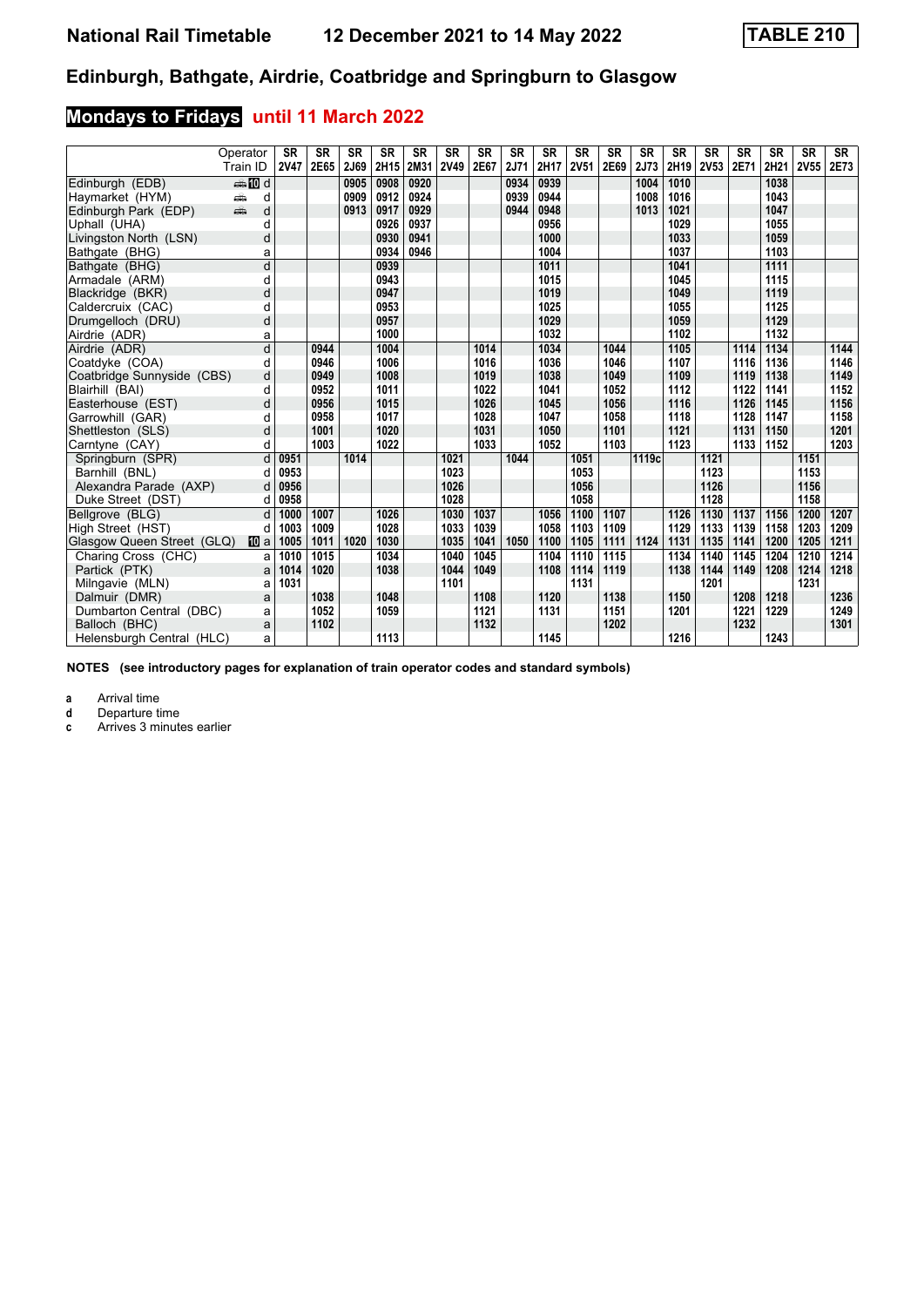# National Rail Timetable 12 December 2021 to 14 May 2022 TABLE 210

## Edinburgh, Bathgate, Airdrie, Coatbridge and Springburn to Glasgow

### Mondays to Fridays until 11 March 2022

| Operator | | SR | SR | SR | SR | SR | SR | SR | SR | SR | SR | SR | SR | SR | SR | SR | SR | SR | SR |
|---|---|---|---|---|---|---|---|---|---|---|---|---|---|---|---|---|---|---|---|
| Train ID | | 2V47 | 2E65 | 2J69 | 2H15 | 2M31 | 2V49 | 2E67 | 2J71 | 2H17 | 2V51 | 2E69 | 2J73 | 2H19 | 2V53 | 2E71 | 2H21 | 2V55 | 2E73 |
| Edinburgh (EDB) | 10 d | | | 0905 | 0908 | 0920 | | | 0934 | 0939 | | | 1004 | 1010 | | | 1038 | | |
| Haymarket (HYM) | d | | | 0909 | 0912 | 0924 | | | 0939 | 0944 | | | 1008 | 1016 | | | 1043 | | |
| Edinburgh Park (EDP) | d | | | 0913 | 0917 | 0929 | | | 0944 | 0948 | | | 1013 | 1021 | | | 1047 | | |
| Uphall (UHA) | d | | | | 0926 | 0937 | | | | 0956 | | | | 1029 | | | 1055 | | |
| Livingston North (LSN) | d | | | | 0930 | 0941 | | | | 1000 | | | | 1033 | | | 1059 | | |
| Bathgate (BHG) | a | | | | 0934 | 0946 | | | | 1004 | | | | 1037 | | | 1103 | | |
| Bathgate (BHG) | d | | | | 0939 | | | | | 1011 | | | | 1041 | | | 1111 | | |
| Armadale (ARM) | d | | | | 0943 | | | | | 1015 | | | | 1045 | | | 1115 | | |
| Blackridge (BKR) | d | | | | 0947 | | | | | 1019 | | | | 1049 | | | 1119 | | |
| Caldercruix (CAC) | d | | | | 0953 | | | | | 1025 | | | | 1055 | | | 1125 | | |
| Drumgelloch (DRU) | d | | | | 0957 | | | | | 1029 | | | | 1059 | | | 1129 | | |
| Airdrie (ADR) | a | | | | 1000 | | | | | 1032 | | | | 1102 | | | 1132 | | |
| Airdrie (ADR) | d | | 0944 | | 1004 | | | 1014 | | 1034 | | 1044 | | 1105 | | 1114 | 1134 | | 1144 |
| Coatdyke (COA) | d | | 0946 | | 1006 | | | 1016 | | 1036 | | 1046 | | 1107 | | 1116 | 1136 | | 1146 |
| Coatbridge Sunnyside (CBS) | d | | 0949 | | 1008 | | | 1019 | | 1038 | | 1049 | | 1109 | | 1119 | 1138 | | 1149 |
| Blairhill (BAI) | d | | 0952 | | 1011 | | | 1022 | | 1041 | | 1052 | | 1112 | | 1122 | 1141 | | 1152 |
| Easterhouse (EST) | d | | 0956 | | 1015 | | | 1026 | | 1045 | | 1056 | | 1116 | | 1126 | 1145 | | 1156 |
| Garrowhill (GAR) | d | | 0958 | | 1017 | | | 1028 | | 1047 | | 1058 | | 1118 | | 1128 | 1147 | | 1158 |
| Shettleston (SLS) | d | | 1001 | | 1020 | | | 1031 | | 1050 | | 1101 | | 1121 | | 1131 | 1150 | | 1201 |
| Carntyne (CAY) | d | | 1003 | | 1022 | | | 1033 | | 1052 | | 1103 | | 1123 | | 1133 | 1152 | | 1203 |
| Springburn (SPR) | d | 0951 | | 1014 | | | 1021 | | 1044 | | 1051 | | 1119c | | 1121 | | | 1151 | |
| Barnhill (BNL) | d | 0953 | | | | | 1023 | | | | 1053 | | | | 1123 | | | 1153 | |
| Alexandra Parade (AXP) | d | 0956 | | | | | 1026 | | | | 1056 | | | | 1126 | | | 1156 | |
| Duke Street (DST) | d | 0958 | | | | | 1028 | | | | 1058 | | | | 1128 | | | 1158 | |
| Bellgrove (BLG) | d | 1000 | 1007 | | 1026 | | 1030 | 1037 | | 1056 | 1100 | 1107 | | 1126 | 1130 | 1137 | 1156 | 1200 | 1207 |
| High Street (HST) | d | 1003 | 1009 | | 1028 | | 1033 | 1039 | | 1058 | 1103 | 1109 | | 1129 | 1133 | 1139 | 1158 | 1203 | 1209 |
| Glasgow Queen Street (GLQ) | 10 a | 1005 | 1011 | 1020 | 1030 | | 1035 | 1041 | 1050 | 1100 | 1105 | 1111 | 1124 | 1131 | 1135 | 1141 | 1200 | 1205 | 1211 |
| Charing Cross (CHC) | a | 1010 | 1015 | | 1034 | | 1040 | 1045 | | 1104 | 1110 | 1115 | | 1134 | 1140 | 1145 | 1204 | 1210 | 1214 |
| Partick (PTK) | a | 1014 | 1020 | | 1038 | | 1044 | 1049 | | 1108 | 1114 | 1119 | | 1138 | 1144 | 1149 | 1208 | 1214 | 1218 |
| Milngavie (MLN) | a | 1031 | | | | | 1101 | | | | 1131 | | | | 1201 | | | 1231 | |
| Dalmuir (DMR) | a | | 1038 | | 1048 | | | 1108 | | 1120 | | 1138 | | 1150 | | 1208 | 1218 | | 1236 |
| Dumbarton Central (DBC) | a | | 1052 | | 1059 | | | 1121 | | 1131 | | 1151 | | 1201 | | 1221 | 1229 | | 1249 |
| Balloch (BHC) | a | | 1102 | | | | | 1132 | | | | 1202 | | | | 1232 | | | 1301 |
| Helensburgh Central (HLC) | a | | | | 1113 | | | | | 1145 | | | | 1216 | | | 1243 | | |

**NOTES (see introductory pages for explanation of train operator codes and standard symbols)**

- **a** Arrival time
- **d** Departure time
- **c** Arrives 3 minutes earlier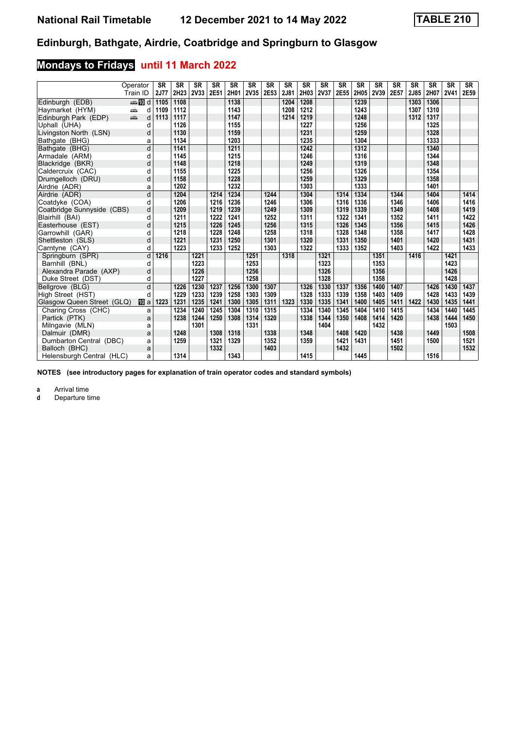# National Rail Timetable    12 December 2021 to 14 May 2022    TABLE 210

## Edinburgh, Bathgate, Airdrie, Coatbridge and Springburn to Glasgow

### Mondays to Fridays until 11 March 2022

| Operator | | SR | SR | SR | SR | SR | SR | SR | SR | SR | SR | SR | SR | SR | SR | SR | SR | SR | SR |
|---|---|---|---|---|---|---|---|---|---|---|---|---|---|---|---|---|---|---|---|
| Train ID | | 2J77 | 2H23 | 2V33 | 2E51 | 2H01 | 2V35 | 2E53 | 2J81 | 2H03 | 2V37 | 2E55 | 2H05 | 2V39 | 2E57 | 2J85 | 2H07 | 2V41 | 2E59 |
| Edinburgh (EDB) | 10 d | 1105 | 1108 | | | 1138 | | | 1204 | 1208 | | | 1239 | | | 1303 | 1306 | | |
| Haymarket (HYM) | d | 1109 | 1112 | | | 1143 | | | 1208 | 1212 | | | 1243 | | | 1307 | 1310 | | |
| Edinburgh Park (EDP) | d | 1113 | 1117 | | | 1147 | | | 1214 | 1219 | | | 1248 | | | 1312 | 1317 | | |
| Uphall (UHA) | d | | 1126 | | | 1155 | | | | 1227 | | | 1256 | | | | 1325 | | |
| Livingston North (LSN) | d | | 1130 | | | 1159 | | | | 1231 | | | 1259 | | | | 1328 | | |
| Bathgate (BHG) | a | | 1134 | | | 1203 | | | | 1235 | | | 1304 | | | | 1333 | | |
| Bathgate (BHG) | d | | 1141 | | | 1211 | | | | 1242 | | | 1312 | | | | 1340 | | |
| Armadale (ARM) | d | | 1145 | | | 1215 | | | | 1246 | | | 1316 | | | | 1344 | | |
| Blackridge (BKR) | d | | 1148 | | | 1218 | | | | 1249 | | | 1319 | | | | 1348 | | |
| Caldercruix (CAC) | d | | 1155 | | | 1225 | | | | 1256 | | | 1326 | | | | 1354 | | |
| Drumgelloch (DRU) | d | | 1158 | | | 1228 | | | | 1259 | | | 1329 | | | | 1358 | | |
| Airdrie (ADR) | a | | 1202 | | | 1232 | | | | 1303 | | | 1333 | | | | 1401 | | |
| Airdrie (ADR) | d | | 1204 | | 1214 | 1234 | | 1244 | | 1304 | | 1314 | 1334 | | 1344 | | 1404 | | 1414 |
| Coatdyke (COA) | d | | 1206 | | 1216 | 1236 | | 1246 | | 1306 | | 1316 | 1336 | | 1346 | | 1406 | | 1416 |
| Coatbridge Sunnyside (CBS) | d | | 1209 | | 1219 | 1239 | | 1249 | | 1309 | | 1319 | 1339 | | 1349 | | 1408 | | 1419 |
| Blairhill (BAI) | d | | 1211 | | 1222 | 1241 | | 1252 | | 1311 | | 1322 | 1341 | | 1352 | | 1411 | | 1422 |
| Easterhouse (EST) | d | | 1215 | | 1226 | 1245 | | 1256 | | 1315 | | 1326 | 1345 | | 1356 | | 1415 | | 1426 |
| Garrowhill (GAR) | d | | 1218 | | 1228 | 1248 | | 1258 | | 1318 | | 1328 | 1348 | | 1358 | | 1417 | | 1428 |
| Shettleston (SLS) | d | | 1221 | | 1231 | 1250 | | 1301 | | 1320 | | 1331 | 1350 | | 1401 | | 1420 | | 1431 |
| Carntyne (CAY) | d | | 1223 | | 1233 | 1252 | | 1303 | | 1322 | | 1333 | 1352 | | 1403 | | 1422 | | 1433 |
| Springburn (SPR) | d | 1216 | | 1221 | | | 1251 | | 1318 | | 1321 | | | 1351 | | 1416 | | 1421 | |
| Barnhill (BNL) | d | | | 1223 | | | 1253 | | | | 1323 | | | 1353 | | | | 1423 | |
| Alexandra Parade (AXP) | d | | | 1226 | | | 1256 | | | | 1326 | | | 1356 | | | | 1426 | |
| Duke Street (DST) | d | | | 1227 | | | 1258 | | | | 1328 | | | 1358 | | | | 1428 | |
| Bellgrove (BLG) | d | | 1226 | 1230 | 1237 | 1256 | 1300 | 1307 | | 1326 | 1330 | 1337 | 1356 | 1400 | 1407 | | 1426 | 1430 | 1437 |
| High Street (HST) | d | | 1229 | 1233 | 1239 | 1258 | 1303 | 1309 | | 1328 | 1333 | 1339 | 1358 | 1403 | 1409 | | 1428 | 1433 | 1439 |
| Glasgow Queen Street (GLQ) | 10 a | 1223 | 1231 | 1235 | 1241 | 1300 | 1305 | 1311 | 1323 | 1330 | 1335 | 1341 | 1400 | 1405 | 1411 | 1422 | 1430 | 1435 | 1441 |
| Charing Cross (CHC) | a | | 1234 | 1240 | 1245 | 1304 | 1310 | 1315 | | 1334 | 1340 | 1345 | 1404 | 1410 | 1415 | | 1434 | 1440 | 1445 |
| Partick (PTK) | a | | 1238 | 1244 | 1250 | 1308 | 1314 | 1320 | | 1338 | 1344 | 1350 | 1408 | 1414 | 1420 | | 1438 | 1444 | 1450 |
| Milngavie (MLN) | a | | | 1301 | | | 1331 | | | | 1404 | | | 1432 | | | | 1503 | |
| Dalmuir (DMR) | a | | 1248 | | 1308 | 1318 | | 1338 | | 1348 | | 1408 | 1420 | | 1438 | | 1449 | | 1508 |
| Dumbarton Central (DBC) | a | | 1259 | | 1321 | 1329 | | 1352 | | 1359 | | 1421 | 1431 | | 1451 | | 1500 | | 1521 |
| Balloch (BHC) | a | | | | 1332 | | | 1403 | | | | 1432 | | | 1502 | | | | 1532 |
| Helensburgh Central (HLC) | a | | 1314 | | | 1343 | | | | 1415 | | | 1445 | | | | 1516 | | |

**NOTES (see introductory pages for explanation of train operator codes and standard symbols)**

**a** Arrival time
**d** Departure time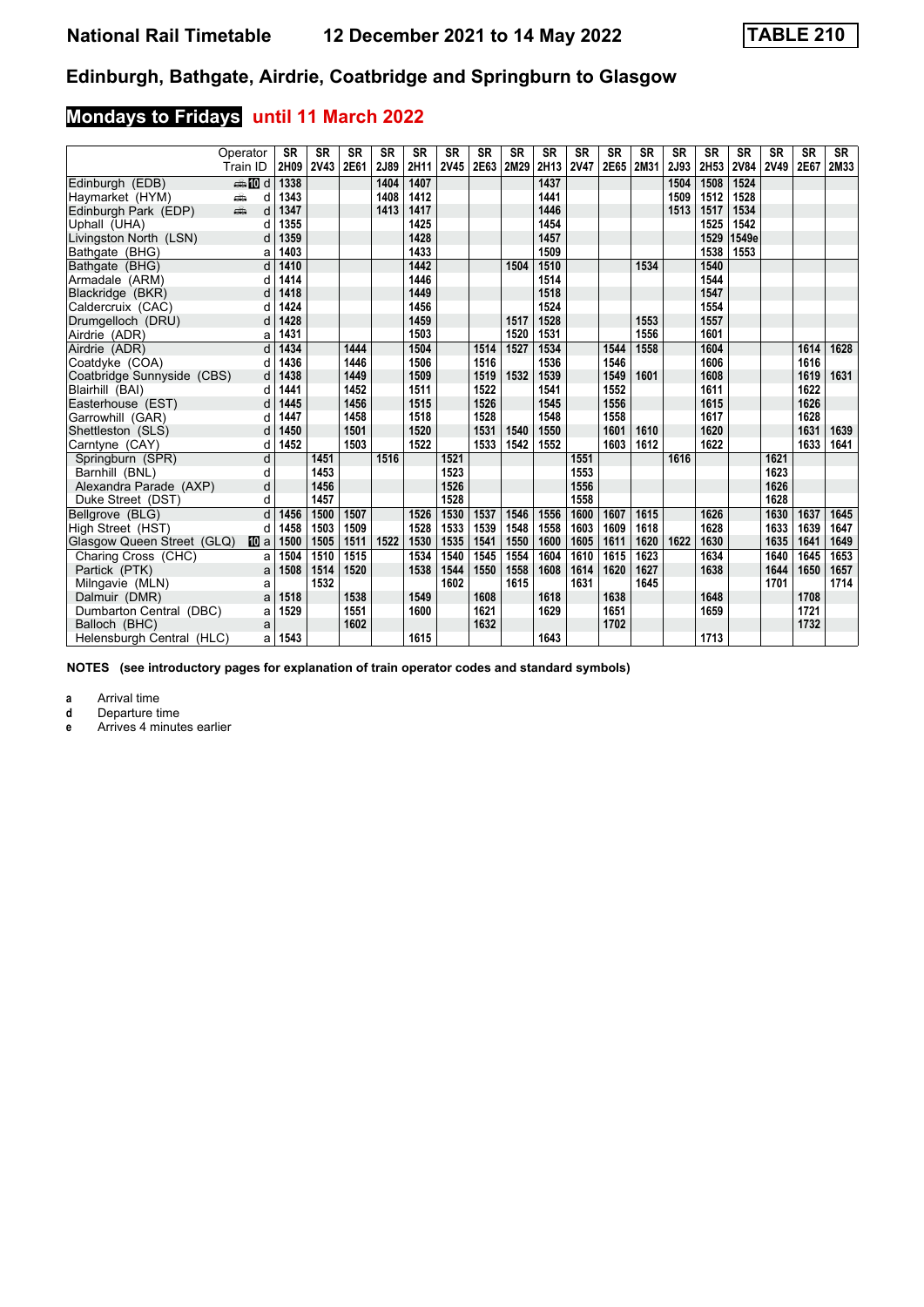# National Rail Timetable 12 December 2021 to 14 May 2022 TABLE 210

## Edinburgh, Bathgate, Airdrie, Coatbridge and Springburn to Glasgow

### Mondays to Fridays until 11 March 2022

| Operator | | SR | SR | SR | SR | SR | SR | SR | SR | SR | SR | SR | SR | SR | SR | SR | SR | SR | SR |
|---|---|---|---|---|---|---|---|---|---|---|---|---|---|---|---|---|---|---|---|
| Train ID | | 2H09 | 2V43 | 2E61 | 2J89 | 2H11 | 2V45 | 2E63 | 2M29 | 2H13 | 2V47 | 2E65 | 2M31 | 2J93 | 2H53 | 2V84 | 2V49 | 2E67 | 2M33 |
| Edinburgh (EDB) | 10 d | 1338 | | | 1404 | 1407 | | | | 1437 | | | | 1504 | 1508 | 1524 | | | |
| Haymarket (HYM) | d | 1343 | | | 1408 | 1412 | | | | 1441 | | | | 1509 | 1512 | 1528 | | | |
| Edinburgh Park (EDP) | d | 1347 | | | 1413 | 1417 | | | | 1446 | | | | 1513 | 1517 | 1534 | | | |
| Uphall (UHA) | d | 1355 | | | | 1425 | | | | 1454 | | | | | 1525 | 1542 | | | |
| Livingston North (LSN) | d | 1359 | | | | 1428 | | | | 1457 | | | | | 1529 | 1549e | | | |
| Bathgate (BHG) | a | 1403 | | | | 1433 | | | | 1509 | | | | | 1538 | 1553 | | | |
| Bathgate (BHG) | d | 1410 | | | | 1442 | | | 1504 | 1510 | | | 1534 | | 1540 | | | | |
| Armadale (ARM) | d | 1414 | | | | 1446 | | | | 1514 | | | | | 1544 | | | | |
| Blackridge (BKR) | d | 1418 | | | | 1449 | | | | 1518 | | | | | 1547 | | | | |
| Caldercruix (CAC) | d | 1424 | | | | 1456 | | | | 1524 | | | | | 1554 | | | | |
| Drumgelloch (DRU) | d | 1428 | | | | 1459 | | | 1517 | 1528 | | | 1553 | | 1557 | | | | |
| Airdrie (ADR) | a | 1431 | | | | 1503 | | | 1520 | 1531 | | | 1556 | | 1601 | | | | |
| Airdrie (ADR) | d | 1434 | | 1444 | | 1504 | | 1514 | 1527 | 1534 | | 1544 | 1558 | | 1604 | | | 1614 | 1628 |
| Coatdyke (COA) | d | 1436 | | 1446 | | 1506 | | 1516 | | 1536 | | 1546 | | | 1606 | | | 1616 | |
| Coatbridge Sunnyside (CBS) | d | 1438 | | 1449 | | 1509 | | 1519 | 1532 | 1539 | | 1549 | 1601 | | 1608 | | | 1619 | 1631 |
| Blairhill (BAI) | d | 1441 | | 1452 | | 1511 | | 1522 | | 1541 | | 1552 | | | 1611 | | | 1622 | |
| Easterhouse (EST) | d | 1445 | | 1456 | | 1515 | | 1526 | | 1545 | | 1556 | | | 1615 | | | 1626 | |
| Garrowhill (GAR) | d | 1447 | | 1458 | | 1518 | | 1528 | | 1548 | | 1558 | | | 1617 | | | 1628 | |
| Shettleston (SLS) | d | 1450 | | 1501 | | 1520 | | 1531 | 1540 | 1550 | | 1601 | 1610 | | 1620 | | | 1631 | 1639 |
| Carntyne (CAY) | d | 1452 | | 1503 | | 1522 | | 1533 | 1542 | 1552 | | 1603 | 1612 | | 1622 | | | 1633 | 1641 |
| Springburn (SPR) | d | | 1451 | | 1516 | | 1521 | | | | 1551 | | | 1616 | | | 1621 | | |
| Barnhill (BNL) | d | | 1453 | | | | 1523 | | | | 1553 | | | | | | 1623 | | |
| Alexandra Parade (AXP) | d | | 1456 | | | | 1526 | | | | 1556 | | | | | | 1626 | | |
| Duke Street (DST) | d | | 1457 | | | | 1528 | | | | 1558 | | | | | | 1628 | | |
| Bellgrove (BLG) | d | 1456 | 1500 | 1507 | | 1526 | 1530 | 1537 | 1546 | 1556 | 1600 | 1607 | 1615 | | 1626 | | 1630 | 1637 | 1645 |
| High Street (HST) | d | 1458 | 1503 | 1509 | | 1528 | 1533 | 1539 | 1548 | 1558 | 1603 | 1609 | 1618 | | 1628 | | 1633 | 1639 | 1647 |
| Glasgow Queen Street (GLQ) | 10 a | 1500 | 1505 | 1511 | 1522 | 1530 | 1535 | 1541 | 1550 | 1600 | 1605 | 1611 | 1620 | 1622 | 1630 | | 1635 | 1641 | 1649 |
| Charing Cross (CHC) | a | 1504 | 1510 | 1515 | | 1534 | 1540 | 1545 | 1554 | 1604 | 1610 | 1615 | 1623 | | 1634 | | 1640 | 1645 | 1653 |
| Partick (PTK) | a | 1508 | 1514 | 1520 | | 1538 | 1544 | 1550 | 1558 | 1608 | 1614 | 1620 | 1627 | | 1638 | | 1644 | 1650 | 1657 |
| Milngavie (MLN) | a | | 1532 | | | | 1602 | | 1615 | | 1631 | | 1645 | | | | 1701 | | 1714 |
| Dalmuir (DMR) | a | 1518 | | 1538 | | 1549 | | 1608 | | 1618 | | 1638 | | | 1648 | | | 1708 | |
| Dumbarton Central (DBC) | a | 1529 | | 1551 | | 1600 | | 1621 | | 1629 | | 1651 | | | 1659 | | | 1721 | |
| Balloch (BHC) | a | | | 1602 | | | | 1632 | | | | 1702 | | | | | | 1732 | |
| Helensburgh Central (HLC) | a | 1543 | | | | 1615 | | | | 1643 | | | | | 1713 | | | | |

**NOTES (see introductory pages for explanation of train operator codes and standard symbols)**

- **a** Arrival time
- **d** Departure time
- **e** Arrives 4 minutes earlier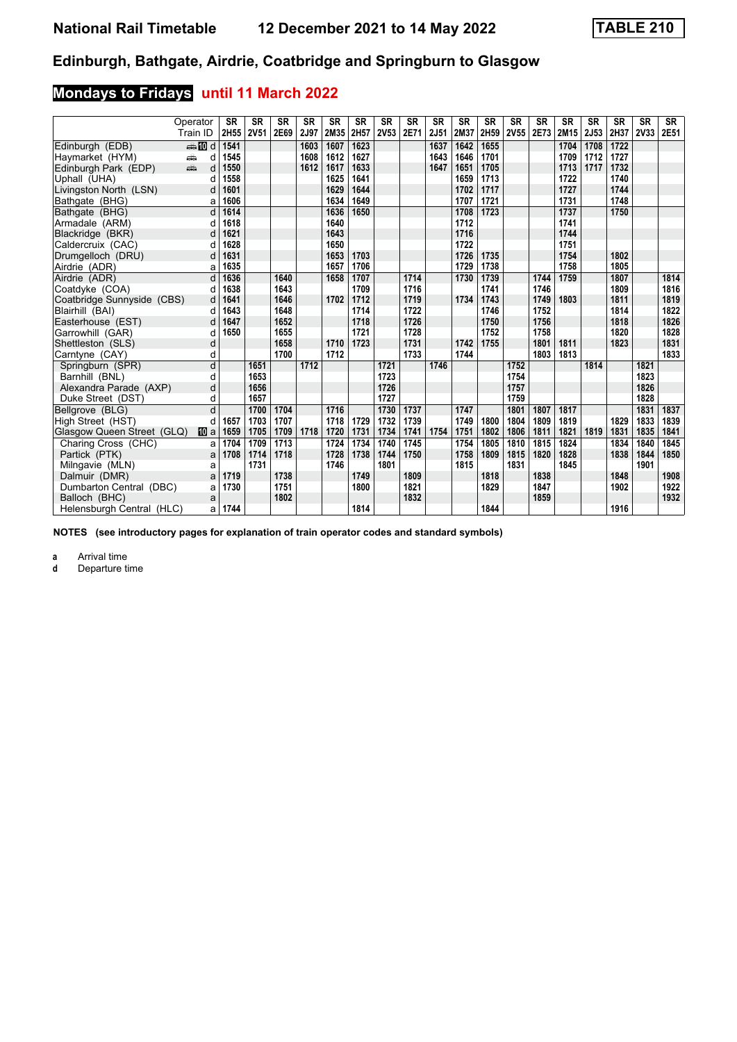# National Rail Timetable 12 December 2021 to 14 May 2022 TABLE 210

## Edinburgh, Bathgate, Airdrie, Coatbridge and Springburn to Glasgow

### Mondays to Fridays until 11 March 2022

| Operator | | SR | SR | SR | SR | SR | SR | SR | SR | SR | SR | SR | SR | SR | SR | SR | SR | SR | SR |
|---|---|---|---|---|---|---|---|---|---|---|---|---|---|---|---|---|---|---|---|
| Train ID | | 2H55 | 2V51 | 2E69 | 2J97 | 2M35 | 2H57 | 2V53 | 2E71 | 2J51 | 2M37 | 2H59 | 2V55 | 2E73 | 2M15 | 2J53 | 2H37 | 2V33 | 2E51 |
| Edinburgh (EDB) | 10 d | 1541 | | | 1603 | 1607 | 1623 | | | 1637 | 1642 | 1655 | | | 1704 | 1708 | 1722 | | |
| Haymarket (HYM) | d | 1545 | | | 1608 | 1612 | 1627 | | | 1643 | 1646 | 1701 | | | 1709 | 1712 | 1727 | | |
| Edinburgh Park (EDP) | d | 1550 | | | 1612 | 1617 | 1633 | | | 1647 | 1651 | 1705 | | | 1713 | 1717 | 1732 | | |
| Uphall (UHA) | d | 1558 | | | | 1625 | 1641 | | | | 1659 | 1713 | | | 1722 | | 1740 | | |
| Livingston North (LSN) | d | 1601 | | | | 1629 | 1644 | | | | 1702 | 1717 | | | 1727 | | 1744 | | |
| Bathgate (BHG) | a | 1606 | | | | 1634 | 1649 | | | | 1707 | 1721 | | | 1731 | | 1748 | | |
| Bathgate (BHG) | d | 1614 | | | | 1636 | 1650 | | | | 1708 | 1723 | | | 1737 | | 1750 | | |
| Armadale (ARM) | d | 1618 | | | | 1640 | | | | | 1712 | | | | 1741 | | | | |
| Blackridge (BKR) | d | 1621 | | | | 1643 | | | | | 1716 | | | | 1744 | | | | |
| Caldercruix (CAC) | d | 1628 | | | | 1650 | | | | | 1722 | | | | 1751 | | | | |
| Drumgelloch (DRU) | d | 1631 | | | | 1653 | 1703 | | | | 1726 | 1735 | | | 1754 | | 1802 | | |
| Airdrie (ADR) | a | 1635 | | | | 1657 | 1706 | | | | 1729 | 1738 | | | 1758 | | 1805 | | |
| Airdrie (ADR) | d | 1636 | | 1640 | | 1658 | 1707 | | 1714 | | 1730 | 1739 | | 1744 | 1759 | | 1807 | | 1814 |
| Coatdyke (COA) | d | 1638 | | 1643 | | | 1709 | | 1716 | | | 1741 | | 1746 | | | 1809 | | 1816 |
| Coatbridge Sunnyside (CBS) | d | 1641 | | 1646 | | 1702 | 1712 | | 1719 | | 1734 | 1743 | | 1749 | 1803 | | 1811 | | 1819 |
| Blairhill (BAI) | d | 1643 | | 1648 | | | 1714 | | 1722 | | | 1746 | | 1752 | | | 1814 | | 1822 |
| Easterhouse (EST) | d | 1647 | | 1652 | | | 1718 | | 1726 | | | 1750 | | 1756 | | | 1818 | | 1826 |
| Garrowhill (GAR) | d | 1650 | | 1655 | | | 1721 | | 1728 | | | 1752 | | 1758 | | | 1820 | | 1828 |
| Shettleston (SLS) | d | | | 1658 | | 1710 | 1723 | | 1731 | | 1742 | 1755 | | 1801 | 1811 | | 1823 | | 1831 |
| Carntyne (CAY) | d | | | 1700 | | 1712 | | | 1733 | | 1744 | | | 1803 | 1813 | | | | 1833 |
| Springburn (SPR) | d | | 1651 | | 1712 | | | 1721 | | 1746 | | | 1752 | | | 1814 | | 1821 | |
| Barnhill (BNL) | d | | 1653 | | | | | 1723 | | | | | 1754 | | | | | 1823 | |
| Alexandra Parade (AXP) | d | | 1656 | | | | | 1726 | | | | | 1757 | | | | | 1826 | |
| Duke Street (DST) | d | | 1657 | | | | | 1727 | | | | | 1759 | | | | | 1828 | |
| Bellgrove (BLG) | d | | 1700 | 1704 | | 1716 | | 1730 | 1737 | | 1747 | | 1801 | 1807 | 1817 | | | 1831 | 1837 |
| High Street (HST) | d | 1657 | 1703 | 1707 | | 1718 | 1729 | 1732 | 1739 | | 1749 | 1800 | 1804 | 1809 | 1819 | | 1829 | 1833 | 1839 |
| Glasgow Queen Street (GLQ) | 10 a | 1659 | 1705 | 1709 | 1718 | 1720 | 1731 | 1734 | 1741 | 1754 | 1751 | 1802 | 1806 | 1811 | 1821 | 1819 | 1831 | 1835 | 1841 |
| Charing Cross (CHC) | a | 1704 | 1709 | 1713 | | 1724 | 1734 | 1740 | 1745 | | 1754 | 1805 | 1810 | 1815 | 1824 | | 1834 | 1840 | 1845 |
| Partick (PTK) | a | 1708 | 1714 | 1718 | | 1728 | 1738 | 1744 | 1750 | | 1758 | 1809 | 1815 | 1820 | 1828 | | 1838 | 1844 | 1850 |
| Milngavie (MLN) | a | | 1731 | | | 1746 | | 1801 | | | 1815 | | 1831 | | 1845 | | | 1901 | |
| Dalmuir (DMR) | a | 1719 | | 1738 | | | 1749 | | 1809 | | | 1818 | | 1838 | | | 1848 | | 1908 |
| Dumbarton Central (DBC) | a | 1730 | | 1751 | | | 1800 | | 1821 | | | 1829 | | 1847 | | | 1902 | | 1922 |
| Balloch (BHC) | a | | | 1802 | | | | | 1832 | | | | | 1859 | | | | | 1932 |
| Helensburgh Central (HLC) | a | 1744 | | | | | 1814 | | | | | 1844 | | | | | 1916 | | |

**NOTES (see introductory pages for explanation of train operator codes and standard symbols)**

**a** Arrival time
**d** Departure time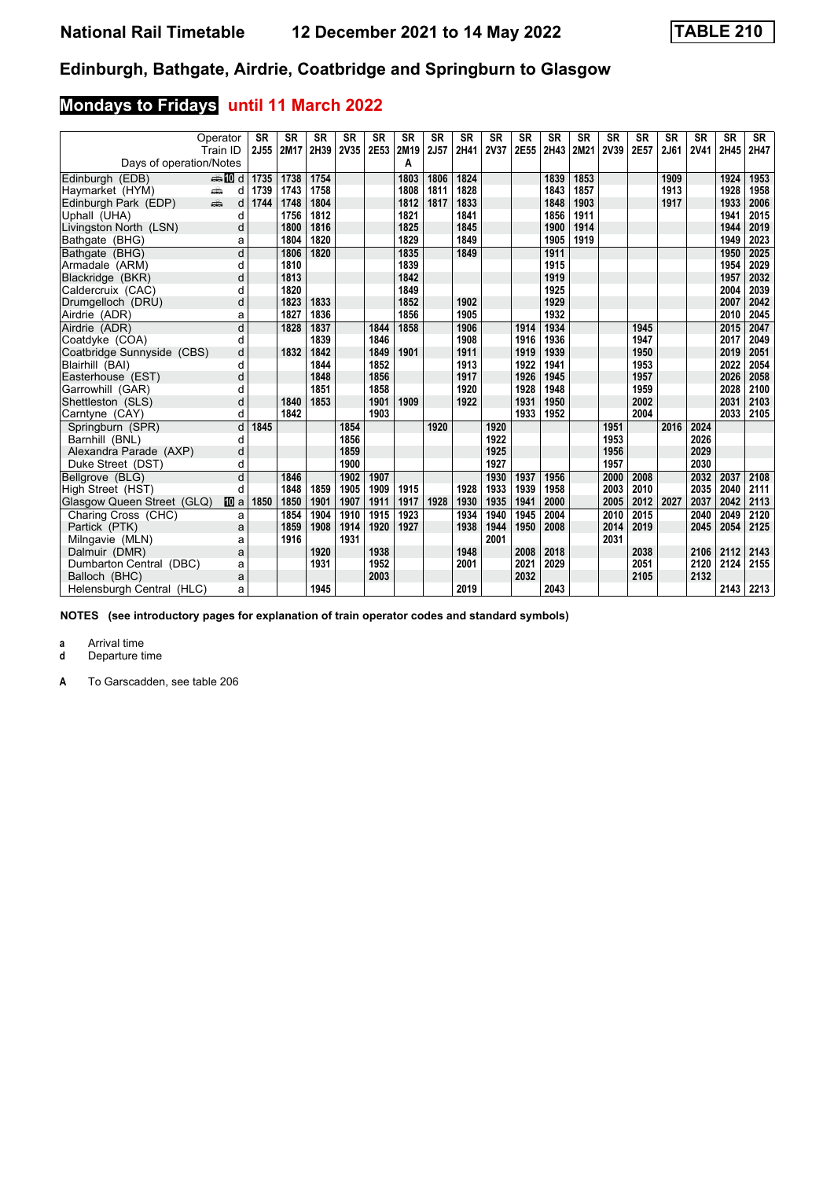# National Rail Timetable 12 December 2021 to 14 May 2022 TABLE 210

## Edinburgh, Bathgate, Airdrie, Coatbridge and Springburn to Glasgow

### Mondays to Fridays until 11 March 2022

| Operator | | SR | SR | SR | SR | SR | SR | SR | SR | SR | SR | SR | SR | SR | SR | SR | SR | SR | SR |
|---|---|---|---|---|---|---|---|---|---|---|---|---|---|---|---|---|---|---|---|
| Train ID | | 2J55 | 2M17 | 2H39 | 2V35 | 2E53 | 2M19 | 2J57 | 2H41 | 2V37 | 2E55 | 2H43 | 2M21 | 2V39 | 2E57 | 2J61 | 2V41 | 2H45 | 2H47 |
| Days of operation/Notes | | | | | | | A | | | | | | | | | | | | |
| Edinburgh (EDB) | d | 1735 | 1738 | 1754 | | | 1803 | 1806 | 1824 | | | 1839 | 1853 | | | 1909 | | 1924 | 1953 |
| Haymarket (HYM) | d | 1739 | 1743 | 1758 | | | 1808 | 1811 | 1828 | | | 1843 | 1857 | | | 1913 | | 1928 | 1958 |
| Edinburgh Park (EDP) | d | 1744 | 1748 | 1804 | | | 1812 | 1817 | 1833 | | | 1848 | 1903 | | | 1917 | | 1933 | 2006 |
| Uphall (UHA) | d | | 1756 | 1812 | | | 1821 | | 1841 | | | 1856 | 1911 | | | | | 1941 | 2015 |
| Livingston North (LSN) | d | | 1800 | 1816 | | | 1825 | | 1845 | | | 1900 | 1914 | | | | | 1944 | 2019 |
| Bathgate (BHG) | a | | 1804 | 1820 | | | 1829 | | 1849 | | | 1905 | 1919 | | | | | 1949 | 2023 |
| Bathgate (BHG) | d | | 1806 | 1820 | | | 1835 | | 1849 | | | 1911 | | | | | | 1950 | 2025 |
| Armadale (ARM) | d | | 1810 | | | | 1839 | | | | | 1915 | | | | | | 1954 | 2029 |
| Blackridge (BKR) | d | | 1813 | | | | 1842 | | | | | 1919 | | | | | | 1957 | 2032 |
| Caldercruix (CAC) | d | | 1820 | | | | 1849 | | | | | 1925 | | | | | | 2004 | 2039 |
| Drumgelloch (DRU) | d | | 1823 | 1833 | | | 1852 | | 1902 | | | 1929 | | | | | | 2007 | 2042 |
| Airdrie (ADR) | a | | 1827 | 1836 | | | 1856 | | 1905 | | | 1932 | | | | | | 2010 | 2045 |
| Airdrie (ADR) | d | | 1828 | 1837 | | 1844 | 1858 | | 1906 | | 1914 | 1934 | | | 1945 | | | 2015 | 2047 |
| Coatdyke (COA) | d | | | 1839 | | 1846 | | | 1908 | | 1916 | 1936 | | | 1947 | | | 2017 | 2049 |
| Coatbridge Sunnyside (CBS) | d | | 1832 | 1842 | | 1849 | 1901 | | 1911 | | 1919 | 1939 | | | 1950 | | | 2019 | 2051 |
| Blairhill (BAI) | d | | | 1844 | | 1852 | | | 1913 | | 1922 | 1941 | | | 1953 | | | 2022 | 2054 |
| Easterhouse (EST) | d | | | 1848 | | 1856 | | | 1917 | | 1926 | 1945 | | | 1957 | | | 2026 | 2058 |
| Garrowhill (GAR) | d | | | 1851 | | 1858 | | | 1920 | | 1928 | 1948 | | | 1959 | | | 2028 | 2100 |
| Shettleston (SLS) | d | | 1840 | 1853 | | 1901 | 1909 | | 1922 | | 1931 | 1950 | | | 2002 | | | 2031 | 2103 |
| Carntyne (CAY) | d | | 1842 | | | 1903 | | | | | 1933 | 1952 | | | 2004 | | | 2033 | 2105 |
| Springburn (SPR) | d | 1845 | | | 1854 | | | 1920 | | 1920 | | | | 1951 | | 2016 | 2024 | | |
| Barnhill (BNL) | d | | | | 1856 | | | | | 1922 | | | | 1953 | | | 2026 | | |
| Alexandra Parade (AXP) | d | | | | 1859 | | | | | 1925 | | | | 1956 | | | 2029 | | |
| Duke Street (DST) | d | | | | 1900 | | | | | 1927 | | | | 1957 | | | 2030 | | |
| Bellgrove (BLG) | d | | 1846 | | 1902 | 1907 | | | | 1930 | 1937 | 1956 | | 2000 | 2008 | | 2032 | 2037 | 2108 |
| High Street (HST) | d | | 1848 | 1859 | 1905 | 1909 | 1915 | | 1928 | 1933 | 1939 | 1958 | | 2003 | 2010 | | 2035 | 2040 | 2111 |
| Glasgow Queen Street (GLQ) | a | 1850 | 1850 | 1901 | 1907 | 1911 | 1917 | 1928 | 1930 | 1935 | 1941 | 2000 | | 2005 | 2012 | 2027 | 2037 | 2042 | 2113 |
| Charing Cross (CHC) | a | | 1854 | 1904 | 1910 | 1915 | 1923 | | 1934 | 1940 | 1945 | 2004 | | 2010 | 2015 | | 2040 | 2049 | 2120 |
| Partick (PTK) | a | | 1859 | 1908 | 1914 | 1920 | 1927 | | 1938 | 1944 | 1950 | 2008 | | 2014 | 2019 | | 2045 | 2054 | 2125 |
| Milngavie (MLN) | a | | 1916 | | 1931 | | | | | 2001 | | | | 2031 | | | | | |
| Dalmuir (DMR) | a | | | 1920 | | 1938 | | | 1948 | | 2008 | 2018 | | | 2038 | | 2106 | 2112 | 2143 |
| Dumbarton Central (DBC) | a | | | 1931 | | 1952 | | | 2001 | | 2021 | 2029 | | | 2051 | | 2120 | 2124 | 2155 |
| Balloch (BHC) | a | | | | | 2003 | | | | | 2032 | | | | 2105 | | 2132 | | |
| Helensburgh Central (HLC) | a | | | 1945 | | | | | 2019 | | | 2043 | | | | | | 2143 | 2213 |

**NOTES (see introductory pages for explanation of train operator codes and standard symbols)**

**a** Arrival time
**d** Departure time

**A** To Garscadden, see table 206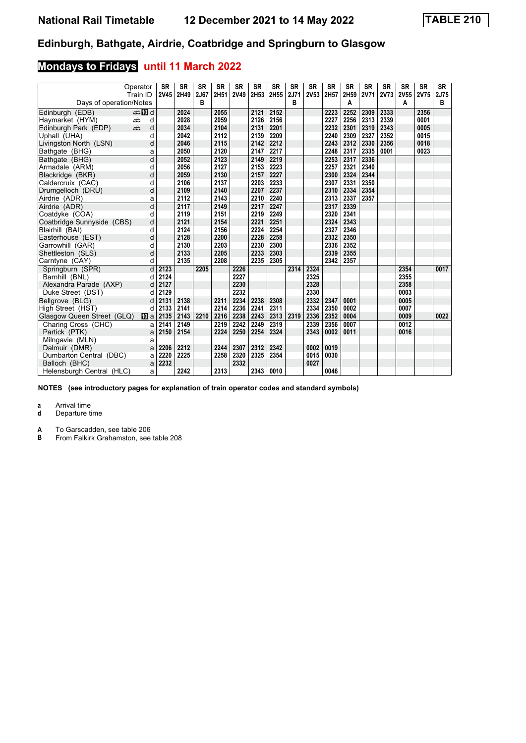# Edinburgh, Bathgate, Airdrie, Coatbridge and Springburn to Glasgow

## Mondays to Fridays until 11 March 2022

| Operator | | SR | SR | SR | SR | SR | SR | SR | SR | SR | SR | SR | SR | SR | SR | SR | SR |
|---|---|---|---|---|---|---|---|---|---|---|---|---|---|---|---|---|---|
| Train ID | | 2V45 | 2H49 | 2J67 | 2H51 | 2V49 | 2H53 | 2H55 | 2J71 | 2V53 | 2H57 | 2H59 | 2V71 | 2V73 | 2V55 | 2V75 | 2J75 |
| Days of operation/Notes | | | | B | | | | | B | | | A | | | A | | B |
| Edinburgh (EDB) | d | | 2024 | | 2055 | | 2121 | 2152 | | | 2223 | 2252 | 2309 | 2333 | | 2356 | |
| Haymarket (HYM) | d | | 2028 | | 2059 | | 2126 | 2156 | | | 2227 | 2256 | 2313 | 2339 | | 0001 | |
| Edinburgh Park (EDP) | d | | 2034 | | 2104 | | 2131 | 2201 | | | 2232 | 2301 | 2319 | 2343 | | 0005 | |
| Uphall (UHA) | d | | 2042 | | 2112 | | 2139 | 2209 | | | 2240 | 2309 | 2327 | 2352 | | 0015 | |
| Livingston North (LSN) | d | | 2046 | | 2115 | | 2142 | 2212 | | | 2243 | 2312 | 2330 | 2356 | | 0018 | |
| Bathgate (BHG) | a | | 2050 | | 2120 | | 2147 | 2217 | | | 2248 | 2317 | 2335 | 0001 | | 0023 | |
| Bathgate (BHG) | d | | 2052 | | 2123 | | 2149 | 2219 | | | 2253 | 2317 | 2336 | | | | |
| Armadale (ARM) | d | | 2056 | | 2127 | | 2153 | 2223 | | | 2257 | 2321 | 2340 | | | | |
| Blackridge (BKR) | d | | 2059 | | 2130 | | 2157 | 2227 | | | 2300 | 2324 | 2344 | | | | |
| Caldercruix (CAC) | d | | 2106 | | 2137 | | 2203 | 2233 | | | 2307 | 2331 | 2350 | | | | |
| Drumgelloch (DRU) | d | | 2109 | | 2140 | | 2207 | 2237 | | | 2310 | 2334 | 2354 | | | | |
| Airdrie (ADR) | a | | 2112 | | 2143 | | 2210 | 2240 | | | 2313 | 2337 | 2357 | | | | |
| Airdrie (ADR) | d | | 2117 | | 2149 | | 2217 | 2247 | | | 2317 | 2339 | | | | | |
| Coatdyke (COA) | d | | 2119 | | 2151 | | 2219 | 2249 | | | 2320 | 2341 | | | | | |
| Coatbridge Sunnyside (CBS) | d | | 2121 | | 2154 | | 2221 | 2251 | | | 2324 | 2343 | | | | | |
| Blairhill (BAI) | d | | 2124 | | 2156 | | 2224 | 2254 | | | 2327 | 2346 | | | | | |
| Easterhouse (EST) | d | | 2128 | | 2200 | | 2228 | 2258 | | | 2332 | 2350 | | | | | |
| Garrowhill (GAR) | d | | 2130 | | 2203 | | 2230 | 2300 | | | 2336 | 2352 | | | | | |
| Shettleston (SLS) | d | | 2133 | | 2205 | | 2233 | 2303 | | | 2339 | 2355 | | | | | |
| Carntyne (CAY) | d | | 2135 | | 2208 | | 2235 | 2305 | | | 2342 | 2357 | | | | | |
| Springburn (SPR) | d | 2123 | | 2205 | | 2226 | | | 2314 | 2324 | | | | | 2354 | | 0017 |
| Barnhill (BNL) | d | 2124 | | | | 2227 | | | | 2325 | | | | | 2355 | | |
| Alexandra Parade (AXP) | d | 2127 | | | | 2230 | | | | 2328 | | | | | 2358 | | |
| Duke Street (DST) | d | 2129 | | | | 2232 | | | | 2330 | | | | | 0003 | | |
| Bellgrove (BLG) | d | 2131 | 2138 | | 2211 | 2234 | 2238 | 2308 | | 2332 | 2347 | 0001 | | | 0005 | | |
| High Street (HST) | d | 2133 | 2141 | | 2214 | 2236 | 2241 | 2311 | | 2334 | 2350 | 0002 | | | 0007 | | |
| Glasgow Queen Street (GLQ) | a | 2135 | 2143 | 2210 | 2216 | 2238 | 2243 | 2313 | 2319 | 2336 | 2352 | 0004 | | | 0009 | | 0022 |
| Charing Cross (CHC) | a | 2141 | 2149 | | 2219 | 2242 | 2249 | 2319 | | 2339 | 2356 | 0007 | | | 0012 | | |
| Partick (PTK) | a | 2150 | 2154 | | 2224 | 2250 | 2254 | 2324 | | 2343 | 0002 | 0011 | | | 0016 | | |
| Milngavie (MLN) | a | | | | | | | | | | | | | | | | |
| Dalmuir (DMR) | a | 2206 | 2212 | | 2244 | 2307 | 2312 | 2342 | | 0002 | 0019 | | | | | | |
| Dumbarton Central (DBC) | a | 2220 | 2225 | | 2258 | 2320 | 2325 | 2354 | | 0015 | 0030 | | | | | | |
| Balloch (BHC) | a | 2232 | | | | 2332 | | | | 0027 | | | | | | | |
| Helensburgh Central (HLC) | a | | 2242 | | 2313 | | 2343 | 0010 | | | 0046 | | | | | | |

**NOTES (see introductory pages for explanation of train operator codes and standard symbols)**

**a** Arrival time
**d** Departure time

**A** To Garscadden, see table 206
**B** From Falkirk Grahamston, see table 208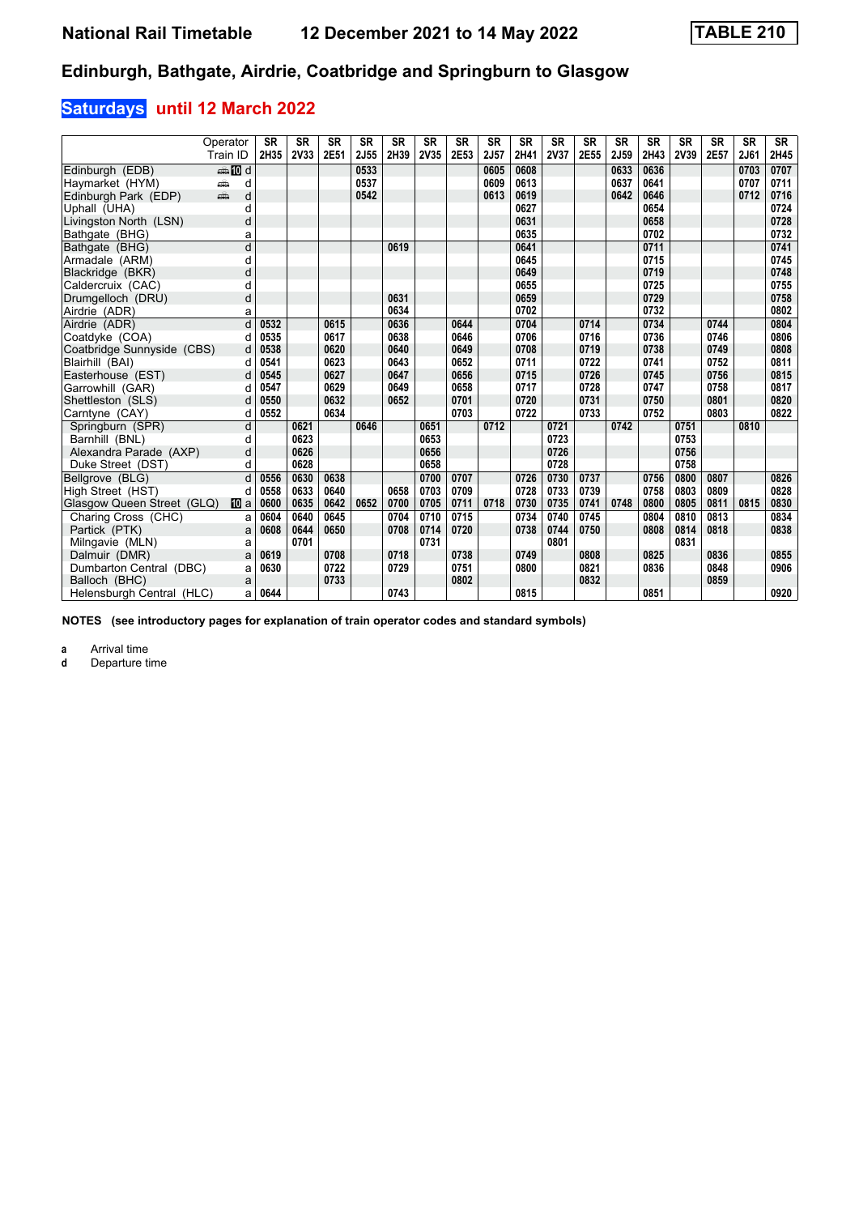# National Rail Timetable 12 December 2021 to 14 May 2022 TABLE 210

## Edinburgh, Bathgate, Airdrie, Coatbridge and Springburn to Glasgow

### Saturdays until 12 March 2022

| Operator | | SR | SR | SR | SR | SR | SR | SR | SR | SR | SR | SR | SR | SR | SR | SR | SR | SR |
|---|---|---|---|---|---|---|---|---|---|---|---|---|---|---|---|---|---|---|
| Train ID | | 2H35 | 2V33 | 2E51 | 2J55 | 2H39 | 2V35 | 2E53 | 2J57 | 2H41 | 2V37 | 2E55 | 2J59 | 2H43 | 2V39 | 2E57 | 2J61 | 2H45 |
| Edinburgh (EDB) | 10 d | | | | 0533 | | | | 0605 | 0608 | | | 0633 | 0636 | | | 0703 | 0707 |
| Haymarket (HYM) | d | | | | 0537 | | | | 0609 | 0613 | | | 0637 | 0641 | | | 0707 | 0711 |
| Edinburgh Park (EDP) | d | | | | 0542 | | | | 0613 | 0619 | | | 0642 | 0646 | | | 0712 | 0716 |
| Uphall (UHA) | d | | | | | | | | | 0627 | | | | 0654 | | | | 0724 |
| Livingston North (LSN) | d | | | | | | | | | 0631 | | | | 0658 | | | | 0728 |
| Bathgate (BHG) | a | | | | | | | | | 0635 | | | | 0702 | | | | 0732 |
| Bathgate (BHG) | d | | | | | 0619 | | | | 0641 | | | | 0711 | | | | 0741 |
| Armadale (ARM) | d | | | | | | | | | 0645 | | | | 0715 | | | | 0745 |
| Blackridge (BKR) | d | | | | | | | | | 0649 | | | | 0719 | | | | 0748 |
| Caldercruix (CAC) | d | | | | | | | | | 0655 | | | | 0725 | | | | 0755 |
| Drumgelloch (DRU) | d | | | | | 0631 | | | | 0659 | | | | 0729 | | | | 0758 |
| Airdrie (ADR) | a | | | | | 0634 | | | | 0702 | | | | 0732 | | | | 0802 |
| Airdrie (ADR) | d | 0532 | | 0615 | | 0636 | | 0644 | | 0704 | | 0714 | | 0734 | | 0744 | | 0804 |
| Coatdyke (COA) | d | 0535 | | 0617 | | 0638 | | 0646 | | 0706 | | 0716 | | 0736 | | 0746 | | 0806 |
| Coatbridge Sunnyside (CBS) | d | 0538 | | 0620 | | 0640 | | 0649 | | 0708 | | 0719 | | 0738 | | 0749 | | 0808 |
| Blairhill (BAI) | d | 0541 | | 0623 | | 0643 | | 0652 | | 0711 | | 0722 | | 0741 | | 0752 | | 0811 |
| Easterhouse (EST) | d | 0545 | | 0627 | | 0647 | | 0656 | | 0715 | | 0726 | | 0745 | | 0756 | | 0815 |
| Garrowhill (GAR) | d | 0547 | | 0629 | | 0649 | | 0658 | | 0717 | | 0728 | | 0747 | | 0758 | | 0817 |
| Shettleston (SLS) | d | 0550 | | 0632 | | 0652 | | 0701 | | 0720 | | 0731 | | 0750 | | 0801 | | 0820 |
| Carntyne (CAY) | d | 0552 | | 0634 | | | | 0703 | | 0722 | | 0733 | | 0752 | | 0803 | | 0822 |
| Springburn (SPR) | d | | 0621 | | 0646 | | 0651 | | 0712 | | 0721 | | 0742 | | 0751 | | 0810 | |
| Barnhill (BNL) | d | | 0623 | | | | 0653 | | | | 0723 | | | | 0753 | | | |
| Alexandra Parade (AXP) | d | | 0626 | | | | 0656 | | | | 0726 | | | | 0756 | | | |
| Duke Street (DST) | d | | 0628 | | | | 0658 | | | | 0728 | | | | 0758 | | | |
| Bellgrove (BLG) | d | 0556 | 0630 | 0638 | | | 0700 | 0707 | | 0726 | 0730 | 0737 | | 0756 | 0800 | 0807 | | 0826 |
| High Street (HST) | d | 0558 | 0633 | 0640 | | 0658 | 0703 | 0709 | | 0728 | 0733 | 0739 | | 0758 | 0803 | 0809 | | 0828 |
| Glasgow Queen Street (GLQ) | 10 a | 0600 | 0635 | 0642 | 0652 | 0700 | 0705 | 0711 | 0718 | 0730 | 0735 | 0741 | 0748 | 0800 | 0805 | 0811 | 0815 | 0830 |
| Charing Cross (CHC) | a | 0604 | 0640 | 0645 | | 0704 | 0710 | 0715 | | 0734 | 0740 | 0745 | | 0804 | 0810 | 0813 | | 0834 |
| Partick (PTK) | a | 0608 | 0644 | 0650 | | 0708 | 0714 | 0720 | | 0738 | 0744 | 0750 | | 0808 | 0814 | 0818 | | 0838 |
| Milngavie (MLN) | a | | 0701 | | | | 0731 | | | | 0801 | | | | 0831 | | | |
| Dalmuir (DMR) | a | 0619 | | 0708 | | 0718 | | 0738 | | 0749 | | 0808 | | 0825 | | 0836 | | 0855 |
| Dumbarton Central (DBC) | a | 0630 | | 0722 | | 0729 | | 0751 | | 0800 | | 0821 | | 0836 | | 0848 | | 0906 |
| Balloch (BHC) | a | | | 0733 | | | | 0802 | | | | 0832 | | | | 0859 | | |
| Helensburgh Central (HLC) | a | 0644 | | | | 0743 | | | | 0815 | | | | 0851 | | | | 0920 |

**NOTES (see introductory pages for explanation of train operator codes and standard symbols)**

**a** Arrival time
**d** Departure time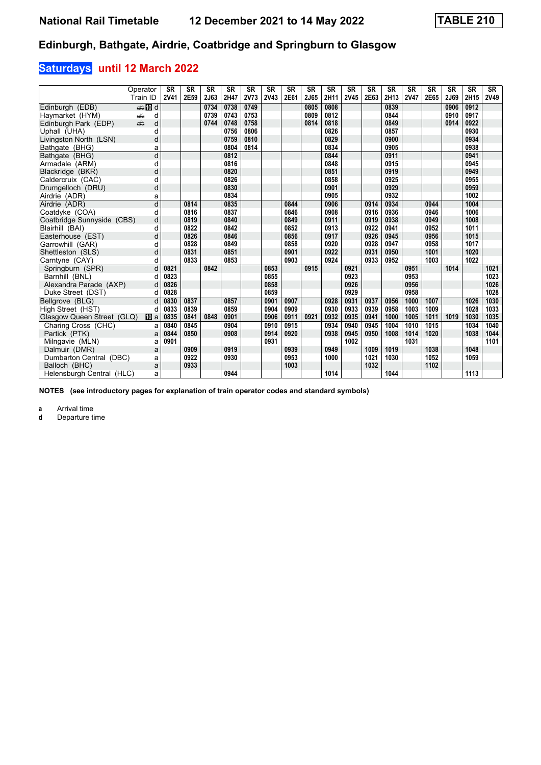**National Rail Timetable** **12 December 2021 to 14 May 2022** **TABLE 210**

## Edinburgh, Bathgate, Airdrie, Coatbridge and Springburn to Glasgow

### Saturdays until 12 March 2022

| Operator | | SR | SR | SR | SR | SR | SR | SR | SR | SR | SR | SR | SR | SR | SR | SR | SR | SR |
|---|---|---|---|---|---|---|---|---|---|---|---|---|---|---|---|---|---|---|
| Train ID | | 2V41 | 2E59 | 2J63 | 2H47 | 2V73 | 2V43 | 2E61 | 2J65 | 2H11 | 2V45 | 2E63 | 2H13 | 2V47 | 2E65 | 2J69 | 2H15 | 2V49 |
| Edinburgh (EDB) | 10 d | | | 0734 | 0738 | 0749 | | | 0805 | 0808 | | | 0839 | | | 0906 | 0912 | |
| Haymarket (HYM) | d | | | 0739 | 0743 | 0753 | | | 0809 | 0812 | | | 0844 | | | 0910 | 0917 | |
| Edinburgh Park (EDP) | d | | | 0744 | 0748 | 0758 | | | 0814 | 0818 | | | 0849 | | | 0914 | 0922 | |
| Uphall (UHA) | d | | | | 0756 | 0806 | | | | 0826 | | | 0857 | | | | 0930 | |
| Livingston North (LSN) | d | | | | 0759 | 0810 | | | | 0829 | | | 0900 | | | | 0934 | |
| Bathgate (BHG) | a | | | | 0804 | 0814 | | | | 0834 | | | 0905 | | | | 0938 | |
| Bathgate (BHG) | d | | | | 0812 | | | | | 0844 | | | 0911 | | | | 0941 | |
| Armadale (ARM) | d | | | | 0816 | | | | | 0848 | | | 0915 | | | | 0945 | |
| Blackridge (BKR) | d | | | | 0820 | | | | | 0851 | | | 0919 | | | | 0949 | |
| Caldercruix (CAC) | d | | | | 0826 | | | | | 0858 | | | 0925 | | | | 0955 | |
| Drumgelloch (DRU) | d | | | | 0830 | | | | | 0901 | | | 0929 | | | | 0959 | |
| Airdrie (ADR) | a | | | | 0834 | | | | | 0905 | | | 0932 | | | | 1002 | |
| Airdrie (ADR) | d | | 0814 | | 0835 | | | 0844 | | 0906 | | 0914 | 0934 | | 0944 | | 1004 | |
| Coatdyke (COA) | d | | 0816 | | 0837 | | | 0846 | | 0908 | | 0916 | 0936 | | 0946 | | 1006 | |
| Coatbridge Sunnyside (CBS) | d | | 0819 | | 0840 | | | 0849 | | 0911 | | 0919 | 0938 | | 0949 | | 1008 | |
| Blairhill (BAI) | d | | 0822 | | 0842 | | | 0852 | | 0913 | | 0922 | 0941 | | 0952 | | 1011 | |
| Easterhouse (EST) | d | | 0826 | | 0846 | | | 0856 | | 0917 | | 0926 | 0945 | | 0956 | | 1015 | |
| Garrowhill (GAR) | d | | 0828 | | 0849 | | | 0858 | | 0920 | | 0928 | 0947 | | 0958 | | 1017 | |
| Shettleston (SLS) | d | | 0831 | | 0851 | | | 0901 | | 0922 | | 0931 | 0950 | | 1001 | | 1020 | |
| Carntyne (CAY) | d | | 0833 | | 0853 | | | 0903 | | 0924 | | 0933 | 0952 | | 1003 | | 1022 | |
| Springburn (SPR) | d | 0821 | | 0842 | | | 0853 | | 0915 | | 0921 | | | 0951 | | 1014 | | 1021 |
| Barnhill (BNL) | d | 0823 | | | | | 0855 | | | | 0923 | | | 0953 | | | | 1023 |
| Alexandra Parade (AXP) | d | 0826 | | | | | 0858 | | | | 0926 | | | 0956 | | | | 1026 |
| Duke Street (DST) | d | 0828 | | | | | 0859 | | | | 0929 | | | 0958 | | | | 1028 |
| Bellgrove (BLG) | d | 0830 | 0837 | | 0857 | | 0901 | 0907 | | 0928 | 0931 | 0937 | 0956 | 1000 | 1007 | | 1026 | 1030 |
| High Street (HST) | d | 0833 | 0839 | | 0859 | | 0904 | 0909 | | 0930 | 0933 | 0939 | 0958 | 1003 | 1009 | | 1028 | 1033 |
| Glasgow Queen Street (GLQ) | 10 a | 0835 | 0841 | 0848 | 0901 | | 0906 | 0911 | 0921 | 0932 | 0935 | 0941 | 1000 | 1005 | 1011 | 1019 | 1030 | 1035 |
| Charing Cross (CHC) | a | 0840 | 0845 | | 0904 | | 0910 | 0915 | | 0934 | 0940 | 0945 | 1004 | 1010 | 1015 | | 1034 | 1040 |
| Partick (PTK) | a | 0844 | 0850 | | 0908 | | 0914 | 0920 | | 0938 | 0945 | 0950 | 1008 | 1014 | 1020 | | 1038 | 1044 |
| Milngavie (MLN) | a | 0901 | | | | | 0931 | | | | 1002 | | | 1031 | | | | 1101 |
| Dalmuir (DMR) | a | | 0909 | | 0919 | | | 0939 | | 0949 | | 1009 | 1019 | | 1038 | | 1048 | |
| Dumbarton Central (DBC) | a | | 0922 | | 0930 | | | 0953 | | 1000 | | 1021 | 1030 | | 1052 | | 1059 | |
| Balloch (BHC) | a | | 0933 | | | | | 1003 | | | | 1032 | | | 1102 | | | |
| Helensburgh Central (HLC) | a | | | | 0944 | | | | | 1014 | | | 1044 | | | | 1113 | |

**NOTES (see introductory pages for explanation of train operator codes and standard symbols)**

**a** Arrival time
**d** Departure time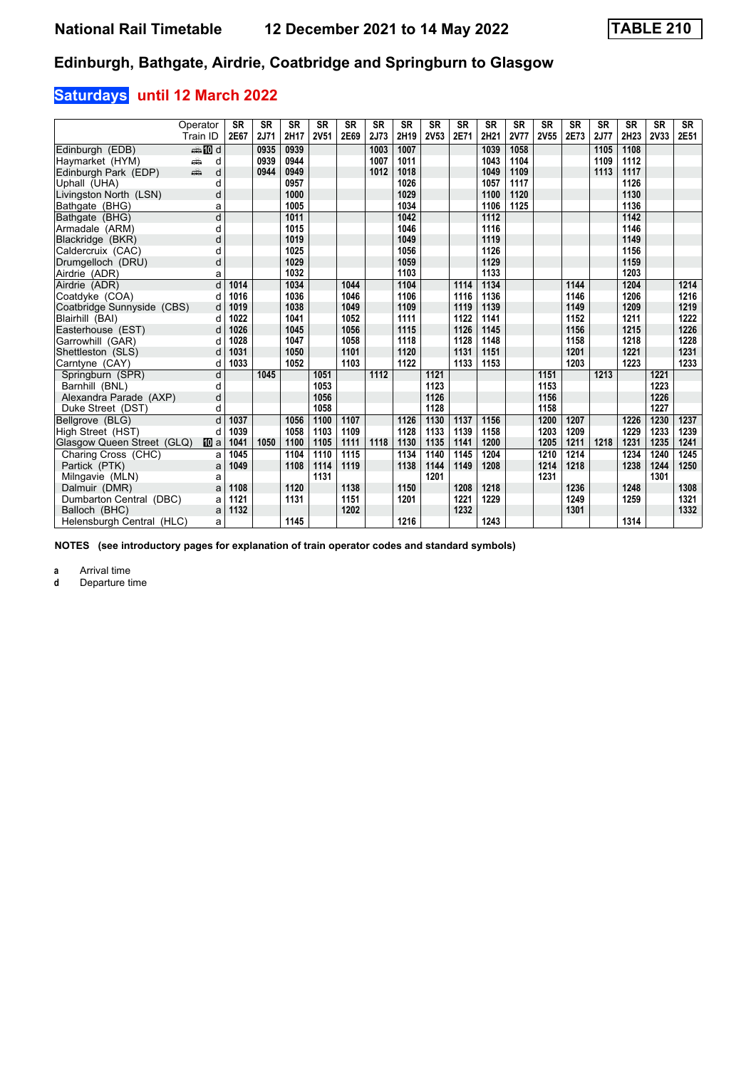# National Rail Timetable 12 December 2021 to 14 May 2022 TABLE 210

## Edinburgh, Bathgate, Airdrie, Coatbridge and Springburn to Glasgow

### Saturdays until 12 March 2022

| Operator | | SR | SR | SR | SR | SR | SR | SR | SR | SR | SR | SR | SR | SR | SR | SR | SR | SR |
|---|---|---|---|---|---|---|---|---|---|---|---|---|---|---|---|---|---|---|
| Train ID | | 2E67 | 2J71 | 2H17 | 2V51 | 2E69 | 2J73 | 2H19 | 2V53 | 2E71 | 2H21 | 2V77 | 2V55 | 2E73 | 2J77 | 2H23 | 2V33 | 2E51 |
| Edinburgh (EDB) | 10 d | | 0935 | 0939 | | | 1003 | 1007 | | | 1039 | 1058 | | | 1105 | 1108 | | |
| Haymarket (HYM) | d | | 0939 | 0944 | | | 1007 | 1011 | | | 1043 | 1104 | | | 1109 | 1112 | | |
| Edinburgh Park (EDP) | d | | 0944 | 0949 | | | 1012 | 1018 | | | 1049 | 1109 | | | 1113 | 1117 | | |
| Uphall (UHA) | d | | | 0957 | | | | 1026 | | | 1057 | 1117 | | | | 1126 | | |
| Livingston North (LSN) | d | | | 1000 | | | | 1029 | | | 1100 | 1120 | | | | 1130 | | |
| Bathgate (BHG) | a | | | 1005 | | | | 1034 | | | 1106 | 1125 | | | | 1136 | | |
| Bathgate (BHG) | d | | | 1011 | | | | 1042 | | | 1112 | | | | | 1142 | | |
| Armadale (ARM) | d | | | 1015 | | | | 1046 | | | 1116 | | | | | 1146 | | |
| Blackridge (BKR) | d | | | 1019 | | | | 1049 | | | 1119 | | | | | 1149 | | |
| Caldercruix (CAC) | d | | | 1025 | | | | 1056 | | | 1126 | | | | | 1156 | | |
| Drumgelloch (DRU) | d | | | 1029 | | | | 1059 | | | 1129 | | | | | 1159 | | |
| Airdrie (ADR) | a | | | 1032 | | | | 1103 | | | 1133 | | | | | 1203 | | |
| Airdrie (ADR) | d | 1014 | | 1034 | | 1044 | | 1104 | | 1114 | 1134 | | | 1144 | | 1204 | | 1214 |
| Coatdyke (COA) | d | 1016 | | 1036 | | 1046 | | 1106 | | 1116 | 1136 | | | 1146 | | 1206 | | 1216 |
| Coatbridge Sunnyside (CBS) | d | 1019 | | 1038 | | 1049 | | 1109 | | 1119 | 1139 | | | 1149 | | 1209 | | 1219 |
| Blairhill (BAI) | d | 1022 | | 1041 | | 1052 | | 1111 | | 1122 | 1141 | | | 1152 | | 1211 | | 1222 |
| Easterhouse (EST) | d | 1026 | | 1045 | | 1056 | | 1115 | | 1126 | 1145 | | | 1156 | | 1215 | | 1226 |
| Garrowhill (GAR) | d | 1028 | | 1047 | | 1058 | | 1118 | | 1128 | 1148 | | | 1158 | | 1218 | | 1228 |
| Shettleston (SLS) | d | 1031 | | 1050 | | 1101 | | 1120 | | 1131 | 1151 | | | 1201 | | 1221 | | 1231 |
| Carntyne (CAY) | d | 1033 | | 1052 | | 1103 | | 1122 | | 1133 | 1153 | | | 1203 | | 1223 | | 1233 |
| Springburn (SPR) | d | | 1045 | | 1051 | | 1112 | | 1121 | | | | 1151 | | 1213 | | 1221 | |
| Barnhill (BNL) | d | | | | 1053 | | | | 1123 | | | | 1153 | | | | 1223 | |
| Alexandra Parade (AXP) | d | | | | 1056 | | | | 1126 | | | | 1156 | | | | 1226 | |
| Duke Street (DST) | d | | | | 1058 | | | | 1128 | | | | 1158 | | | | 1227 | |
| Bellgrove (BLG) | d | 1037 | | 1056 | 1100 | 1107 | | 1126 | 1130 | 1137 | 1156 | | 1200 | 1207 | | 1226 | 1230 | 1237 |
| High Street (HST) | d | 1039 | | 1058 | 1103 | 1109 | | 1128 | 1133 | 1139 | 1158 | | 1203 | 1209 | | 1229 | 1233 | 1239 |
| Glasgow Queen Street (GLQ) | 10 a | 1041 | 1050 | 1100 | 1105 | 1111 | 1118 | 1130 | 1135 | 1141 | 1200 | | 1205 | 1211 | 1218 | 1231 | 1235 | 1241 |
| Charing Cross (CHC) | a | 1045 | | 1104 | 1110 | 1115 | | 1134 | 1140 | 1145 | 1204 | | 1210 | 1214 | | 1234 | 1240 | 1245 |
| Partick (PTK) | a | 1049 | | 1108 | 1114 | 1119 | | 1138 | 1144 | 1149 | 1208 | | 1214 | 1218 | | 1238 | 1244 | 1250 |
| Milngavie (MLN) | a | | | | 1131 | | | | 1201 | | | | 1231 | | | | 1301 | |
| Dalmuir (DMR) | a | 1108 | | 1120 | | 1138 | | 1150 | | 1208 | 1218 | | | 1236 | | 1248 | | 1308 |
| Dumbarton Central (DBC) | a | 1121 | | 1131 | | 1151 | | 1201 | | 1221 | 1229 | | | 1249 | | 1259 | | 1321 |
| Balloch (BHC) | a | 1132 | | | | 1202 | | | | 1232 | | | | 1301 | | | | 1332 |
| Helensburgh Central (HLC) | a | | | 1145 | | | | 1216 | | | 1243 | | | | | 1314 | | |

**NOTES (see introductory pages for explanation of train operator codes and standard symbols)**

**a** Arrival time
**d** Departure time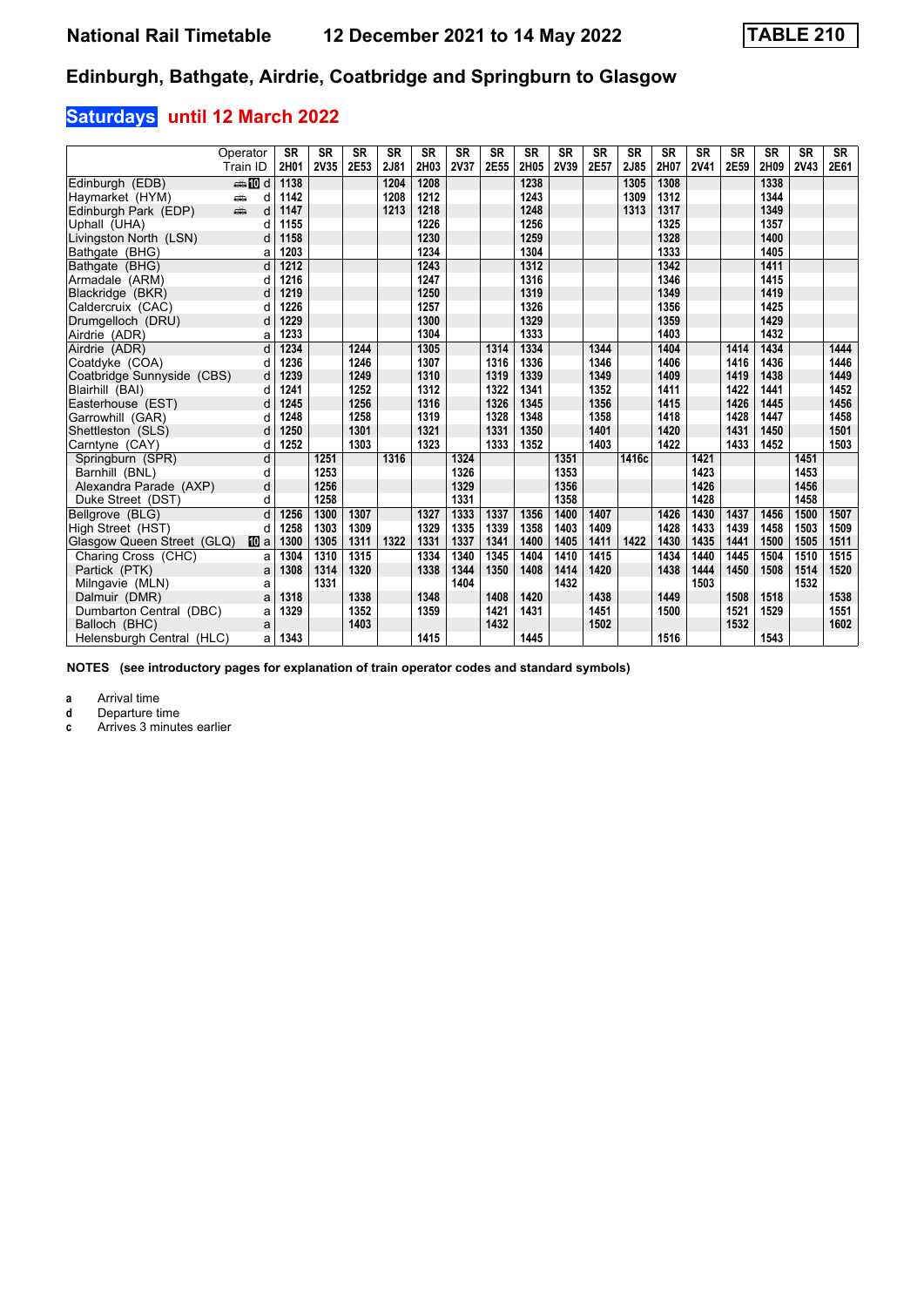# National Rail Timetable — 12 December 2021 to 14 May 2022 — TABLE 210

## Edinburgh, Bathgate, Airdrie, Coatbridge and Springburn to Glasgow

### Saturdays until 12 March 2022

| Operator | | SR | SR | SR | SR | SR | SR | SR | SR | SR | SR | SR | SR | SR | SR | SR | SR | SR |
|---|---|---|---|---|---|---|---|---|---|---|---|---|---|---|---|---|---|---|
| Train ID | | 2H01 | 2V35 | 2E53 | 2J81 | 2H03 | 2V37 | 2E55 | 2H05 | 2V39 | 2E57 | 2J85 | 2H07 | 2V41 | 2E59 | 2H09 | 2V43 | 2E61 |
| Edinburgh (EDB) | 10 d | 1138 | | | 1204 | 1208 | | | 1238 | | | 1305 | 1308 | | | 1338 | | |
| Haymarket (HYM) | d | 1142 | | | 1208 | 1212 | | | 1243 | | | 1309 | 1312 | | | 1344 | | |
| Edinburgh Park (EDP) | d | 1147 | | | 1213 | 1218 | | | 1248 | | | 1313 | 1317 | | | 1349 | | |
| Uphall (UHA) | d | 1155 | | | | 1226 | | | 1256 | | | | 1325 | | | 1357 | | |
| Livingston North (LSN) | d | 1158 | | | | 1230 | | | 1259 | | | | 1328 | | | 1400 | | |
| Bathgate (BHG) | a | 1203 | | | | 1234 | | | 1304 | | | | 1333 | | | 1405 | | |
| Bathgate (BHG) | d | 1212 | | | | 1243 | | | 1312 | | | | 1342 | | | 1411 | | |
| Armadale (ARM) | d | 1216 | | | | 1247 | | | 1316 | | | | 1346 | | | 1415 | | |
| Blackridge (BKR) | d | 1219 | | | | 1250 | | | 1319 | | | | 1349 | | | 1419 | | |
| Caldercruix (CAC) | d | 1226 | | | | 1257 | | | 1326 | | | | 1356 | | | 1425 | | |
| Drumgelloch (DRU) | d | 1229 | | | | 1300 | | | 1329 | | | | 1359 | | | 1429 | | |
| Airdrie (ADR) | a | 1233 | | | | 1304 | | | 1333 | | | | 1403 | | | 1432 | | |
| Airdrie (ADR) | d | 1234 | | 1244 | | 1305 | | 1314 | 1334 | | 1344 | | 1404 | | 1414 | 1434 | | 1444 |
| Coatdyke (COA) | d | 1236 | | 1246 | | 1307 | | 1316 | 1336 | | 1346 | | 1406 | | 1416 | 1436 | | 1446 |
| Coatbridge Sunnyside (CBS) | d | 1239 | | 1249 | | 1310 | | 1319 | 1339 | | 1349 | | 1409 | | 1419 | 1438 | | 1449 |
| Blairhill (BAI) | d | 1241 | | 1252 | | 1312 | | 1322 | 1341 | | 1352 | | 1411 | | 1422 | 1441 | | 1452 |
| Easterhouse (EST) | d | 1245 | | 1256 | | 1316 | | 1326 | 1345 | | 1356 | | 1415 | | 1426 | 1445 | | 1456 |
| Garrowhill (GAR) | d | 1248 | | 1258 | | 1319 | | 1328 | 1348 | | 1358 | | 1418 | | 1428 | 1447 | | 1458 |
| Shettleston (SLS) | d | 1250 | | 1301 | | 1321 | | 1331 | 1350 | | 1401 | | 1420 | | 1431 | 1450 | | 1501 |
| Carntyne (CAY) | d | 1252 | | 1303 | | 1323 | | 1333 | 1352 | | 1403 | | 1422 | | 1433 | 1452 | | 1503 |
| Springburn (SPR) | d | | 1251 | | 1316 | | 1324 | | | 1351 | | 1416c | | 1421 | | | 1451 | |
| Barnhill (BNL) | d | | 1253 | | | | 1326 | | | 1353 | | | | 1423 | | | 1453 | |
| Alexandra Parade (AXP) | d | | 1256 | | | | 1329 | | | 1356 | | | | 1426 | | | 1456 | |
| Duke Street (DST) | d | | 1258 | | | | 1331 | | | 1358 | | | | 1428 | | | 1458 | |
| Bellgrove (BLG) | d | 1256 | 1300 | 1307 | | 1327 | 1333 | 1337 | 1356 | 1400 | 1407 | | 1426 | 1430 | 1437 | 1456 | 1500 | 1507 |
| High Street (HST) | d | 1258 | 1303 | 1309 | | 1329 | 1335 | 1339 | 1358 | 1403 | 1409 | | 1428 | 1433 | 1439 | 1458 | 1503 | 1509 |
| Glasgow Queen Street (GLQ) | 10 a | 1300 | 1305 | 1311 | 1322 | 1331 | 1337 | 1341 | 1400 | 1405 | 1411 | 1422 | 1430 | 1435 | 1441 | 1500 | 1505 | 1511 |
| Charing Cross (CHC) | a | 1304 | 1310 | 1315 | | 1334 | 1340 | 1345 | 1404 | 1410 | 1415 | | 1434 | 1440 | 1445 | 1504 | 1510 | 1515 |
| Partick (PTK) | a | 1308 | 1314 | 1320 | | 1338 | 1344 | 1350 | 1408 | 1414 | 1420 | | 1438 | 1444 | 1450 | 1508 | 1514 | 1520 |
| Milngavie (MLN) | a | | 1331 | | | | 1404 | | | 1432 | | | | 1503 | | | 1532 | |
| Dalmuir (DMR) | a | 1318 | | 1338 | | 1348 | | 1408 | 1420 | | 1438 | | 1449 | | 1508 | 1518 | | 1538 |
| Dumbarton Central (DBC) | a | 1329 | | 1352 | | 1359 | | 1421 | 1431 | | 1451 | | 1500 | | 1521 | 1529 | | 1551 |
| Balloch (BHC) | a | | | 1403 | | | | 1432 | | | 1502 | | | | 1532 | | | 1602 |
| Helensburgh Central (HLC) | a | 1343 | | | | 1415 | | | 1445 | | | | 1516 | | | 1543 | | |

**NOTES (see introductory pages for explanation of train operator codes and standard symbols)**

- **a** Arrival time
- **d** Departure time
- **c** Arrives 3 minutes earlier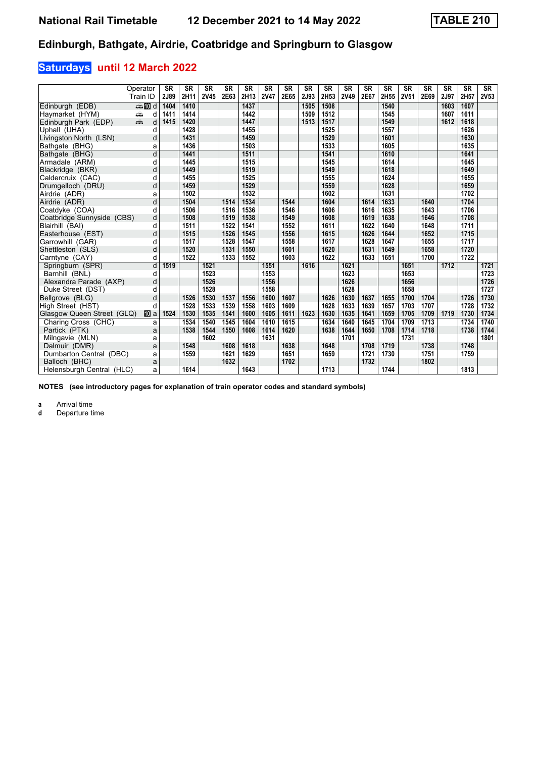# National Rail Timetable 12 December 2021 to 14 May 2022 TABLE 210

## Edinburgh, Bathgate, Airdrie, Coatbridge and Springburn to Glasgow

### Saturdays until 12 March 2022

| Operator | | SR | SR | SR | SR | SR | SR | SR | SR | SR | SR | SR | SR | SR | SR | SR | SR | SR |
|---|---|---|---|---|---|---|---|---|---|---|---|---|---|---|---|---|---|---|
| Train ID | | 2J89 | 2H11 | 2V45 | 2E63 | 2H13 | 2V47 | 2E65 | 2J93 | 2H53 | 2V49 | 2E67 | 2H55 | 2V51 | 2E69 | 2J97 | 2H57 | 2V53 |
| Edinburgh (EDB) | 10 d | 1404 | 1410 | | | 1437 | | | 1505 | 1508 | | | 1540 | | | 1603 | 1607 | |
| Haymarket (HYM) | d | 1411 | 1414 | | | 1442 | | | 1509 | 1512 | | | 1545 | | | 1607 | 1611 | |
| Edinburgh Park (EDP) | d | 1415 | 1420 | | | 1447 | | | 1513 | 1517 | | | 1549 | | | 1612 | 1618 | |
| Uphall (UHA) | d | | 1428 | | | 1455 | | | | 1525 | | | 1557 | | | | 1626 | |
| Livingston North (LSN) | d | | 1431 | | | 1459 | | | | 1529 | | | 1601 | | | | 1630 | |
| Bathgate (BHG) | a | | 1436 | | | 1503 | | | | 1533 | | | 1605 | | | | 1635 | |
| Bathgate (BHG) | d | | 1441 | | | 1511 | | | | 1541 | | | 1610 | | | | 1641 | |
| Armadale (ARM) | d | | 1445 | | | 1515 | | | | 1545 | | | 1614 | | | | 1645 | |
| Blackridge (BKR) | d | | 1449 | | | 1519 | | | | 1549 | | | 1618 | | | | 1649 | |
| Caldercruix (CAC) | d | | 1455 | | | 1525 | | | | 1555 | | | 1624 | | | | 1655 | |
| Drumgelloch (DRU) | d | | 1459 | | | 1529 | | | | 1559 | | | 1628 | | | | 1659 | |
| Airdrie (ADR) | a | | 1502 | | | 1532 | | | | 1602 | | | 1631 | | | | 1702 | |
| Airdrie (ADR) | d | | 1504 | | 1514 | 1534 | | 1544 | | 1604 | | 1614 | 1633 | | 1640 | | 1704 | |
| Coatdyke (COA) | d | | 1506 | | 1516 | 1536 | | 1546 | | 1606 | | 1616 | 1635 | | 1643 | | 1706 | |
| Coatbridge Sunnyside (CBS) | d | | 1508 | | 1519 | 1538 | | 1549 | | 1608 | | 1619 | 1638 | | 1646 | | 1708 | |
| Blairhill (BAI) | d | | 1511 | | 1522 | 1541 | | 1552 | | 1611 | | 1622 | 1640 | | 1648 | | 1711 | |
| Easterhouse (EST) | d | | 1515 | | 1526 | 1545 | | 1556 | | 1615 | | 1626 | 1644 | | 1652 | | 1715 | |
| Garrowhill (GAR) | d | | 1517 | | 1528 | 1547 | | 1558 | | 1617 | | 1628 | 1647 | | 1655 | | 1717 | |
| Shettleston (SLS) | d | | 1520 | | 1531 | 1550 | | 1601 | | 1620 | | 1631 | 1649 | | 1658 | | 1720 | |
| Carntyne (CAY) | d | | 1522 | | 1533 | 1552 | | 1603 | | 1622 | | 1633 | 1651 | | 1700 | | 1722 | |
| Springburn (SPR) | d | 1519 | | 1521 | | | 1551 | | 1616 | | 1621 | | | 1651 | | 1712 | | 1721 |
| Barnhill (BNL) | d | | | 1523 | | | 1553 | | | | 1623 | | | 1653 | | | | 1723 |
| Alexandra Parade (AXP) | d | | | 1526 | | | 1556 | | | | 1626 | | | 1656 | | | | 1726 |
| Duke Street (DST) | d | | | 1528 | | | 1558 | | | | 1628 | | | 1658 | | | | 1727 |
| Bellgrove (BLG) | d | | 1526 | 1530 | 1537 | 1556 | 1600 | 1607 | | 1626 | 1630 | 1637 | 1655 | 1700 | 1704 | | 1726 | 1730 |
| High Street (HST) | d | | 1528 | 1533 | 1539 | 1558 | 1603 | 1609 | | 1628 | 1633 | 1639 | 1657 | 1703 | 1707 | | 1728 | 1732 |
| Glasgow Queen Street (GLQ) | 10 a | 1524 | 1530 | 1535 | 1541 | 1600 | 1605 | 1611 | 1623 | 1630 | 1635 | 1641 | 1659 | 1705 | 1709 | 1719 | 1730 | 1734 |
| Charing Cross (CHC) | a | | 1534 | 1540 | 1545 | 1604 | 1610 | 1615 | | 1634 | 1640 | 1645 | 1704 | 1709 | 1713 | | 1734 | 1740 |
| Partick (PTK) | a | | 1538 | 1544 | 1550 | 1608 | 1614 | 1620 | | 1638 | 1644 | 1650 | 1708 | 1714 | 1718 | | 1738 | 1744 |
| Milngavie (MLN) | a | | | 1602 | | | 1631 | | | | 1701 | | | 1731 | | | | 1801 |
| Dalmuir (DMR) | a | | 1548 | | 1608 | 1618 | | 1638 | | 1648 | | 1708 | 1719 | | 1738 | | 1748 | |
| Dumbarton Central (DBC) | a | | 1559 | | 1621 | 1629 | | 1651 | | 1659 | | 1721 | 1730 | | 1751 | | 1759 | |
| Balloch (BHC) | a | | | | 1632 | | | 1702 | | | | 1732 | | | 1802 | | | |
| Helensburgh Central (HLC) | a | | 1614 | | | 1643 | | | | 1713 | | | 1744 | | | | 1813 | |

**NOTES (see introductory pages for explanation of train operator codes and standard symbols)**

**a** Arrival time
**d** Departure time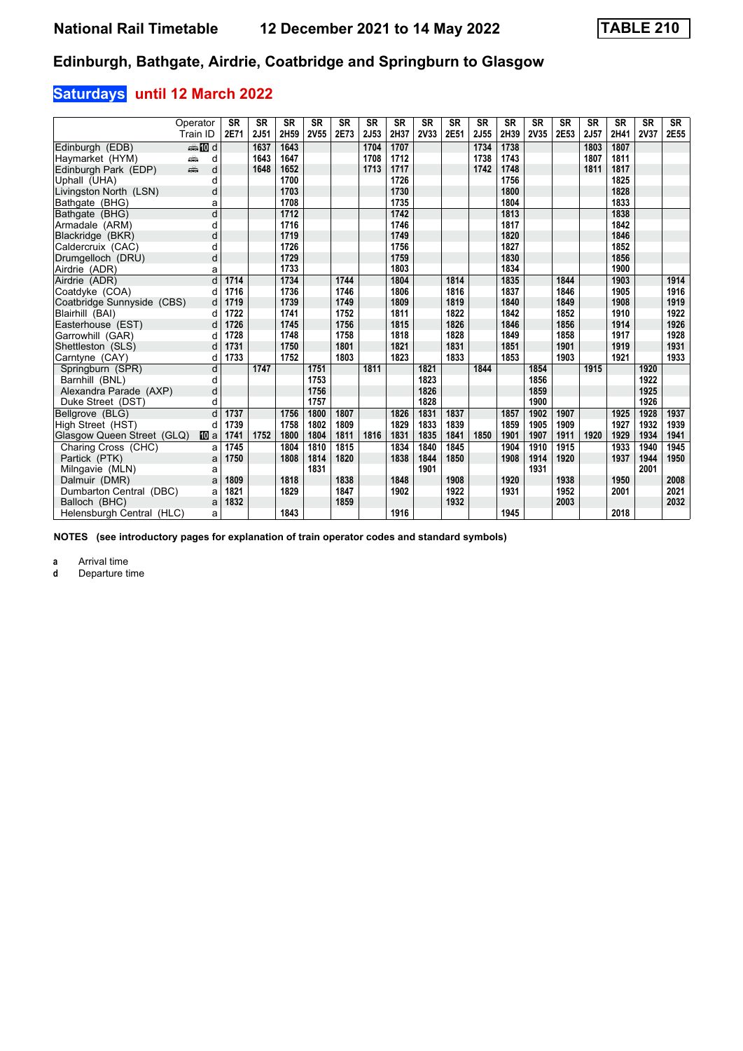# National Rail Timetable 12 December 2021 to 14 May 2022 TABLE 210

## Edinburgh, Bathgate, Airdrie, Coatbridge and Springburn to Glasgow

### Saturdays until 12 March 2022

| Operator | | SR | SR | SR | SR | SR | SR | SR | SR | SR | SR | SR | SR | SR | SR | SR | SR | SR |
|---|---|---|---|---|---|---|---|---|---|---|---|---|---|---|---|---|---|---|
| Train ID | | 2E71 | 2J51 | 2H59 | 2V55 | 2E73 | 2J53 | 2H37 | 2V33 | 2E51 | 2J55 | 2H39 | 2V35 | 2E53 | 2J57 | 2H41 | 2V37 | 2E55 |
| Edinburgh (EDB) | d | | 1637 | 1643 | | | 1704 | 1707 | | | 1734 | 1738 | | | 1803 | 1807 | | |
| Haymarket (HYM) | d | | 1643 | 1647 | | | 1708 | 1712 | | | 1738 | 1743 | | | 1807 | 1811 | | |
| Edinburgh Park (EDP) | d | | 1648 | 1652 | | | 1713 | 1717 | | | 1742 | 1748 | | | 1811 | 1817 | | |
| Uphall (UHA) | d | | | 1700 | | | | 1726 | | | | 1756 | | | | 1825 | | |
| Livingston North (LSN) | d | | | 1703 | | | | 1730 | | | | 1800 | | | | 1828 | | |
| Bathgate (BHG) | a | | | 1708 | | | | 1735 | | | | 1804 | | | | 1833 | | |
| Bathgate (BHG) | d | | | 1712 | | | | 1742 | | | | 1813 | | | | 1838 | | |
| Armadale (ARM) | d | | | 1716 | | | | 1746 | | | | 1817 | | | | 1842 | | |
| Blackridge (BKR) | d | | | 1719 | | | | 1749 | | | | 1820 | | | | 1846 | | |
| Caldercruix (CAC) | d | | | 1726 | | | | 1756 | | | | 1827 | | | | 1852 | | |
| Drumgelloch (DRU) | d | | | 1729 | | | | 1759 | | | | 1830 | | | | 1856 | | |
| Airdrie (ADR) | a | | | 1733 | | | | 1803 | | | | 1834 | | | | 1900 | | |
| Airdrie (ADR) | d | 1714 | | 1734 | | 1744 | | 1804 | | 1814 | | 1835 | | 1844 | | 1903 | | 1914 |
| Coatdyke (COA) | d | 1716 | | 1736 | | 1746 | | 1806 | | 1816 | | 1837 | | 1846 | | 1905 | | 1916 |
| Coatbridge Sunnyside (CBS) | d | 1719 | | 1739 | | 1749 | | 1809 | | 1819 | | 1840 | | 1849 | | 1908 | | 1919 |
| Blairhill (BAI) | d | 1722 | | 1741 | | 1752 | | 1811 | | 1822 | | 1842 | | 1852 | | 1910 | | 1922 |
| Easterhouse (EST) | d | 1726 | | 1745 | | 1756 | | 1815 | | 1826 | | 1846 | | 1856 | | 1914 | | 1926 |
| Garrowhill (GAR) | d | 1728 | | 1748 | | 1758 | | 1818 | | 1828 | | 1849 | | 1858 | | 1917 | | 1928 |
| Shettleston (SLS) | d | 1731 | | 1750 | | 1801 | | 1821 | | 1831 | | 1851 | | 1901 | | 1919 | | 1931 |
| Carntyne (CAY) | d | 1733 | | 1752 | | 1803 | | 1823 | | 1833 | | 1853 | | 1903 | | 1921 | | 1933 |
| Springburn (SPR) | d | | 1747 | | 1751 | | 1811 | | 1821 | | 1844 | | 1854 | | 1915 | | 1920 | |
| Barnhill (BNL) | d | | | | 1753 | | | | 1823 | | | | 1856 | | | | 1922 | |
| Alexandra Parade (AXP) | d | | | | 1756 | | | | 1826 | | | | 1859 | | | | 1925 | |
| Duke Street (DST) | d | | | | 1757 | | | | 1828 | | | | 1900 | | | | 1926 | |
| Bellgrove (BLG) | d | 1737 | | 1756 | 1800 | 1807 | | 1826 | 1831 | 1837 | | 1857 | 1902 | 1907 | | 1925 | 1928 | 1937 |
| High Street (HST) | d | 1739 | | 1758 | 1802 | 1809 | | 1829 | 1833 | 1839 | | 1859 | 1905 | 1909 | | 1927 | 1932 | 1939 |
| Glasgow Queen Street (GLQ) | a | 1741 | 1752 | 1800 | 1804 | 1811 | 1816 | 1831 | 1835 | 1841 | 1850 | 1901 | 1907 | 1911 | 1920 | 1929 | 1934 | 1941 |
| Charing Cross (CHC) | a | 1745 | | 1804 | 1810 | 1815 | | 1834 | 1840 | 1845 | | 1904 | 1910 | 1915 | | 1933 | 1940 | 1945 |
| Partick (PTK) | a | 1750 | | 1808 | 1814 | 1820 | | 1838 | 1844 | 1850 | | 1908 | 1914 | 1920 | | 1937 | 1944 | 1950 |
| Milngavie (MLN) | a | | | | 1831 | | | | 1901 | | | | 1931 | | | | 2001 | |
| Dalmuir (DMR) | a | 1809 | | 1818 | | 1838 | | 1848 | | 1908 | | 1920 | | 1938 | | 1950 | | 2008 |
| Dumbarton Central (DBC) | a | 1821 | | 1829 | | 1847 | | 1902 | | 1922 | | 1931 | | 1952 | | 2001 | | 2021 |
| Balloch (BHC) | a | 1832 | | | | 1859 | | | | 1932 | | | | 2003 | | | | 2032 |
| Helensburgh Central (HLC) | a | | | 1843 | | | | 1916 | | | | 1945 | | | | 2018 | | |

**NOTES (see introductory pages for explanation of train operator codes and standard symbols)**

**a** Arrival time
**d** Departure time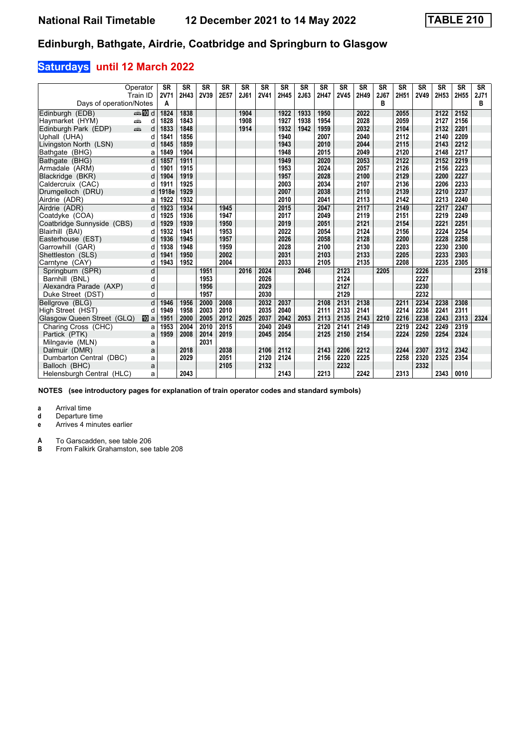# National Rail Timetable 12 December 2021 to 14 May 2022 TABLE 210

## Edinburgh, Bathgate, Airdrie, Coatbridge and Springburn to Glasgow

### Saturdays until 12 March 2022

| Operator | | SR | SR | SR | SR | SR | SR | SR | SR | SR | SR | SR | SR | SR | SR | SR | SR | SR |
|---|---|---|---|---|---|---|---|---|---|---|---|---|---|---|---|---|---|---|
| Train ID | | 2V71 | 2H43 | 2V39 | 2E57 | 2J61 | 2V41 | 2H45 | 2J63 | 2H47 | 2V45 | 2H49 | 2J67 | 2H51 | 2V49 | 2H53 | 2H55 | 2J71 |
| Days of operation/Notes | | A | | | | | | | | | | | B | | | | | B |
| Edinburgh (EDB) | 10 d | 1824 | 1838 | | | 1904 | | 1922 | 1933 | 1950 | | 2022 | | 2055 | | 2122 | 2152 | |
| Haymarket (HYM) | d | 1828 | 1843 | | | 1908 | | 1927 | 1938 | 1954 | | 2028 | | 2059 | | 2127 | 2156 | |
| Edinburgh Park (EDP) | d | 1833 | 1848 | | | 1914 | | 1932 | 1942 | 1959 | | 2032 | | 2104 | | 2132 | 2201 | |
| Uphall (UHA) | d | 1841 | 1856 | | | | | 1940 | | 2007 | | 2040 | | 2112 | | 2140 | 2209 | |
| Livingston North (LSN) | d | 1845 | 1859 | | | | | 1943 | | 2010 | | 2044 | | 2115 | | 2143 | 2212 | |
| Bathgate (BHG) | a | 1849 | 1904 | | | | | 1948 | | 2015 | | 2049 | | 2120 | | 2148 | 2217 | |
| Bathgate (BHG) | d | 1857 | 1911 | | | | | 1949 | | 2020 | | 2053 | | 2122 | | 2152 | 2219 | |
| Armadale (ARM) | d | 1901 | 1915 | | | | | 1953 | | 2024 | | 2057 | | 2126 | | 2156 | 2223 | |
| Blackridge (BKR) | d | 1904 | 1919 | | | | | 1957 | | 2028 | | 2100 | | 2129 | | 2200 | 2227 | |
| Caldercruix (CAC) | d | 1911 | 1925 | | | | | 2003 | | 2034 | | 2107 | | 2136 | | 2206 | 2233 | |
| Drumgelloch (DRU) | d | 1918e | 1929 | | | | | 2007 | | 2038 | | 2110 | | 2139 | | 2210 | 2237 | |
| Airdrie (ADR) | a | 1922 | 1932 | | | | | 2010 | | 2041 | | 2113 | | 2142 | | 2213 | 2240 | |
| Airdrie (ADR) | d | 1923 | 1934 | | 1945 | | | 2015 | | 2047 | | 2117 | | 2149 | | 2217 | 2247 | |
| Coatdyke (COA) | d | 1925 | 1936 | | 1947 | | | 2017 | | 2049 | | 2119 | | 2151 | | 2219 | 2249 | |
| Coatbridge Sunnyside (CBS) | d | 1929 | 1939 | | 1950 | | | 2019 | | 2051 | | 2121 | | 2154 | | 2221 | 2251 | |
| Blairhill (BAI) | d | 1932 | 1941 | | 1953 | | | 2022 | | 2054 | | 2124 | | 2156 | | 2224 | 2254 | |
| Easterhouse (EST) | d | 1936 | 1945 | | 1957 | | | 2026 | | 2058 | | 2128 | | 2200 | | 2228 | 2258 | |
| Garrowhill (GAR) | d | 1938 | 1948 | | 1959 | | | 2028 | | 2100 | | 2130 | | 2203 | | 2230 | 2300 | |
| Shettleston (SLS) | d | 1941 | 1950 | | 2002 | | | 2031 | | 2103 | | 2133 | | 2205 | | 2233 | 2303 | |
| Carntyne (CAY) | d | 1943 | 1952 | | 2004 | | | 2033 | | 2105 | | 2135 | | 2208 | | 2235 | 2305 | |
| Springburn (SPR) | d | | | 1951 | | 2016 | 2024 | | 2046 | | 2123 | | 2205 | | 2226 | | | 2318 |
| Barnhill (BNL) | d | | | 1953 | | | 2026 | | | | 2124 | | | | 2227 | | | |
| Alexandra Parade (AXP) | d | | | 1956 | | | 2029 | | | | 2127 | | | | 2230 | | | |
| Duke Street (DST) | d | | | 1957 | | | 2030 | | | | 2129 | | | | 2232 | | | |
| Bellgrove (BLG) | d | 1946 | 1956 | 2000 | 2008 | | 2032 | 2037 | | 2108 | 2131 | 2138 | | 2211 | 2234 | 2238 | 2308 | |
| High Street (HST) | d | 1949 | 1958 | 2003 | 2010 | | 2035 | 2040 | | 2111 | 2133 | 2141 | | 2214 | 2236 | 2241 | 2311 | |
| Glasgow Queen Street (GLQ) | 10 a | 1951 | 2000 | 2005 | 2012 | 2025 | 2037 | 2042 | 2053 | 2113 | 2135 | 2143 | 2210 | 2216 | 2238 | 2243 | 2313 | 2324 |
| Charing Cross (CHC) | a | 1953 | 2004 | 2010 | 2015 | | 2040 | 2049 | | 2120 | 2141 | 2149 | | 2219 | 2242 | 2249 | 2319 | |
| Partick (PTK) | a | 1959 | 2008 | 2014 | 2019 | | 2045 | 2054 | | 2125 | 2150 | 2154 | | 2224 | 2250 | 2254 | 2324 | |
| Milngavie (MLN) | a | | | 2031 | | | | | | | | | | | | | | |
| Dalmuir (DMR) | a | | 2018 | | 2038 | | 2106 | 2112 | | 2143 | 2206 | 2212 | | 2244 | 2307 | 2312 | 2342 | |
| Dumbarton Central (DBC) | a | | 2029 | | 2051 | | 2120 | 2124 | | 2156 | 2220 | 2225 | | 2258 | 2320 | 2325 | 2354 | |
| Balloch (BHC) | a | | | | 2105 | | 2132 | | | | 2232 | | | | 2332 | | | |
| Helensburgh Central (HLC) | a | | 2043 | | | | | 2143 | | 2213 | | 2242 | | 2313 | | 2343 | 0010 | |

**NOTES (see introductory pages for explanation of train operator codes and standard symbols)**

- **a** Arrival time
- **d** Departure time
- **e** Arrives 4 minutes earlier

- **A** To Garscadden, see table 206
- **B** From Falkirk Grahamston, see table 208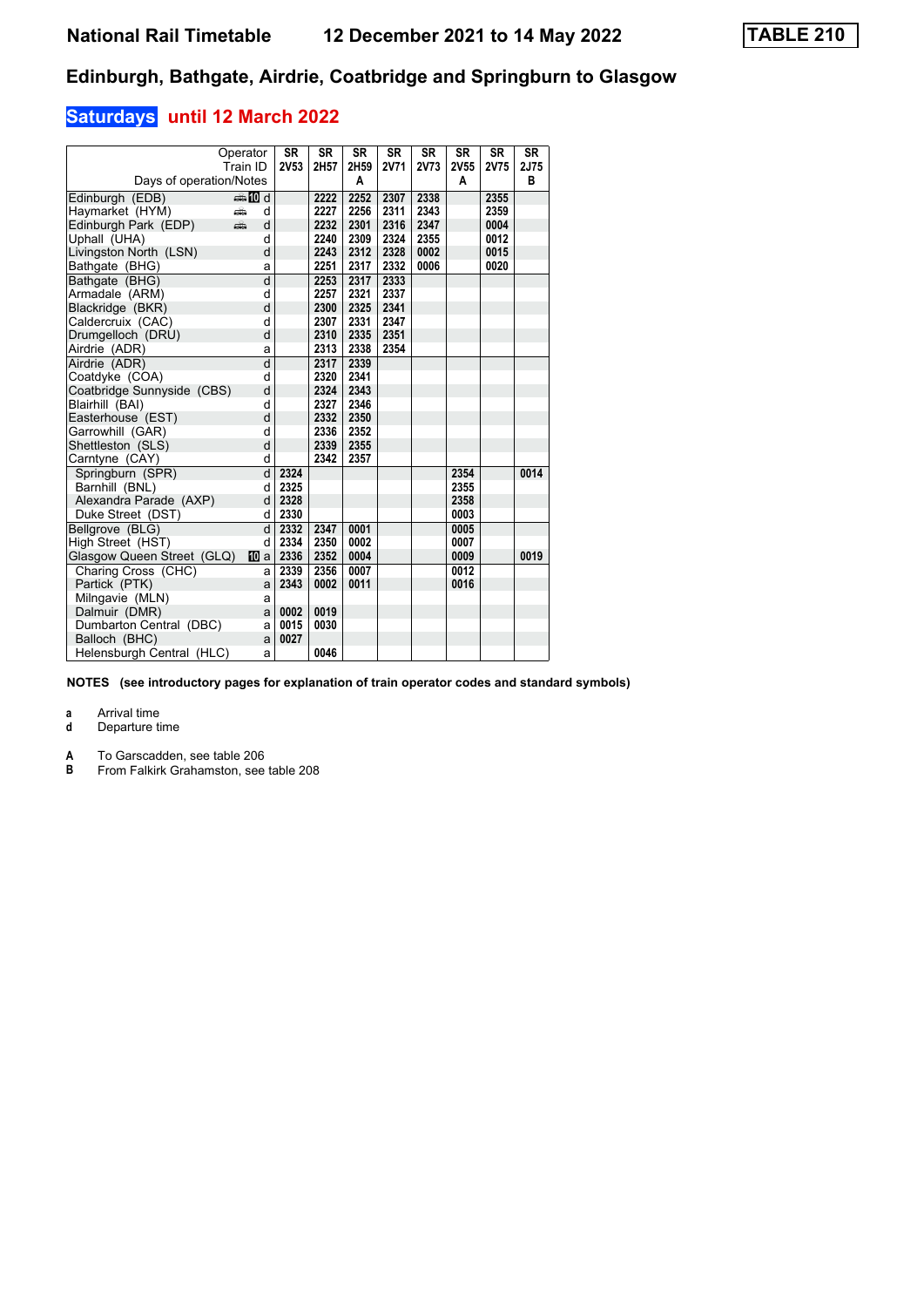# National Rail Timetable 12 December 2021 to 14 May 2022

**TABLE 210**

## Edinburgh, Bathgate, Airdrie, Coatbridge and Springburn to Glasgow

### Saturdays until 12 March 2022

| Operator | | SR | SR | SR | SR | SR | SR | SR | SR |
|---|---|---|---|---|---|---|---|---|---|
| Train ID | | 2V53 | 2H57 | 2H59 | 2V71 | 2V73 | 2V55 | 2V75 | 2J75 |
| Days of operation/Notes | | | | A | | | A | | B |
| Edinburgh (EDB) | 10 d | | 2222 | 2252 | 2307 | 2338 | | 2355 | |
| Haymarket (HYM) | d | | 2227 | 2256 | 2311 | 2343 | | 2359 | |
| Edinburgh Park (EDP) | d | | 2232 | 2301 | 2316 | 2347 | | 0004 | |
| Uphall (UHA) | d | | 2240 | 2309 | 2324 | 2355 | | 0012 | |
| Livingston North (LSN) | d | | 2243 | 2312 | 2328 | 0002 | | 0015 | |
| Bathgate (BHG) | a | | 2251 | 2317 | 2332 | 0006 | | 0020 | |
| Bathgate (BHG) | d | | 2253 | 2317 | 2333 | | | | |
| Armadale (ARM) | d | | 2257 | 2321 | 2337 | | | | |
| Blackridge (BKR) | d | | 2300 | 2325 | 2341 | | | | |
| Caldercruix (CAC) | d | | 2307 | 2331 | 2347 | | | | |
| Drumgelloch (DRU) | d | | 2310 | 2335 | 2351 | | | | |
| Airdrie (ADR) | a | | 2313 | 2338 | 2354 | | | | |
| Airdrie (ADR) | d | | 2317 | 2339 | | | | | |
| Coatdyke (COA) | d | | 2320 | 2341 | | | | | |
| Coatbridge Sunnyside (CBS) | d | | 2324 | 2343 | | | | | |
| Blairhill (BAI) | d | | 2327 | 2346 | | | | | |
| Easterhouse (EST) | d | | 2332 | 2350 | | | | | |
| Garrowhill (GAR) | d | | 2336 | 2352 | | | | | |
| Shettleston (SLS) | d | | 2339 | 2355 | | | | | |
| Carntyne (CAY) | d | | 2342 | 2357 | | | | | |
| Springburn (SPR) | d | 2324 | | | | | 2354 | | 0014 |
| Barnhill (BNL) | d | 2325 | | | | | 2355 | | |
| Alexandra Parade (AXP) | d | 2328 | | | | | 2358 | | |
| Duke Street (DST) | d | 2330 | | | | | 0003 | | |
| Bellgrove (BLG) | d | 2332 | 2347 | 0001 | | | 0005 | | |
| High Street (HST) | d | 2334 | 2350 | 0002 | | | 0007 | | |
| Glasgow Queen Street (GLQ) | 10 a | 2336 | 2352 | 0004 | | | 0009 | | 0019 |
| Charing Cross (CHC) | a | 2339 | 2356 | 0007 | | | 0012 | | |
| Partick (PTK) | a | 2343 | 0002 | 0011 | | | 0016 | | |
| Milngavie (MLN) | a | | | | | | | | |
| Dalmuir (DMR) | a | 0002 | 0019 | | | | | | |
| Dumbarton Central (DBC) | a | 0015 | 0030 | | | | | | |
| Balloch (BHC) | a | 0027 | | | | | | | |
| Helensburgh Central (HLC) | a | | 0046 | | | | | | |

**NOTES (see introductory pages for explanation of train operator codes and standard symbols)**

**a** Arrival time
**d** Departure time

**A** To Garscadden, see table 206
**B** From Falkirk Grahamston, see table 208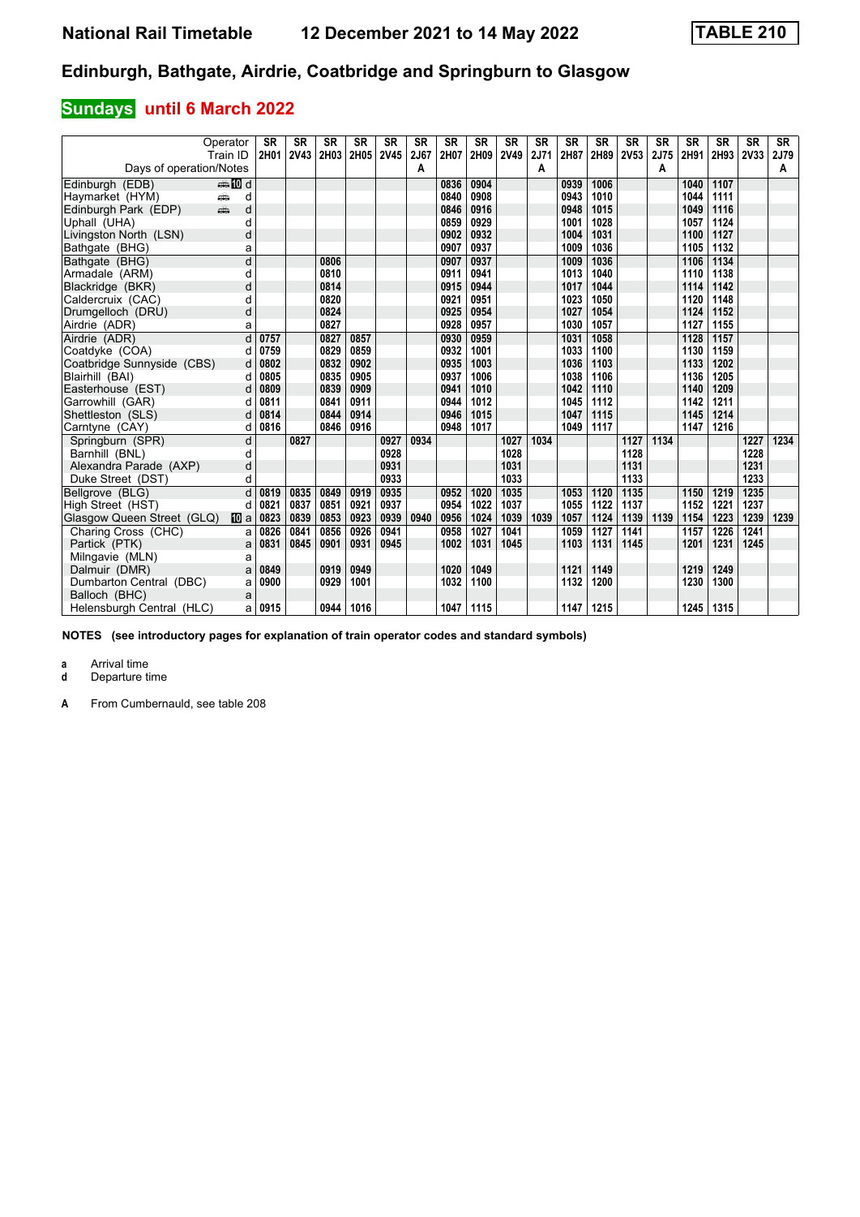# National Rail Timetable 12 December 2021 to 14 May 2022 TABLE 210

## Edinburgh, Bathgate, Airdrie, Coatbridge and Springburn to Glasgow

### Sundays until 6 March 2022

| Operator | | SR | SR | SR | SR | SR | SR | SR | SR | SR | SR | SR | SR | SR | SR | SR | SR | SR | SR |
|---|---|---|---|---|---|---|---|---|---|---|---|---|---|---|---|---|---|---|---|
| Train ID | | 2H01 | 2V43 | 2H03 | 2H05 | 2V45 | 2J67 | 2H07 | 2H09 | 2V49 | 2J71 | 2H87 | 2H89 | 2V53 | 2J75 | 2H91 | 2H93 | 2V33 | 2J79 |
| Days of operation/Notes | | | | | | | A | | | | A | | | | A | | | | A |
| Edinburgh (EDB) | d | | | | | | | 0836 | 0904 | | | 0939 | 1006 | | | 1040 | 1107 | | |
| Haymarket (HYM) | d | | | | | | | 0840 | 0908 | | | 0943 | 1010 | | | 1044 | 1111 | | |
| Edinburgh Park (EDP) | d | | | | | | | 0846 | 0916 | | | 0948 | 1015 | | | 1049 | 1116 | | |
| Uphall (UHA) | d | | | | | | | 0859 | 0929 | | | 1001 | 1028 | | | 1057 | 1124 | | |
| Livingston North (LSN) | d | | | | | | | 0902 | 0932 | | | 1004 | 1031 | | | 1100 | 1127 | | |
| Bathgate (BHG) | a | | | | | | | 0907 | 0937 | | | 1009 | 1036 | | | 1105 | 1132 | | |
| Bathgate (BHG) | d | | | 0806 | | | | 0907 | 0937 | | | 1009 | 1036 | | | 1106 | 1134 | | |
| Armadale (ARM) | d | | | 0810 | | | | 0911 | 0941 | | | 1013 | 1040 | | | 1110 | 1138 | | |
| Blackridge (BKR) | d | | | 0814 | | | | 0915 | 0944 | | | 1017 | 1044 | | | 1114 | 1142 | | |
| Caldercruix (CAC) | d | | | 0820 | | | | 0921 | 0951 | | | 1023 | 1050 | | | 1120 | 1148 | | |
| Drumgelloch (DRU) | d | | | 0824 | | | | 0925 | 0954 | | | 1027 | 1054 | | | 1124 | 1152 | | |
| Airdrie (ADR) | a | | | 0827 | | | | 0928 | 0957 | | | 1030 | 1057 | | | 1127 | 1155 | | |
| Airdrie (ADR) | d | 0757 | | 0827 | 0857 | | | 0930 | 0959 | | | 1031 | 1058 | | | 1128 | 1157 | | |
| Coatdyke (COA) | d | 0759 | | 0829 | 0859 | | | 0932 | 1001 | | | 1033 | 1100 | | | 1130 | 1159 | | |
| Coatbridge Sunnyside (CBS) | d | 0802 | | 0832 | 0902 | | | 0935 | 1003 | | | 1036 | 1103 | | | 1133 | 1202 | | |
| Blairhill (BAI) | d | 0805 | | 0835 | 0905 | | | 0937 | 1006 | | | 1038 | 1106 | | | 1136 | 1205 | | |
| Easterhouse (EST) | d | 0809 | | 0839 | 0909 | | | 0941 | 1010 | | | 1042 | 1110 | | | 1140 | 1209 | | |
| Garrowhill (GAR) | d | 0811 | | 0841 | 0911 | | | 0944 | 1012 | | | 1045 | 1112 | | | 1142 | 1211 | | |
| Shettleston (SLS) | d | 0814 | | 0844 | 0914 | | | 0946 | 1015 | | | 1047 | 1115 | | | 1145 | 1214 | | |
| Carntyne (CAY) | d | 0816 | | 0846 | 0916 | | | 0948 | 1017 | | | 1049 | 1117 | | | 1147 | 1216 | | |
| Springburn (SPR) | d | | 0827 | | | 0927 | 0934 | | | 1027 | 1034 | | | 1127 | 1134 | | | 1227 | 1234 |
| Barnhill (BNL) | d | | | | | 0928 | | | | 1028 | | | | 1128 | | | | 1228 | |
| Alexandra Parade (AXP) | d | | | | | 0931 | | | | 1031 | | | | 1131 | | | | 1231 | |
| Duke Street (DST) | d | | | | | 0933 | | | | 1033 | | | | 1133 | | | | 1233 | |
| Bellgrove (BLG) | d | 0819 | 0835 | 0849 | 0919 | 0935 | | 0952 | 1020 | 1035 | | 1053 | 1120 | 1135 | | 1150 | 1219 | 1235 | |
| High Street (HST) | d | 0821 | 0837 | 0851 | 0921 | 0937 | | 0954 | 1022 | 1037 | | 1055 | 1122 | 1137 | | 1152 | 1221 | 1237 | |
| Glasgow Queen Street (GLQ) | a | 0823 | 0839 | 0853 | 0923 | 0939 | 0940 | 0956 | 1024 | 1039 | 1039 | 1057 | 1124 | 1139 | 1139 | 1154 | 1223 | 1239 | 1239 |
| Charing Cross (CHC) | a | 0826 | 0841 | 0856 | 0926 | 0941 | | 0958 | 1027 | 1041 | | 1059 | 1127 | 1141 | | 1157 | 1226 | 1241 | |
| Partick (PTK) | a | 0831 | 0845 | 0901 | 0931 | 0945 | | 1002 | 1031 | 1045 | | 1103 | 1131 | 1145 | | 1201 | 1231 | 1245 | |
| Milngavie (MLN) | a | | | | | | | | | | | | | | | | | | |
| Dalmuir (DMR) | a | 0849 | | 0919 | 0949 | | | 1020 | 1049 | | | 1121 | 1149 | | | 1219 | 1249 | | |
| Dumbarton Central (DBC) | a | 0900 | | 0929 | 1001 | | | 1032 | 1100 | | | 1132 | 1200 | | | 1230 | 1300 | | |
| Balloch (BHC) | a | | | | | | | | | | | | | | | | | | |
| Helensburgh Central (HLC) | a | 0915 | | 0944 | 1016 | | | 1047 | 1115 | | | 1147 | 1215 | | | 1245 | 1315 | | |

**NOTES (see introductory pages for explanation of train operator codes and standard symbols)**

**a** Arrival time
**d** Departure time

**A** From Cumbernauld, see table 208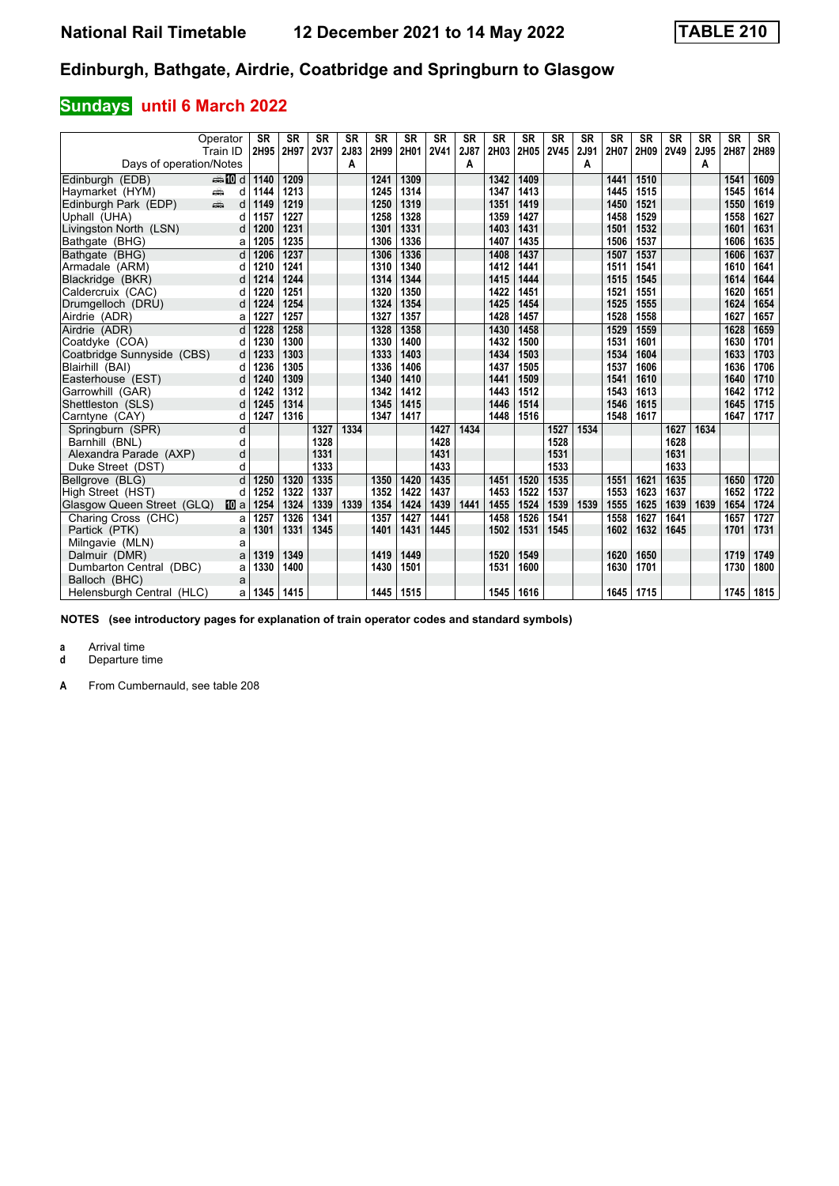# National Rail Timetable 12 December 2021 to 14 May 2022 TABLE 210

## Edinburgh, Bathgate, Airdrie, Coatbridge and Springburn to Glasgow

### Sundays until 6 March 2022

| Operator | | SR | SR | SR | SR | SR | SR | SR | SR | SR | SR | SR | SR | SR | SR | SR | SR | SR | SR |
|---|---|---|---|---|---|---|---|---|---|---|---|---|---|---|---|---|---|---|---|
| Train ID | | 2H95 | 2H97 | 2V37 | 2J83 | 2H99 | 2H01 | 2V41 | 2J87 | 2H03 | 2H05 | 2V45 | 2J91 | 2H07 | 2H09 | 2V49 | 2J95 | 2H87 | 2H89 |
| Days of operation/Notes | | | | | A | | | | A | | | | A | | | | A | | |
| Edinburgh (EDB) | 10 d | 1140 | 1209 | | | 1241 | 1309 | | | 1342 | 1409 | | | 1441 | 1510 | | | 1541 | 1609 |
| Haymarket (HYM) | d | 1144 | 1213 | | | 1245 | 1314 | | | 1347 | 1413 | | | 1445 | 1515 | | | 1545 | 1614 |
| Edinburgh Park (EDP) | d | 1149 | 1219 | | | 1250 | 1319 | | | 1351 | 1419 | | | 1450 | 1521 | | | 1550 | 1619 |
| Uphall (UHA) | d | 1157 | 1227 | | | 1258 | 1328 | | | 1359 | 1427 | | | 1458 | 1529 | | | 1558 | 1627 |
| Livingston North (LSN) | d | 1200 | 1231 | | | 1301 | 1331 | | | 1403 | 1431 | | | 1501 | 1532 | | | 1601 | 1631 |
| Bathgate (BHG) | a | 1205 | 1235 | | | 1306 | 1336 | | | 1407 | 1435 | | | 1506 | 1537 | | | 1606 | 1635 |
| Bathgate (BHG) | d | 1206 | 1237 | | | 1306 | 1336 | | | 1408 | 1437 | | | 1507 | 1537 | | | 1606 | 1637 |
| Armadale (ARM) | d | 1210 | 1241 | | | 1310 | 1340 | | | 1412 | 1441 | | | 1511 | 1541 | | | 1610 | 1641 |
| Blackridge (BKR) | d | 1214 | 1244 | | | 1314 | 1344 | | | 1415 | 1444 | | | 1515 | 1545 | | | 1614 | 1644 |
| Caldercruix (CAC) | d | 1220 | 1251 | | | 1320 | 1350 | | | 1422 | 1451 | | | 1521 | 1551 | | | 1620 | 1651 |
| Drumgelloch (DRU) | d | 1224 | 1254 | | | 1324 | 1354 | | | 1425 | 1454 | | | 1525 | 1555 | | | 1624 | 1654 |
| Airdrie (ADR) | a | 1227 | 1257 | | | 1327 | 1357 | | | 1428 | 1457 | | | 1528 | 1558 | | | 1627 | 1657 |
| Airdrie (ADR) | d | 1228 | 1258 | | | 1328 | 1358 | | | 1430 | 1458 | | | 1529 | 1559 | | | 1628 | 1659 |
| Coatdyke (COA) | d | 1230 | 1300 | | | 1330 | 1400 | | | 1432 | 1500 | | | 1531 | 1601 | | | 1630 | 1701 |
| Coatbridge Sunnyside (CBS) | d | 1233 | 1303 | | | 1333 | 1403 | | | 1434 | 1503 | | | 1534 | 1604 | | | 1633 | 1703 |
| Blairhill (BAI) | d | 1236 | 1305 | | | 1336 | 1406 | | | 1437 | 1505 | | | 1537 | 1606 | | | 1636 | 1706 |
| Easterhouse (EST) | d | 1240 | 1309 | | | 1340 | 1410 | | | 1441 | 1509 | | | 1541 | 1610 | | | 1640 | 1710 |
| Garrowhill (GAR) | d | 1242 | 1312 | | | 1342 | 1412 | | | 1443 | 1512 | | | 1543 | 1613 | | | 1642 | 1712 |
| Shettleston (SLS) | d | 1245 | 1314 | | | 1345 | 1415 | | | 1446 | 1514 | | | 1546 | 1615 | | | 1645 | 1715 |
| Carntyne (CAY) | d | 1247 | 1316 | | | 1347 | 1417 | | | 1448 | 1516 | | | 1548 | 1617 | | | 1647 | 1717 |
| Springburn (SPR) | d | | | 1327 | 1334 | | | 1427 | 1434 | | | 1527 | 1534 | | | 1627 | 1634 | | |
| Barnhill (BNL) | d | | | 1328 | | | | 1428 | | | | 1528 | | | | 1628 | | | |
| Alexandra Parade (AXP) | d | | | 1331 | | | | 1431 | | | | 1531 | | | | 1631 | | | |
| Duke Street (DST) | d | | | 1333 | | | | 1433 | | | | 1533 | | | | 1633 | | | |
| Bellgrove (BLG) | d | 1250 | 1320 | 1335 | | 1350 | 1420 | 1435 | | 1451 | 1520 | 1535 | | 1551 | 1621 | 1635 | | 1650 | 1720 |
| High Street (HST) | d | 1252 | 1322 | 1337 | | 1352 | 1422 | 1437 | | 1453 | 1522 | 1537 | | 1553 | 1623 | 1637 | | 1652 | 1722 |
| Glasgow Queen Street (GLQ) | 10 a | 1254 | 1324 | 1339 | 1339 | 1354 | 1424 | 1439 | 1441 | 1455 | 1524 | 1539 | 1539 | 1555 | 1625 | 1639 | 1639 | 1654 | 1724 |
| Charing Cross (CHC) | a | 1257 | 1326 | 1341 | | 1357 | 1427 | 1441 | | 1458 | 1526 | 1541 | | 1558 | 1627 | 1641 | | 1657 | 1727 |
| Partick (PTK) | a | 1301 | 1331 | 1345 | | 1401 | 1431 | 1445 | | 1502 | 1531 | 1545 | | 1602 | 1632 | 1645 | | 1701 | 1731 |
| Milngavie (MLN) | a | | | | | | | | | | | | | | | | | | |
| Dalmuir (DMR) | a | 1319 | 1349 | | | 1419 | 1449 | | | 1520 | 1549 | | | 1620 | 1650 | | | 1719 | 1749 |
| Dumbarton Central (DBC) | a | 1330 | 1400 | | | 1430 | 1501 | | | 1531 | 1600 | | | 1630 | 1701 | | | 1730 | 1800 |
| Balloch (BHC) | a | | | | | | | | | | | | | | | | | | |
| Helensburgh Central (HLC) | a | 1345 | 1415 | | | 1445 | 1515 | | | 1545 | 1616 | | | 1645 | 1715 | | | 1745 | 1815 |

**NOTES (see introductory pages for explanation of train operator codes and standard symbols)**

**a** Arrival time
**d** Departure time

**A** From Cumbernauld, see table 208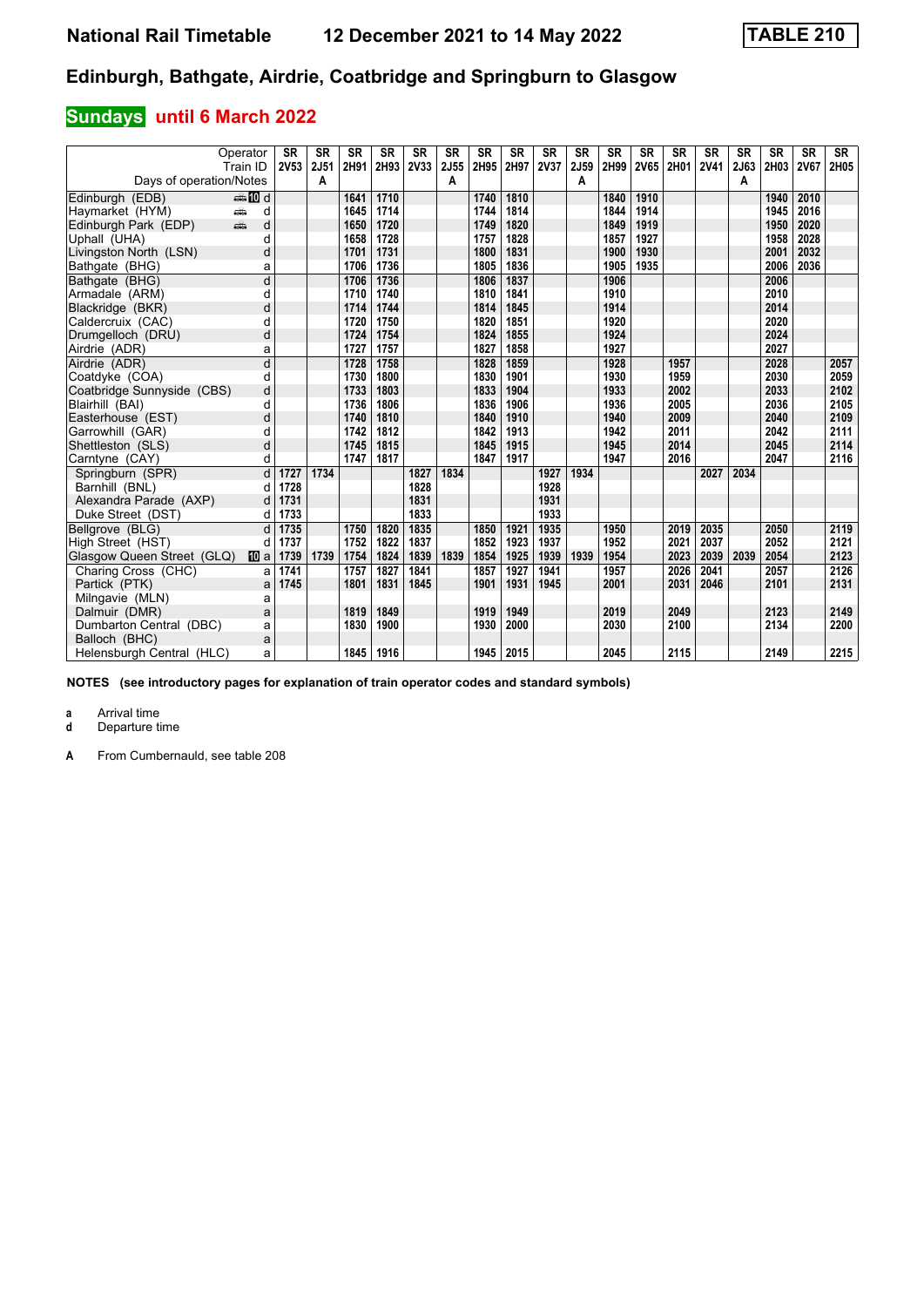# National Rail Timetable 12 December 2021 to 14 May 2022 TABLE 210

## Edinburgh, Bathgate, Airdrie, Coatbridge and Springburn to Glasgow

### Sundays until 6 March 2022

| Operator | | SR | SR | SR | SR | SR | SR | SR | SR | SR | SR | SR | SR | SR | SR | SR | SR | SR | SR |
|---|---|---|---|---|---|---|---|---|---|---|---|---|---|---|---|---|---|---|---|
| Train ID | | 2V53 | 2J51 | 2H91 | 2H93 | 2V33 | 2J55 | 2H95 | 2H97 | 2V37 | 2J59 | 2H99 | 2V65 | 2H01 | 2V41 | 2J63 | 2H03 | 2V67 | 2H05 |
| Days of operation/Notes | | | A | | | | A | | | | A | | | | | A | | | |
| Edinburgh (EDB) | d | | | 1641 | 1710 | | | 1740 | 1810 | | | 1840 | 1910 | | | | 1940 | 2010 | |
| Haymarket (HYM) | d | | | 1645 | 1714 | | | 1744 | 1814 | | | 1844 | 1914 | | | | 1945 | 2016 | |
| Edinburgh Park (EDP) | d | | | 1650 | 1720 | | | 1749 | 1820 | | | 1849 | 1919 | | | | 1950 | 2020 | |
| Uphall (UHA) | d | | | 1658 | 1728 | | | 1757 | 1828 | | | 1857 | 1927 | | | | 1958 | 2028 | |
| Livingston North (LSN) | d | | | 1701 | 1731 | | | 1800 | 1831 | | | 1900 | 1930 | | | | 2001 | 2032 | |
| Bathgate (BHG) | a | | | 1706 | 1736 | | | 1805 | 1836 | | | 1905 | 1935 | | | | 2006 | 2036 | |
| Bathgate (BHG) | d | | | 1706 | 1736 | | | 1806 | 1837 | | | 1906 | | | | | 2006 | | |
| Armadale (ARM) | d | | | 1710 | 1740 | | | 1810 | 1841 | | | 1910 | | | | | 2010 | | |
| Blackridge (BKR) | d | | | 1714 | 1744 | | | 1814 | 1845 | | | 1914 | | | | | 2014 | | |
| Caldercruix (CAC) | d | | | 1720 | 1750 | | | 1820 | 1851 | | | 1920 | | | | | 2020 | | |
| Drumgelloch (DRU) | d | | | 1724 | 1754 | | | 1824 | 1855 | | | 1924 | | | | | 2024 | | |
| Airdrie (ADR) | a | | | 1727 | 1757 | | | 1827 | 1858 | | | 1927 | | | | | 2027 | | |
| Airdrie (ADR) | d | | | 1728 | 1758 | | | 1828 | 1859 | | | 1928 | | 1957 | | | 2028 | | 2057 |
| Coatdyke (COA) | d | | | 1730 | 1800 | | | 1830 | 1901 | | | 1930 | | 1959 | | | 2030 | | 2059 |
| Coatbridge Sunnyside (CBS) | d | | | 1733 | 1803 | | | 1833 | 1904 | | | 1933 | | 2002 | | | 2033 | | 2102 |
| Blairhill (BAI) | d | | | 1736 | 1806 | | | 1836 | 1906 | | | 1936 | | 2005 | | | 2036 | | 2105 |
| Easterhouse (EST) | d | | | 1740 | 1810 | | | 1840 | 1910 | | | 1940 | | 2009 | | | 2040 | | 2109 |
| Garrowhill (GAR) | d | | | 1742 | 1812 | | | 1842 | 1913 | | | 1942 | | 2011 | | | 2042 | | 2111 |
| Shettleston (SLS) | d | | | 1745 | 1815 | | | 1845 | 1915 | | | 1945 | | 2014 | | | 2045 | | 2114 |
| Carntyne (CAY) | d | | | 1747 | 1817 | | | 1847 | 1917 | | | 1947 | | 2016 | | | 2047 | | 2116 |
| Springburn (SPR) | d | 1727 | 1734 | | | 1827 | 1834 | | | 1927 | 1934 | | | | 2027 | 2034 | | | |
| Barnhill (BNL) | d | 1728 | | | | 1828 | | | | 1928 | | | | | | | | | |
| Alexandra Parade (AXP) | d | 1731 | | | | 1831 | | | | 1931 | | | | | | | | | |
| Duke Street (DST) | d | 1733 | | | | 1833 | | | | 1933 | | | | | | | | | |
| Bellgrove (BLG) | d | 1735 | | 1750 | 1820 | 1835 | | 1850 | 1921 | 1935 | | 1950 | | 2019 | 2035 | | 2050 | | 2119 |
| High Street (HST) | d | 1737 | | 1752 | 1822 | 1837 | | 1852 | 1923 | 1937 | | 1952 | | 2021 | 2037 | | 2052 | | 2121 |
| Glasgow Queen Street (GLQ) | a | 1739 | 1739 | 1754 | 1824 | 1839 | 1839 | 1854 | 1925 | 1939 | 1939 | 1954 | | 2023 | 2039 | 2039 | 2054 | | 2123 |
| Charing Cross (CHC) | a | 1741 | | 1757 | 1827 | 1841 | | 1857 | 1927 | 1941 | | 1957 | | 2026 | 2041 | | 2057 | | 2126 |
| Partick (PTK) | a | 1745 | | 1801 | 1831 | 1845 | | 1901 | 1931 | 1945 | | 2001 | | 2031 | 2046 | | 2101 | | 2131 |
| Milngavie (MLN) | a | | | | | | | | | | | | | | | | | | |
| Dalmuir (DMR) | a | | | 1819 | 1849 | | | 1919 | 1949 | | | 2019 | | 2049 | | | 2123 | | 2149 |
| Dumbarton Central (DBC) | a | | | 1830 | 1900 | | | 1930 | 2000 | | | 2030 | | 2100 | | | 2134 | | 2200 |
| Balloch (BHC) | a | | | | | | | | | | | | | | | | | | |
| Helensburgh Central (HLC) | a | | | 1845 | 1916 | | | 1945 | 2015 | | | 2045 | | 2115 | | | 2149 | | 2215 |

**NOTES (see introductory pages for explanation of train operator codes and standard symbols)**

**a** Arrival time
**d** Departure time

**A** From Cumbernauld, see table 208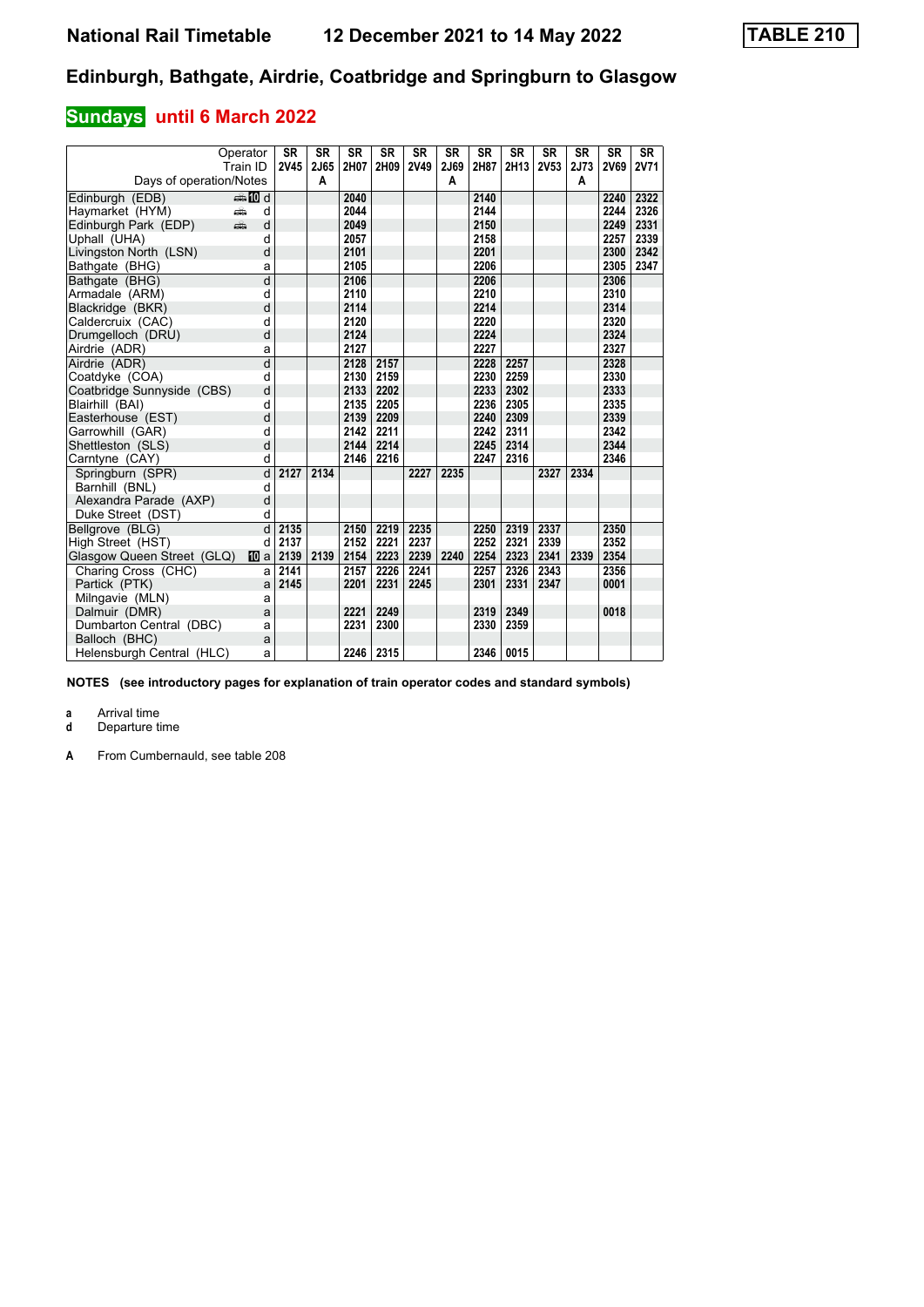# National Rail Timetable 12 December 2021 to 14 May 2022 TABLE 210

## Edinburgh, Bathgate, Airdrie, Coatbridge and Springburn to Glasgow

### Sundays until 6 March 2022

| Operator | | SR | SR | SR | SR | SR | SR | SR | SR | SR | SR | SR | SR |
|---|---|---|---|---|---|---|---|---|---|---|---|---|---|
| Train ID | | 2V45 | 2J65 | 2H07 | 2H09 | 2V49 | 2J69 | 2H87 | 2H13 | 2V53 | 2J73 | 2V69 | 2V71 |
| Days of operation/Notes | | | A | | | | A | | | | A | | |
| Edinburgh (EDB) | 10 d | | | 2040 | | | | 2140 | | | | 2240 | 2322 |
| Haymarket (HYM) | d | | | 2044 | | | | 2144 | | | | 2244 | 2326 |
| Edinburgh Park (EDP) | d | | | 2049 | | | | 2150 | | | | 2249 | 2331 |
| Uphall (UHA) | d | | | 2057 | | | | 2158 | | | | 2257 | 2339 |
| Livingston North (LSN) | d | | | 2101 | | | | 2201 | | | | 2300 | 2342 |
| Bathgate (BHG) | a | | | 2105 | | | | 2206 | | | | 2305 | 2347 |
| Bathgate (BHG) | d | | | 2106 | | | | 2206 | | | | 2306 | |
| Armadale (ARM) | d | | | 2110 | | | | 2210 | | | | 2310 | |
| Blackridge (BKR) | d | | | 2114 | | | | 2214 | | | | 2314 | |
| Caldercruix (CAC) | d | | | 2120 | | | | 2220 | | | | 2320 | |
| Drumgelloch (DRU) | d | | | 2124 | | | | 2224 | | | | 2324 | |
| Airdrie (ADR) | a | | | 2127 | | | | 2227 | | | | 2327 | |
| Airdrie (ADR) | d | | | 2128 | 2157 | | | 2228 | 2257 | | | 2328 | |
| Coatdyke (COA) | d | | | 2130 | 2159 | | | 2230 | 2259 | | | 2330 | |
| Coatbridge Sunnyside (CBS) | d | | | 2133 | 2202 | | | 2233 | 2302 | | | 2333 | |
| Blairhill (BAI) | d | | | 2135 | 2205 | | | 2236 | 2305 | | | 2335 | |
| Easterhouse (EST) | d | | | 2139 | 2209 | | | 2240 | 2309 | | | 2339 | |
| Garrowhill (GAR) | d | | | 2142 | 2211 | | | 2242 | 2311 | | | 2342 | |
| Shettleston (SLS) | d | | | 2144 | 2214 | | | 2245 | 2314 | | | 2344 | |
| Carntyne (CAY) | d | | | 2146 | 2216 | | | 2247 | 2316 | | | 2346 | |
| Springburn (SPR) | d | 2127 | 2134 | | | 2227 | 2235 | | | 2327 | 2334 | | |
| Barnhill (BNL) | d | | | | | | | | | | | | |
| Alexandra Parade (AXP) | d | | | | | | | | | | | | |
| Duke Street (DST) | d | | | | | | | | | | | | |
| Bellgrove (BLG) | d | 2135 | | 2150 | 2219 | 2235 | | 2250 | 2319 | 2337 | | 2350 | |
| High Street (HST) | d | 2137 | | 2152 | 2221 | 2237 | | 2252 | 2321 | 2339 | | 2352 | |
| Glasgow Queen Street (GLQ) | 10 a | 2139 | 2139 | 2154 | 2223 | 2239 | 2240 | 2254 | 2323 | 2341 | 2339 | 2354 | |
| Charing Cross (CHC) | a | 2141 | | 2157 | 2226 | 2241 | | 2257 | 2326 | 2343 | | 2356 | |
| Partick (PTK) | a | 2145 | | 2201 | 2231 | 2245 | | 2301 | 2331 | 2347 | | 0001 | |
| Milngavie (MLN) | a | | | | | | | | | | | | |
| Dalmuir (DMR) | a | | | 2221 | 2249 | | | 2319 | 2349 | | | 0018 | |
| Dumbarton Central (DBC) | a | | | 2231 | 2300 | | | 2330 | 2359 | | | | |
| Balloch (BHC) | a | | | | | | | | | | | | |
| Helensburgh Central (HLC) | a | | | 2246 | 2315 | | | 2346 | 0015 | | | | |

**NOTES (see introductory pages for explanation of train operator codes and standard symbols)**

**a** Arrival time
**d** Departure time

**A** From Cumbernauld, see table 208